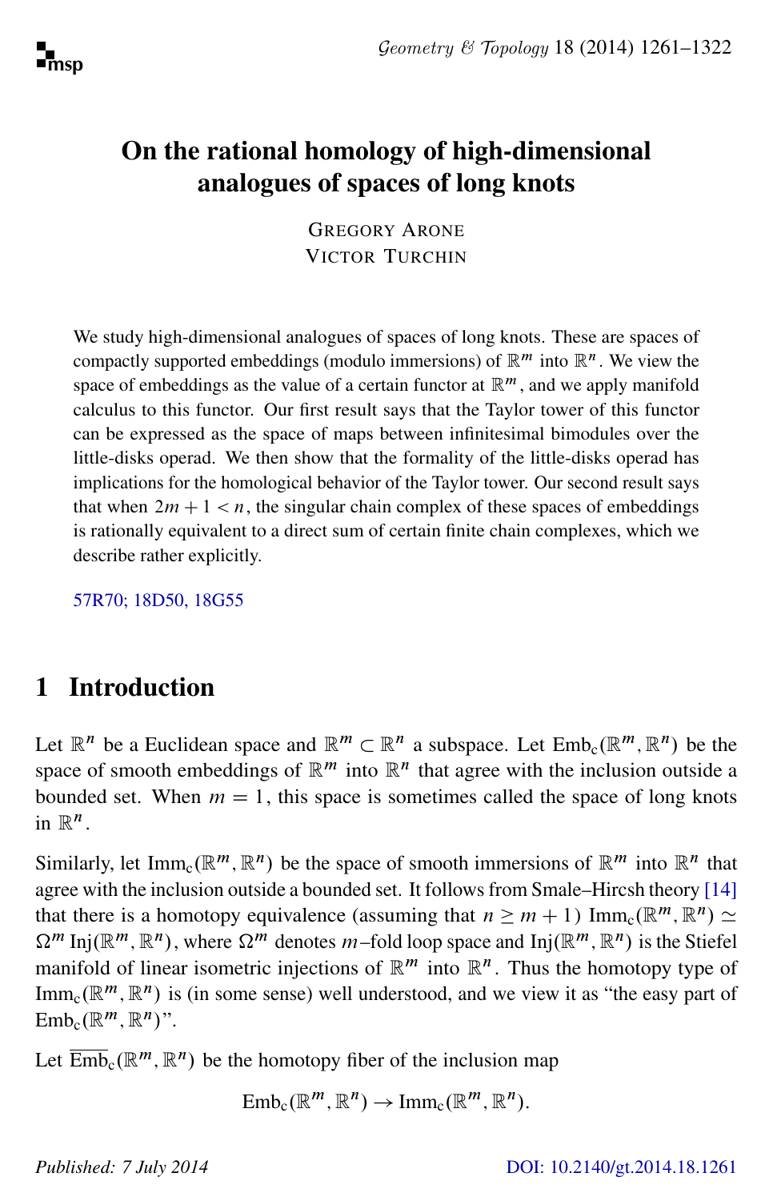# On the rational homology of high-dimensional analogues of spaces of long knots

GREGORY ARONE
VICTOR TURCHIN

We study high-dimensional analogues of spaces of long knots. These are spaces of compactly supported embeddings (modulo immersions) of $\mathbb{R}^m$ into $\mathbb{R}^n$. We view the space of embeddings as the value of a certain functor at $\mathbb{R}^m$, and we apply manifold calculus to this functor. Our first result says that the Taylor tower of this functor can be expressed as the space of maps between infinitesimal bimodules over the little-disks operad. We then show that the formality of the little-disks operad has implications for the homological behavior of the Taylor tower. Our second result says that when $2m+1 < n$, the singular chain complex of these spaces of embeddings is rationally equivalent to a direct sum of certain finite chain complexes, which we describe rather explicitly.

57R70; 18D50, 18G55

## 1 Introduction

Let $\mathbb{R}^n$ be a Euclidean space and $\mathbb{R}^m \subset \mathbb{R}^n$ a subspace. Let $\mathrm{Emb}_c(\mathbb{R}^m, \mathbb{R}^n)$ be the space of smooth embeddings of $\mathbb{R}^m$ into $\mathbb{R}^n$ that agree with the inclusion outside a bounded set. When $m = 1$, this space is sometimes called the space of long knots in $\mathbb{R}^n$.

Similarly, let $\mathrm{Imm}_c(\mathbb{R}^m, \mathbb{R}^n)$ be the space of smooth immersions of $\mathbb{R}^m$ into $\mathbb{R}^n$ that agree with the inclusion outside a bounded set. It follows from Smale–Hircsh theory [14] that there is a homotopy equivalence (assuming that $n \geq m+1$) $\mathrm{Imm}_c(\mathbb{R}^m, \mathbb{R}^n) \simeq \Omega^m \mathrm{Inj}(\mathbb{R}^m, \mathbb{R}^n)$, where $\Omega^m$ denotes $m$–fold loop space and $\mathrm{Inj}(\mathbb{R}^m, \mathbb{R}^n)$ is the Stiefel manifold of linear isometric injections of $\mathbb{R}^m$ into $\mathbb{R}^n$. Thus the homotopy type of $\mathrm{Imm}_c(\mathbb{R}^m, \mathbb{R}^n)$ is (in some sense) well understood, and we view it as "the easy part of $\mathrm{Emb}_c(\mathbb{R}^m, \mathbb{R}^n)$".

Let $\overline{\mathrm{Emb}}_c(\mathbb{R}^m, \mathbb{R}^n)$ be the homotopy fiber of the inclusion map

$$\mathrm{Emb}_c(\mathbb{R}^m, \mathbb{R}^n) \to \mathrm{Imm}_c(\mathbb{R}^m, \mathbb{R}^n).$$

*Published: 7 July 2014* DOI: 10.2140/gt.2014.18.1261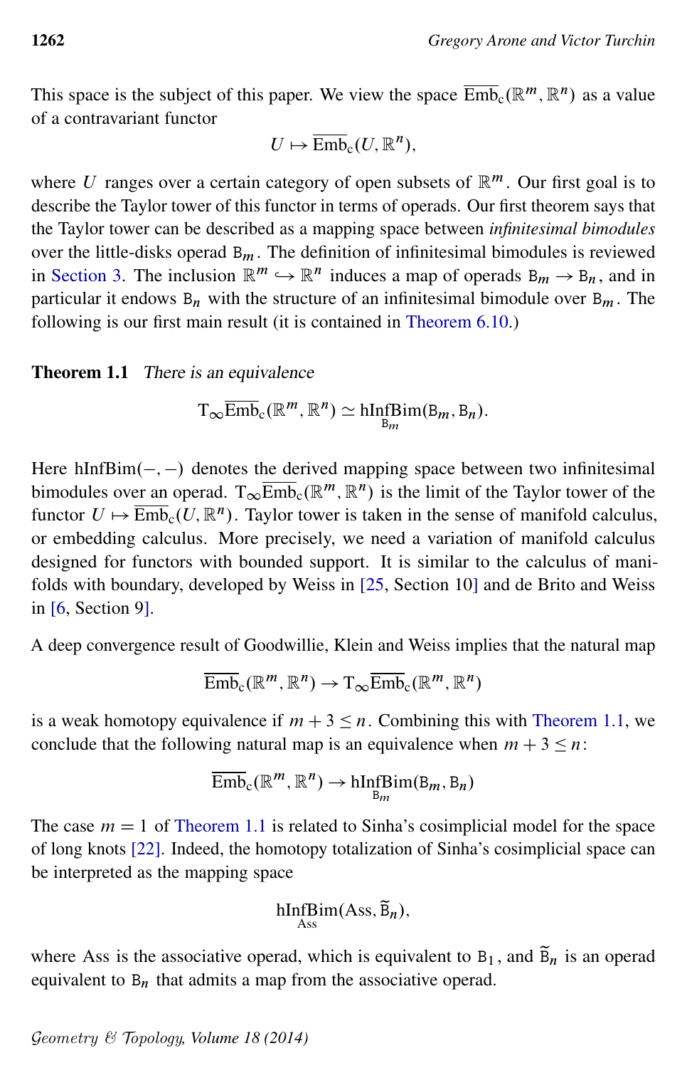This space is the subject of this paper. We view the space $\overline{\mathrm{Emb}}_c(\mathbb{R}^m, \mathbb{R}^n)$ as a value of a contravariant functor

$$U \mapsto \overline{\mathrm{Emb}}_c(U, \mathbb{R}^n),$$

where $U$ ranges over a certain category of open subsets of $\mathbb{R}^m$. Our first goal is to describe the Taylor tower of this functor in terms of operads. Our first theorem says that the Taylor tower can be described as a mapping space between *infinitesimal bimodules* over the little-disks operad $\mathtt{B}_m$. The definition of infinitesimal bimodules is reviewed in Section 3. The inclusion $\mathbb{R}^m \hookrightarrow \mathbb{R}^n$ induces a map of operads $\mathtt{B}_m \to \mathtt{B}_n$, and in particular it endows $\mathtt{B}_n$ with the structure of an infinitesimal bimodule over $\mathtt{B}_m$. The following is our first main result (it is contained in Theorem 6.10.)

**Theorem 1.1** *There is an equivalence*

$$\mathrm{T}_\infty \overline{\mathrm{Emb}}_c(\mathbb{R}^m, \mathbb{R}^n) \simeq \underset{\mathtt{B}_m}{\mathrm{hInfBim}}(\mathtt{B}_m, \mathtt{B}_n).$$

Here $\mathrm{hInfBim}(-,-)$ denotes the derived mapping space between two infinitesimal bimodules over an operad. $\mathrm{T}_\infty \overline{\mathrm{Emb}}_c(\mathbb{R}^m, \mathbb{R}^n)$ is the limit of the Taylor tower of the functor $U \mapsto \overline{\mathrm{Emb}}_c(U, \mathbb{R}^n)$. Taylor tower is taken in the sense of manifold calculus, or embedding calculus. More precisely, we need a variation of manifold calculus designed for functors with bounded support. It is similar to the calculus of manifolds with boundary, developed by Weiss in [25, Section 10] and de Brito and Weiss in [6, Section 9].

A deep convergence result of Goodwillie, Klein and Weiss implies that the natural map

$$\overline{\mathrm{Emb}}_c(\mathbb{R}^m, \mathbb{R}^n) \to \mathrm{T}_\infty \overline{\mathrm{Emb}}_c(\mathbb{R}^m, \mathbb{R}^n)$$

is a weak homotopy equivalence if $m+3 \le n$. Combining this with Theorem 1.1, we conclude that the following natural map is an equivalence when $m+3 \le n$:

$$\overline{\mathrm{Emb}}_c(\mathbb{R}^m, \mathbb{R}^n) \to \underset{\mathtt{B}_m}{\mathrm{hInfBim}}(\mathtt{B}_m, \mathtt{B}_n)$$

The case $m = 1$ of Theorem 1.1 is related to Sinha's cosimplicial model for the space of long knots [22]. Indeed, the homotopy totalization of Sinha's cosimplicial space can be interpreted as the mapping space

$$\underset{\mathrm{Ass}}{\mathrm{hInfBim}}(\mathrm{Ass}, \widetilde{\mathtt{B}}_n),$$

where Ass is the associative operad, which is equivalent to $\mathtt{B}_1$, and $\widetilde{\mathtt{B}}_n$ is an operad equivalent to $\mathtt{B}_n$ that admits a map from the associative operad.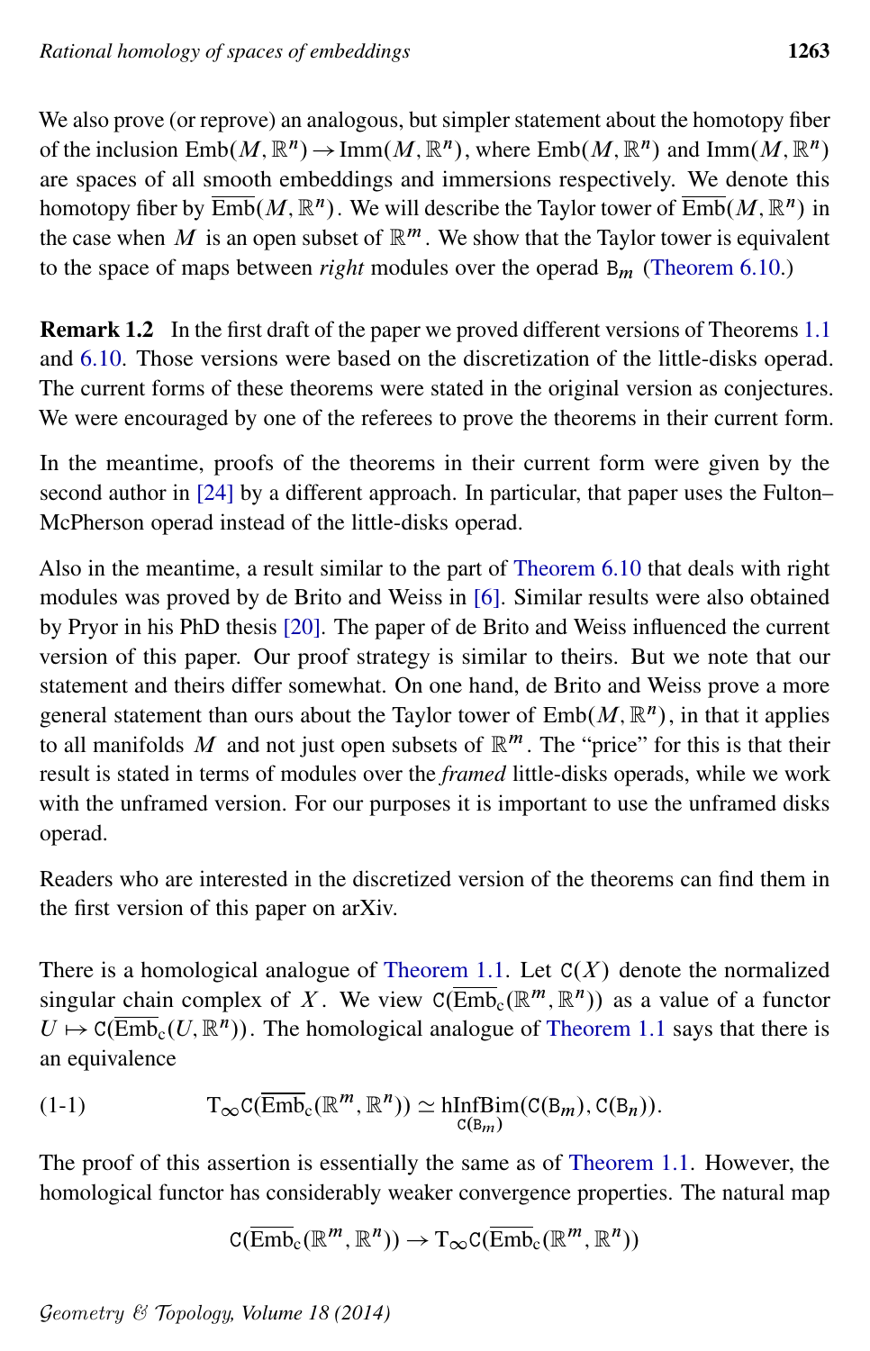We also prove (or reprove) an analogous, but simpler statement about the homotopy fiber of the inclusion $\mathrm{Emb}(M,\mathbb{R}^n) \to \mathrm{Imm}(M,\mathbb{R}^n)$, where $\mathrm{Emb}(M,\mathbb{R}^n)$ and $\mathrm{Imm}(M,\mathbb{R}^n)$ are spaces of all smooth embeddings and immersions respectively. We denote this homotopy fiber by $\overline{\mathrm{Emb}}(M,\mathbb{R}^n)$. We will describe the Taylor tower of $\overline{\mathrm{Emb}}(M,\mathbb{R}^n)$ in the case when $M$ is an open subset of $\mathbb{R}^m$. We show that the Taylor tower is equivalent to the space of maps between *right* modules over the operad $\mathtt{B}_m$ (Theorem 6.10.)

**Remark 1.2** In the first draft of the paper we proved different versions of Theorems 1.1 and 6.10. Those versions were based on the discretization of the little-disks operad. The current forms of these theorems were stated in the original version as conjectures. We were encouraged by one of the referees to prove the theorems in their current form.

In the meantime, proofs of the theorems in their current form were given by the second author in [24] by a different approach. In particular, that paper uses the Fulton–McPherson operad instead of the little-disks operad.

Also in the meantime, a result similar to the part of Theorem 6.10 that deals with right modules was proved by de Brito and Weiss in [6]. Similar results were also obtained by Pryor in his PhD thesis [20]. The paper of de Brito and Weiss influenced the current version of this paper. Our proof strategy is similar to theirs. But we note that our statement and theirs differ somewhat. On one hand, de Brito and Weiss prove a more general statement than ours about the Taylor tower of $\mathrm{Emb}(M,\mathbb{R}^n)$, in that it applies to all manifolds $M$ and not just open subsets of $\mathbb{R}^m$. The "price" for this is that their result is stated in terms of modules over the *framed* little-disks operads, while we work with the unframed version. For our purposes it is important to use the unframed disks operad.

Readers who are interested in the discretized version of the theorems can find them in the first version of this paper on arXiv.

There is a homological analogue of Theorem 1.1. Let $\mathtt{C}(X)$ denote the normalized singular chain complex of $X$. We view $\mathtt{C}(\overline{\mathrm{Emb}}_{\mathrm{c}}(\mathbb{R}^m,\mathbb{R}^n))$ as a value of a functor $U \mapsto \mathtt{C}(\overline{\mathrm{Emb}}_{\mathrm{c}}(U,\mathbb{R}^n))$. The homological analogue of Theorem 1.1 says that there is an equivalence

$$(1\text{-}1) \qquad \mathrm{T}_\infty \mathtt{C}(\overline{\mathrm{Emb}}_{\mathrm{c}}(\mathbb{R}^m,\mathbb{R}^n)) \simeq \underset{\mathtt{C}(\mathtt{B}_m)}{\mathrm{hInfBim}}(\mathtt{C}(\mathtt{B}_m),\mathtt{C}(\mathtt{B}_n)).$$

The proof of this assertion is essentially the same as of Theorem 1.1. However, the homological functor has considerably weaker convergence properties. The natural map

$$\mathtt{C}(\overline{\mathrm{Emb}}_{\mathrm{c}}(\mathbb{R}^m,\mathbb{R}^n)) \to \mathrm{T}_\infty \mathtt{C}(\overline{\mathrm{Emb}}_{\mathrm{c}}(\mathbb{R}^m,\mathbb{R}^n))$$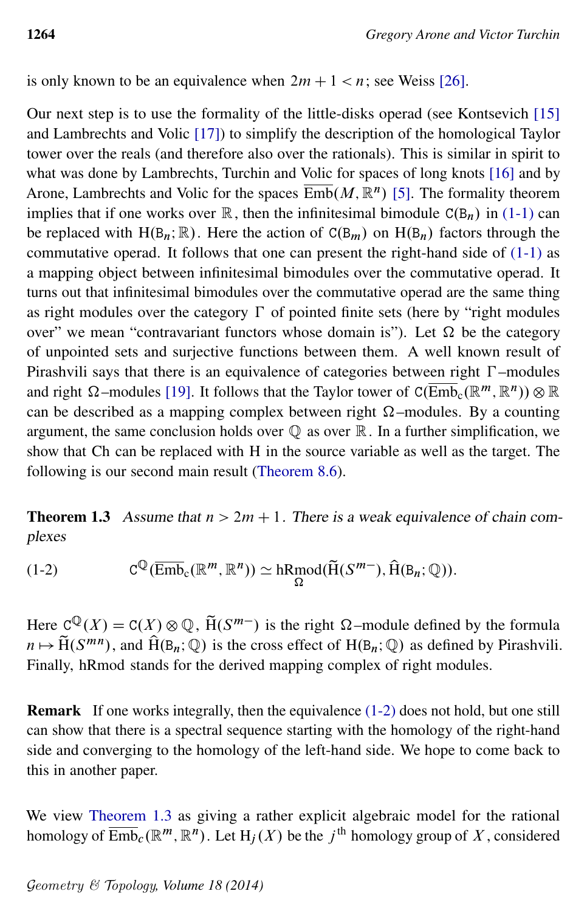is only known to be an equivalence when $2m+1<n$; see Weiss [26].

Our next step is to use the formality of the little-disks operad (see Kontsevich [15] and Lambrechts and Volic [17]) to simplify the description of the homological Taylor tower over the reals (and therefore also over the rationals). This is similar in spirit to what was done by Lambrechts, Turchin and Volic for spaces of long knots [16] and by Arone, Lambrechts and Volic for the spaces $\overline{\mathrm{Emb}}(M,\mathbb{R}^n)$ [5]. The formality theorem implies that if one works over $\mathbb{R}$, then the infinitesimal bimodule $\mathrm{C}(\mathrm{B}_n)$ in (1-1) can be replaced with $\mathrm{H}(\mathrm{B}_n;\mathbb{R})$. Here the action of $\mathrm{C}(\mathrm{B}_m)$ on $\mathrm{H}(\mathrm{B}_n)$ factors through the commutative operad. It follows that one can present the right-hand side of (1-1) as a mapping object between infinitesimal bimodules over the commutative operad. It turns out that infinitesimal bimodules over the commutative operad are the same thing as right modules over the category $\Gamma$ of pointed finite sets (here by "right modules over" we mean "contravariant functors whose domain is"). Let $\Omega$ be the category of unpointed sets and surjective functions between them. A well known result of Pirashvili says that there is an equivalence of categories between right $\Gamma$–modules and right $\Omega$–modules [19]. It follows that the Taylor tower of $\mathrm{C}(\overline{\mathrm{Emb}}_{\mathrm{c}}(\mathbb{R}^m,\mathbb{R}^n))\otimes\mathbb{R}$ can be described as a mapping complex between right $\Omega$–modules. By a counting argument, the same conclusion holds over $\mathbb{Q}$ as over $\mathbb{R}$. In a further simplification, we show that Ch can be replaced with H in the source variable as well as the target. The following is our second main result (Theorem 8.6).

**Theorem 1.3** *Assume that $n>2m+1$. There is a weak equivalence of chain complexes*

$$\mathrm{C}^{\mathbb{Q}}(\overline{\mathrm{Emb}}_{\mathrm{c}}(\mathbb{R}^m,\mathbb{R}^n))\simeq \underset{\Omega}{\mathrm{hRmod}}(\widetilde{\mathrm{H}}(S^{m-}),\hat{\mathrm{H}}(\mathrm{B}_n;\mathbb{Q})). \tag{1-2}$$

Here $\mathrm{C}^{\mathbb{Q}}(X)=\mathrm{C}(X)\otimes\mathbb{Q}$, $\widetilde{\mathrm{H}}(S^{m-})$ is the right $\Omega$–module defined by the formula $n\mapsto\widetilde{\mathrm{H}}(S^{mn})$, and $\hat{\mathrm{H}}(\mathrm{B}_n;\mathbb{Q})$ is the cross effect of $\mathrm{H}(\mathrm{B}_n;\mathbb{Q})$ as defined by Pirashvili. Finally, hRmod stands for the derived mapping complex of right modules.

**Remark** If one works integrally, then the equivalence (1-2) does not hold, but one still can show that there is a spectral sequence starting with the homology of the right-hand side and converging to the homology of the left-hand side. We hope to come back to this in another paper.

We view Theorem 1.3 as giving a rather explicit algebraic model for the rational homology of $\overline{\mathrm{Emb}}_c(\mathbb{R}^m,\mathbb{R}^n)$. Let $\mathrm{H}_j(X)$ be the $j^{\text{th}}$ homology group of $X$, considered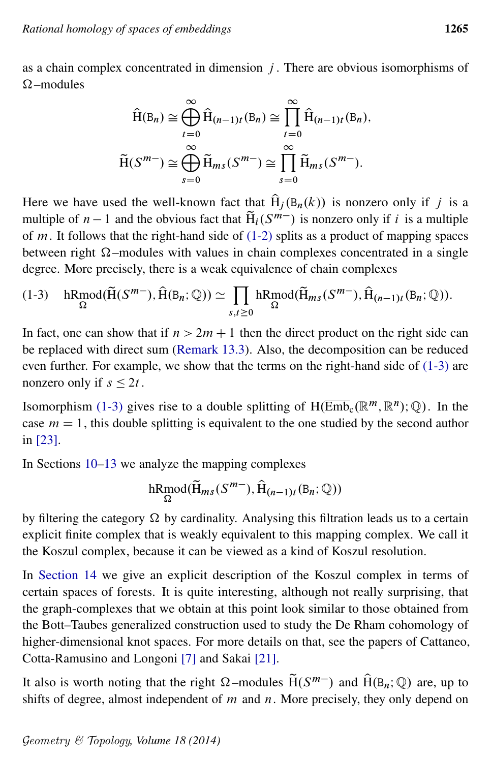as a chain complex concentrated in dimension $j$. There are obvious isomorphisms of $\Omega$–modules

$$\widehat{\mathrm{H}}(\mathsf{B}_n) \cong \bigoplus_{t=0}^{\infty} \widehat{\mathrm{H}}_{(n-1)t}(\mathsf{B}_n) \cong \prod_{t=0}^{\infty} \widehat{\mathrm{H}}_{(n-1)t}(\mathsf{B}_n),$$

$$\widetilde{\mathrm{H}}(S^{m-}) \cong \bigoplus_{s=0}^{\infty} \widetilde{\mathrm{H}}_{ms}(S^{m-}) \cong \prod_{s=0}^{\infty} \widetilde{\mathrm{H}}_{ms}(S^{m-}).$$

Here we have used the well-known fact that $\widehat{\mathrm{H}}_j(\mathsf{B}_n(k))$ is nonzero only if $j$ is a multiple of $n-1$ and the obvious fact that $\widetilde{\mathrm{H}}_i(S^{m-})$ is nonzero only if $i$ is a multiple of $m$. It follows that the right-hand side of (1-2) splits as a product of mapping spaces between right $\Omega$–modules with values in chain complexes concentrated in a single degree. More precisely, there is a weak equivalence of chain complexes

$$\underset{\Omega}{\mathrm{hRmod}}(\widetilde{\mathrm{H}}(S^{m-}), \widehat{\mathrm{H}}(\mathsf{B}_n;\mathbb{Q})) \simeq \prod_{s,t\geq 0} \underset{\Omega}{\mathrm{hRmod}}(\widetilde{\mathrm{H}}_{ms}(S^{m-}), \widehat{\mathrm{H}}_{(n-1)t}(\mathsf{B}_n;\mathbb{Q})). \tag{1-3}$$

In fact, one can show that if $n > 2m+1$ then the direct product on the right side can be replaced with direct sum (Remark 13.3). Also, the decomposition can be reduced even further. For example, we show that the terms on the right-hand side of (1-3) are nonzero only if $s \leq 2t$.

Isomorphism (1-3) gives rise to a double splitting of $\mathrm{H}(\overline{\mathrm{Emb}}_c(\mathbb{R}^m, \mathbb{R}^n);\mathbb{Q})$. In the case $m=1$, this double splitting is equivalent to the one studied by the second author in [23].

In Sections 10–13 we analyze the mapping complexes

$$\underset{\Omega}{\mathrm{hRmod}}(\widetilde{\mathrm{H}}_{ms}(S^{m-}), \widehat{\mathrm{H}}_{(n-1)t}(\mathsf{B}_n;\mathbb{Q}))$$

by filtering the category $\Omega$ by cardinality. Analysing this filtration leads us to a certain explicit finite complex that is weakly equivalent to this mapping complex. We call it the Koszul complex, because it can be viewed as a kind of Koszul resolution.

In Section 14 we give an explicit description of the Koszul complex in terms of certain spaces of forests. It is quite interesting, although not really surprising, that the graph-complexes that we obtain at this point look similar to those obtained from the Bott–Taubes generalized construction used to study the De Rham cohomology of higher-dimensional knot spaces. For more details on that, see the papers of Cattaneo, Cotta-Ramusino and Longoni [7] and Sakai [21].

It also is worth noting that the right $\Omega$–modules $\widetilde{\mathrm{H}}(S^{m-})$ and $\widehat{\mathrm{H}}(\mathsf{B}_n;\mathbb{Q})$ are, up to shifts of degree, almost independent of $m$ and $n$. More precisely, they only depend on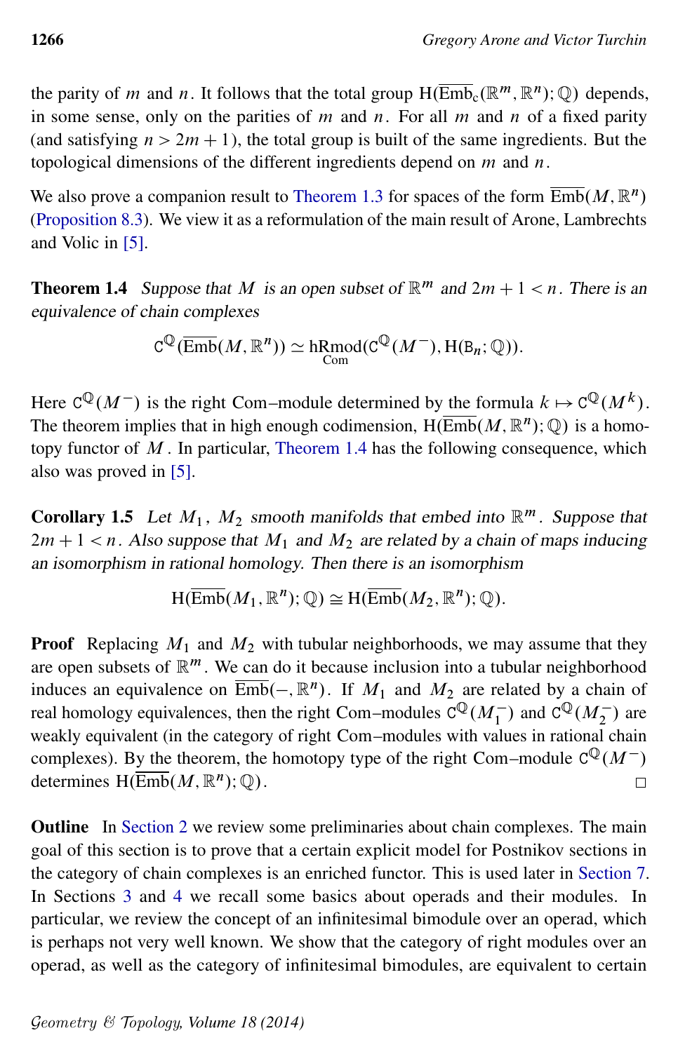the parity of $m$ and $n$. It follows that the total group $\mathrm{H}(\overline{\mathrm{Emb}}_c(\mathbb{R}^m, \mathbb{R}^n); \mathbb{Q})$ depends, in some sense, only on the parities of $m$ and $n$. For all $m$ and $n$ of a fixed parity (and satisfying $n > 2m+1$), the total group is built of the same ingredients. But the topological dimensions of the different ingredients depend on $m$ and $n$.

We also prove a companion result to Theorem 1.3 for spaces of the form $\overline{\mathrm{Emb}}(M, \mathbb{R}^n)$ (Proposition 8.3). We view it as a reformulation of the main result of Arone, Lambrechts and Volic in [5].

**Theorem 1.4** *Suppose that $M$ is an open subset of $\mathbb{R}^m$ and $2m+1 < n$. There is an equivalence of chain complexes*

$$\mathtt{C}^{\mathbb{Q}}(\overline{\mathrm{Emb}}(M, \mathbb{R}^n)) \simeq \underset{\mathrm{Com}}{\mathrm{hRmod}}(\mathtt{C}^{\mathbb{Q}}(M^-), \mathrm{H}(\mathtt{B}_n; \mathbb{Q})).$$

Here $\mathtt{C}^{\mathbb{Q}}(M^-)$ is the right Com–module determined by the formula $k \mapsto \mathtt{C}^{\mathbb{Q}}(M^k)$. The theorem implies that in high enough codimension, $\mathrm{H}(\overline{\mathrm{Emb}}(M, \mathbb{R}^n); \mathbb{Q})$ is a homotopy functor of $M$. In particular, Theorem 1.4 has the following consequence, which also was proved in [5].

**Corollary 1.5** *Let $M_1$, $M_2$ smooth manifolds that embed into $\mathbb{R}^m$. Suppose that $2m+1 < n$. Also suppose that $M_1$ and $M_2$ are related by a chain of maps inducing an isomorphism in rational homology. Then there is an isomorphism*

$$\mathrm{H}(\overline{\mathrm{Emb}}(M_1, \mathbb{R}^n); \mathbb{Q}) \cong \mathrm{H}(\overline{\mathrm{Emb}}(M_2, \mathbb{R}^n); \mathbb{Q}).$$

**Proof** Replacing $M_1$ and $M_2$ with tubular neighborhoods, we may assume that they are open subsets of $\mathbb{R}^m$. We can do it because inclusion into a tubular neighborhood induces an equivalence on $\overline{\mathrm{Emb}}(-, \mathbb{R}^n)$. If $M_1$ and $M_2$ are related by a chain of real homology equivalences, then the right Com–modules $\mathtt{C}^{\mathbb{Q}}(M_1^-)$ and $\mathtt{C}^{\mathbb{Q}}(M_2^-)$ are weakly equivalent (in the category of right Com–modules with values in rational chain complexes). By the theorem, the homotopy type of the right Com–module $\mathtt{C}^{\mathbb{Q}}(M^-)$ determines $\mathrm{H}(\overline{\mathrm{Emb}}(M, \mathbb{R}^n); \mathbb{Q})$. □

**Outline** In Section 2 we review some preliminaries about chain complexes. The main goal of this section is to prove that a certain explicit model for Postnikov sections in the category of chain complexes is an enriched functor. This is used later in Section 7. In Sections 3 and 4 we recall some basics about operads and their modules. In particular, we review the concept of an infinitesimal bimodule over an operad, which is perhaps not very well known. We show that the category of right modules over an operad, as well as the category of infinitesimal bimodules, are equivalent to certain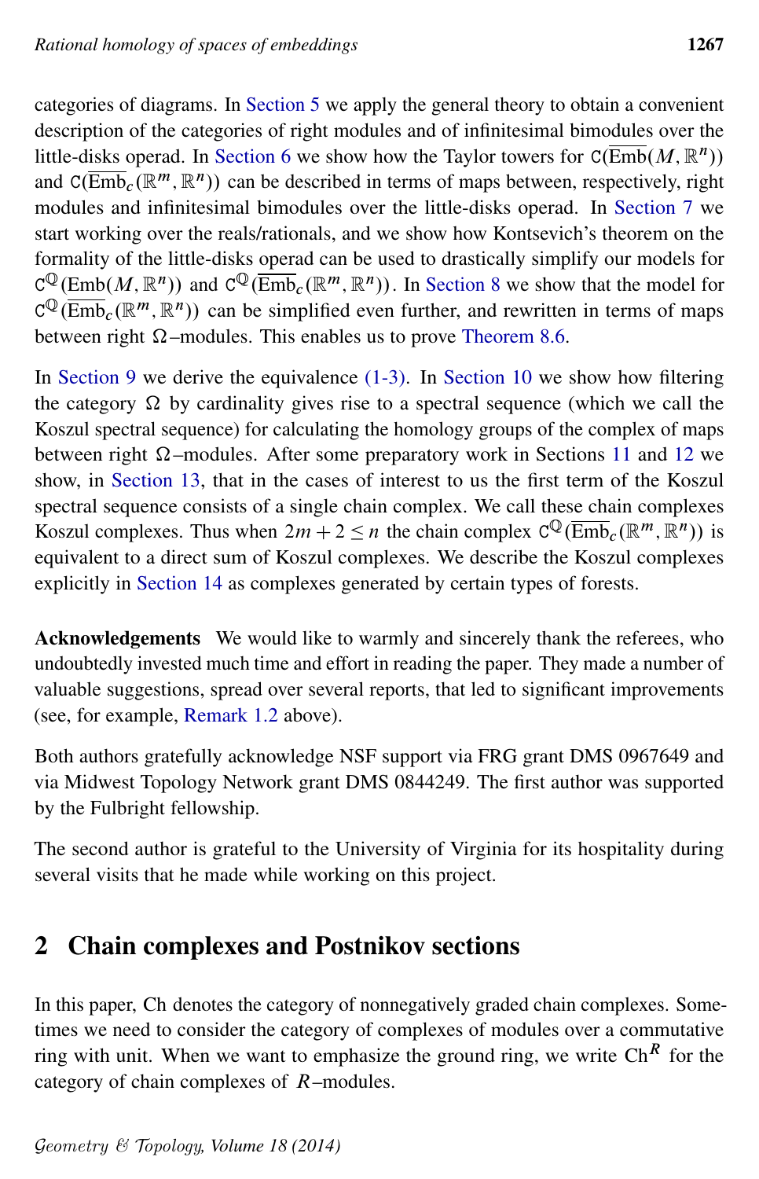categories of diagrams. In Section 5 we apply the general theory to obtain a convenient description of the categories of right modules and of infinitesimal bimodules over the little-disks operad. In Section 6 we show how the Taylor towers for $\mathtt{C}(\overline{\mathrm{Emb}}(M,\mathbb{R}^n))$ and $\mathtt{C}(\overline{\mathrm{Emb}}_c(\mathbb{R}^m,\mathbb{R}^n))$ can be described in terms of maps between, respectively, right modules and infinitesimal bimodules over the little-disks operad. In Section 7 we start working over the reals/rationals, and we show how Kontsevich's theorem on the formality of the little-disks operad can be used to drastically simplify our models for $\mathtt{C}^{\mathbb{Q}}(\mathrm{Emb}(M,\mathbb{R}^n))$ and $\mathtt{C}^{\mathbb{Q}}(\overline{\mathrm{Emb}}_c(\mathbb{R}^m,\mathbb{R}^n))$. In Section 8 we show that the model for $\mathtt{C}^{\mathbb{Q}}(\overline{\mathrm{Emb}}_c(\mathbb{R}^m,\mathbb{R}^n))$ can be simplified even further, and rewritten in terms of maps between right $\Omega$–modules. This enables us to prove Theorem 8.6.

In Section 9 we derive the equivalence (1-3). In Section 10 we show how filtering the category $\Omega$ by cardinality gives rise to a spectral sequence (which we call the Koszul spectral sequence) for calculating the homology groups of the complex of maps between right $\Omega$–modules. After some preparatory work in Sections 11 and 12 we show, in Section 13, that in the cases of interest to us the first term of the Koszul spectral sequence consists of a single chain complex. We call these chain complexes Koszul complexes. Thus when $2m+2\leq n$ the chain complex $\mathtt{C}^{\mathbb{Q}}(\overline{\mathrm{Emb}}_c(\mathbb{R}^m,\mathbb{R}^n))$ is equivalent to a direct sum of Koszul complexes. We describe the Koszul complexes explicitly in Section 14 as complexes generated by certain types of forests.

**Acknowledgements** We would like to warmly and sincerely thank the referees, who undoubtedly invested much time and effort in reading the paper. They made a number of valuable suggestions, spread over several reports, that led to significant improvements (see, for example, Remark 1.2 above).

Both authors gratefully acknowledge NSF support via FRG grant DMS 0967649 and via Midwest Topology Network grant DMS 0844249. The first author was supported by the Fulbright fellowship.

The second author is grateful to the University of Virginia for its hospitality during several visits that he made while working on this project.

## 2 Chain complexes and Postnikov sections

In this paper, Ch denotes the category of nonnegatively graded chain complexes. Sometimes we need to consider the category of complexes of modules over a commutative ring with unit. When we want to emphasize the ground ring, we write $\mathrm{Ch}^R$ for the category of chain complexes of $R$–modules.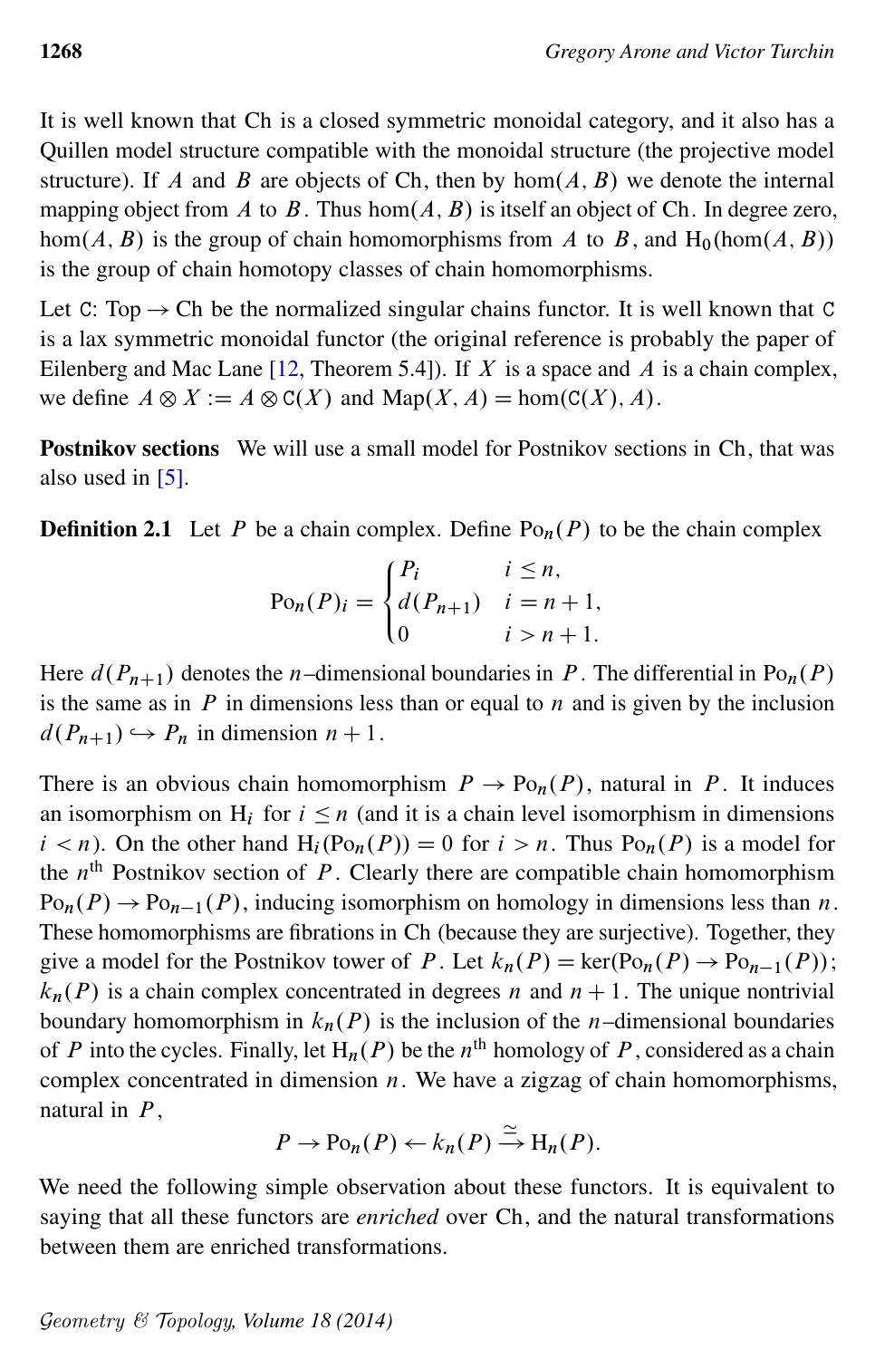It is well known that Ch is a closed symmetric monoidal category, and it also has a Quillen model structure compatible with the monoidal structure (the projective model structure). If $A$ and $B$ are objects of Ch, then by $\hom(A,B)$ we denote the internal mapping object from $A$ to $B$. Thus $\hom(A,B)$ is itself an object of Ch. In degree zero, $\hom(A,B)$ is the group of chain homomorphisms from $A$ to $B$, and $\mathrm{H}_0(\hom(A,B))$ is the group of chain homotopy classes of chain homomorphisms.

Let $\mathtt{C}\colon \mathrm{Top} \to \mathrm{Ch}$ be the normalized singular chains functor. It is well known that $\mathtt{C}$ is a lax symmetric monoidal functor (the original reference is probably the paper of Eilenberg and Mac Lane [12, Theorem 5.4]). If $X$ is a space and $A$ is a chain complex, we define $A \otimes X := A \otimes \mathtt{C}(X)$ and $\mathrm{Map}(X,A) = \hom(\mathtt{C}(X), A)$.

**Postnikov sections** We will use a small model for Postnikov sections in Ch, that was also used in [5].

**Definition 2.1** Let $P$ be a chain complex. Define $\mathrm{Po}_n(P)$ to be the chain complex

$$\mathrm{Po}_n(P)_i = \begin{cases} P_i & i \leq n, \\ d(P_{n+1}) & i = n+1, \\ 0 & i > n+1. \end{cases}$$

Here $d(P_{n+1})$ denotes the $n$–dimensional boundaries in $P$. The differential in $\mathrm{Po}_n(P)$ is the same as in $P$ in dimensions less than or equal to $n$ and is given by the inclusion $d(P_{n+1}) \hookrightarrow P_n$ in dimension $n+1$.

There is an obvious chain homomorphism $P \to \mathrm{Po}_n(P)$, natural in $P$. It induces an isomorphism on $\mathrm{H}_i$ for $i \leq n$ (and it is a chain level isomorphism in dimensions $i < n$). On the other hand $\mathrm{H}_i(\mathrm{Po}_n(P)) = 0$ for $i > n$. Thus $\mathrm{Po}_n(P)$ is a model for the $n^{\text{th}}$ Postnikov section of $P$. Clearly there are compatible chain homomorphism $\mathrm{Po}_n(P) \to \mathrm{Po}_{n-1}(P)$, inducing isomorphism on homology in dimensions less than $n$. These homomorphisms are fibrations in Ch (because they are surjective). Together, they give a model for the Postnikov tower of $P$. Let $k_n(P) = \ker(\mathrm{Po}_n(P) \to \mathrm{Po}_{n-1}(P))$; $k_n(P)$ is a chain complex concentrated in degrees $n$ and $n+1$. The unique nontrivial boundary homomorphism in $k_n(P)$ is the inclusion of the $n$–dimensional boundaries of $P$ into the cycles. Finally, let $\mathrm{H}_n(P)$ be the $n^{\text{th}}$ homology of $P$, considered as a chain complex concentrated in dimension $n$. We have a zigzag of chain homomorphisms, natural in $P$,

$$P \to \mathrm{Po}_n(P) \leftarrow k_n(P) \xrightarrow{\simeq} \mathrm{H}_n(P).$$

We need the following simple observation about these functors. It is equivalent to saying that all these functors are *enriched* over Ch, and the natural transformations between them are enriched transformations.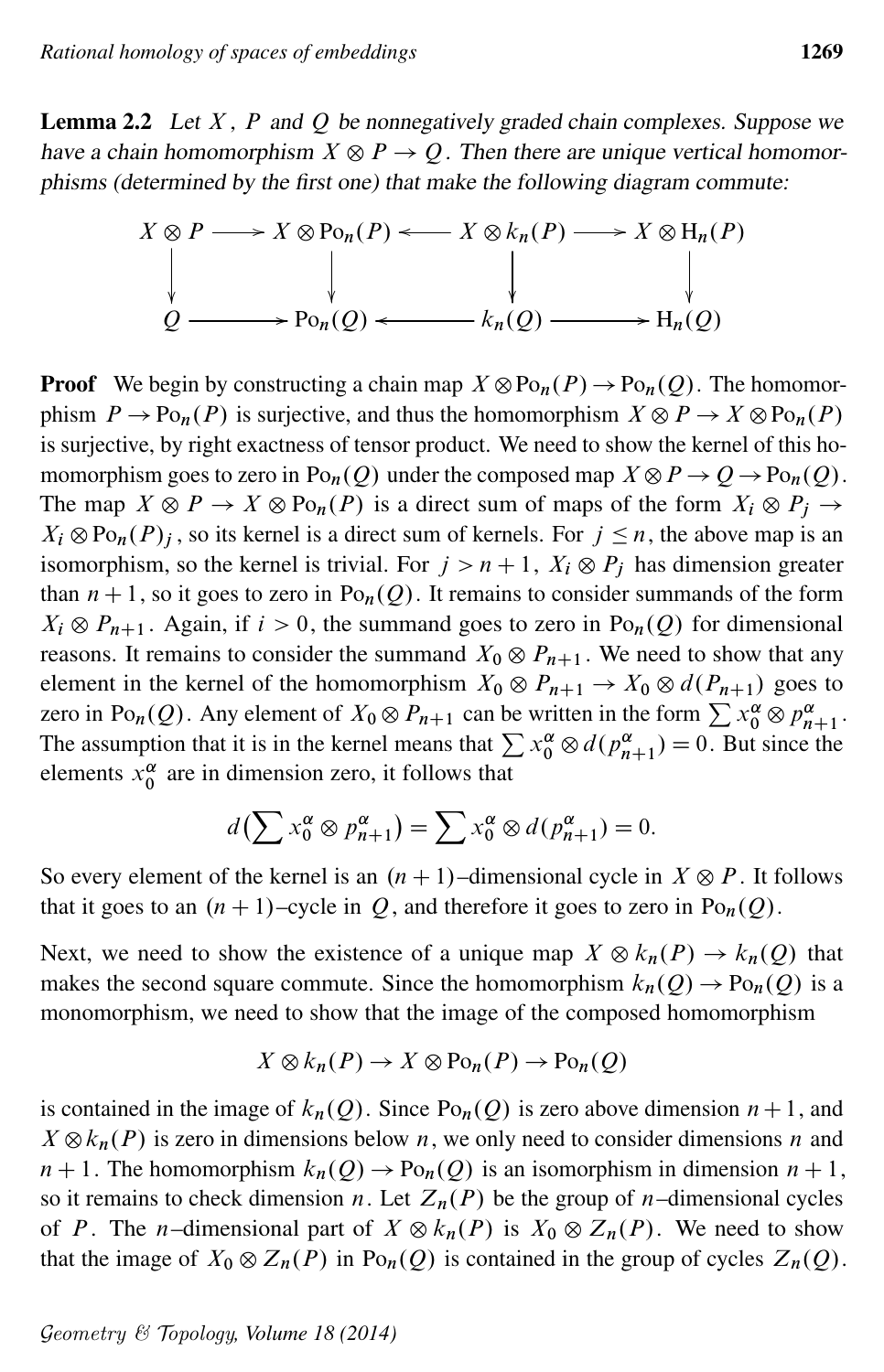**Lemma 2.2** *Let $X$, $P$ and $Q$ be nonnegatively graded chain complexes. Suppose we have a chain homomorphism $X \otimes P \to Q$. Then there are unique vertical homomorphisms (determined by the first one) that make the following diagram commute:*

$$
\begin{array}{ccccccc}
X \otimes P & \longrightarrow & X \otimes \mathrm{Po}_n(P) & \longleftarrow & X \otimes k_n(P) & \longrightarrow & X \otimes \mathrm{H}_n(P) \\
\downarrow & & \downarrow & & \downarrow & & \downarrow \\
Q & \longrightarrow & \mathrm{Po}_n(Q) & \longleftarrow & k_n(Q) & \longrightarrow & \mathrm{H}_n(Q)
\end{array}
$$

**Proof** We begin by constructing a chain map $X \otimes \mathrm{Po}_n(P) \to \mathrm{Po}_n(Q)$. The homomorphism $P \to \mathrm{Po}_n(P)$ is surjective, and thus the homomorphism $X \otimes P \to X \otimes \mathrm{Po}_n(P)$ is surjective, by right exactness of tensor product. We need to show the kernel of this homomorphism goes to zero in $\mathrm{Po}_n(Q)$ under the composed map $X \otimes P \to Q \to \mathrm{Po}_n(Q)$. The map $X \otimes P \to X \otimes \mathrm{Po}_n(P)$ is a direct sum of maps of the form $X_i \otimes P_j \to X_i \otimes \mathrm{Po}_n(P)_j$, so its kernel is a direct sum of kernels. For $j \leq n$, the above map is an isomorphism, so the kernel is trivial. For $j > n+1$, $X_i \otimes P_j$ has dimension greater than $n+1$, so it goes to zero in $\mathrm{Po}_n(Q)$. It remains to consider summands of the form $X_i \otimes P_{n+1}$. Again, if $i > 0$, the summand goes to zero in $\mathrm{Po}_n(Q)$ for dimensional reasons. It remains to consider the summand $X_0 \otimes P_{n+1}$. We need to show that any element in the kernel of the homomorphism $X_0 \otimes P_{n+1} \to X_0 \otimes d(P_{n+1})$ goes to zero in $\mathrm{Po}_n(Q)$. Any element of $X_0 \otimes P_{n+1}$ can be written in the form $\sum x_0^\alpha \otimes p_{n+1}^\alpha$. The assumption that it is in the kernel means that $\sum x_0^\alpha \otimes d(p_{n+1}^\alpha) = 0$. But since the elements $x_0^\alpha$ are in dimension zero, it follows that

$$d\big(\sum x_0^\alpha \otimes p_{n+1}^\alpha\big) = \sum x_0^\alpha \otimes d(p_{n+1}^\alpha) = 0.$$

So every element of the kernel is an $(n+1)$–dimensional cycle in $X \otimes P$. It follows that it goes to an $(n+1)$–cycle in $Q$, and therefore it goes to zero in $\mathrm{Po}_n(Q)$.

Next, we need to show the existence of a unique map $X \otimes k_n(P) \to k_n(Q)$ that makes the second square commute. Since the homomorphism $k_n(Q) \to \mathrm{Po}_n(Q)$ is a monomorphism, we need to show that the image of the composed homomorphism

$$X \otimes k_n(P) \to X \otimes \mathrm{Po}_n(P) \to \mathrm{Po}_n(Q)$$

is contained in the image of $k_n(Q)$. Since $\mathrm{Po}_n(Q)$ is zero above dimension $n+1$, and $X \otimes k_n(P)$ is zero in dimensions below $n$, we only need to consider dimensions $n$ and $n+1$. The homomorphism $k_n(Q) \to \mathrm{Po}_n(Q)$ is an isomorphism in dimension $n+1$, so it remains to check dimension $n$. Let $Z_n(P)$ be the group of $n$–dimensional cycles of $P$. The $n$–dimensional part of $X \otimes k_n(P)$ is $X_0 \otimes Z_n(P)$. We need to show that the image of $X_0 \otimes Z_n(P)$ in $\mathrm{Po}_n(Q)$ is contained in the group of cycles $Z_n(Q)$.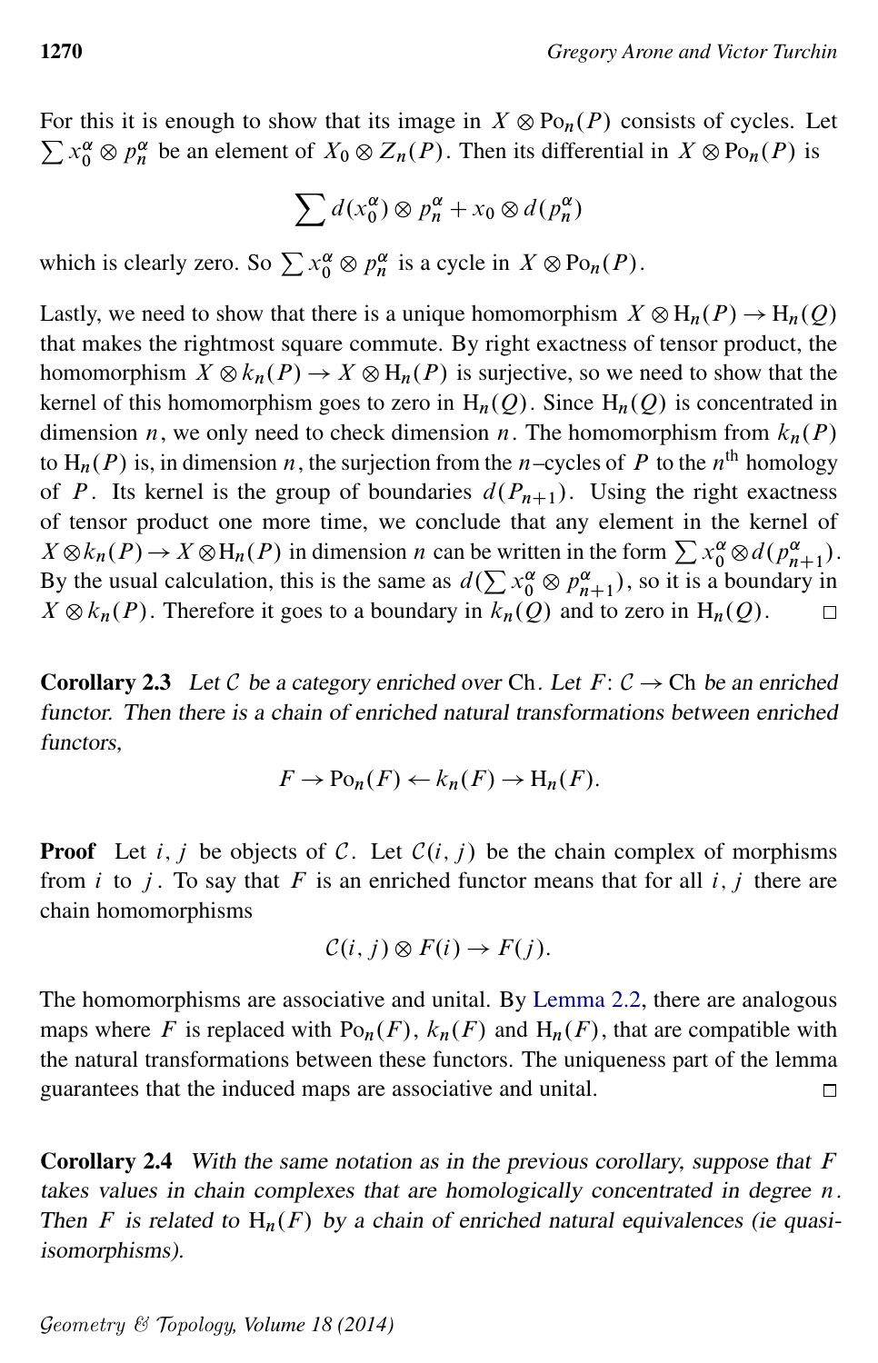For this it is enough to show that its image in $X \otimes \mathrm{Po}_n(P)$ consists of cycles. Let $\sum x_0^\alpha \otimes p_n^\alpha$ be an element of $X_0 \otimes Z_n(P)$. Then its differential in $X \otimes \mathrm{Po}_n(P)$ is

$$\sum d(x_0^\alpha) \otimes p_n^\alpha + x_0 \otimes d(p_n^\alpha)$$

which is clearly zero. So $\sum x_0^\alpha \otimes p_n^\alpha$ is a cycle in $X \otimes \mathrm{Po}_n(P)$.

Lastly, we need to show that there is a unique homomorphism $X \otimes \mathrm{H}_n(P) \to \mathrm{H}_n(Q)$ that makes the rightmost square commute. By right exactness of tensor product, the homomorphism $X \otimes k_n(P) \to X \otimes \mathrm{H}_n(P)$ is surjective, so we need to show that the kernel of this homomorphism goes to zero in $\mathrm{H}_n(Q)$. Since $\mathrm{H}_n(Q)$ is concentrated in dimension $n$, we only need to check dimension $n$. The homomorphism from $k_n(P)$ to $\mathrm{H}_n(P)$ is, in dimension $n$, the surjection from the $n$–cycles of $P$ to the $n^{\text{th}}$ homology of $P$. Its kernel is the group of boundaries $d(P_{n+1})$. Using the right exactness of tensor product one more time, we conclude that any element in the kernel of $X \otimes k_n(P) \to X \otimes \mathrm{H}_n(P)$ in dimension $n$ can be written in the form $\sum x_0^\alpha \otimes d(p_{n+1}^\alpha)$. By the usual calculation, this is the same as $d(\sum x_0^\alpha \otimes p_{n+1}^\alpha)$, so it is a boundary in $X \otimes k_n(P)$. Therefore it goes to a boundary in $k_n(Q)$ and to zero in $\mathrm{H}_n(Q)$. □

**Corollary 2.3** *Let $\mathcal{C}$ be a category enriched over* Ch*. Let $F: \mathcal{C} \to \mathrm{Ch}$ be an enriched functor. Then there is a chain of enriched natural transformations between enriched functors,*

$$F \to \mathrm{Po}_n(F) \leftarrow k_n(F) \to \mathrm{H}_n(F).$$

**Proof** Let $i, j$ be objects of $\mathcal{C}$. Let $\mathcal{C}(i,j)$ be the chain complex of morphisms from $i$ to $j$. To say that $F$ is an enriched functor means that for all $i, j$ there are chain homomorphisms

$$\mathcal{C}(i,j) \otimes F(i) \to F(j).$$

The homomorphisms are associative and unital. By Lemma 2.2, there are analogous maps where $F$ is replaced with $\mathrm{Po}_n(F)$, $k_n(F)$ and $\mathrm{H}_n(F)$, that are compatible with the natural transformations between these functors. The uniqueness part of the lemma guarantees that the induced maps are associative and unital. □

**Corollary 2.4** *With the same notation as in the previous corollary, suppose that $F$ takes values in chain complexes that are homologically concentrated in degree $n$. Then $F$ is related to $\mathrm{H}_n(F)$ by a chain of enriched natural equivalences (ie quasi-isomorphisms).*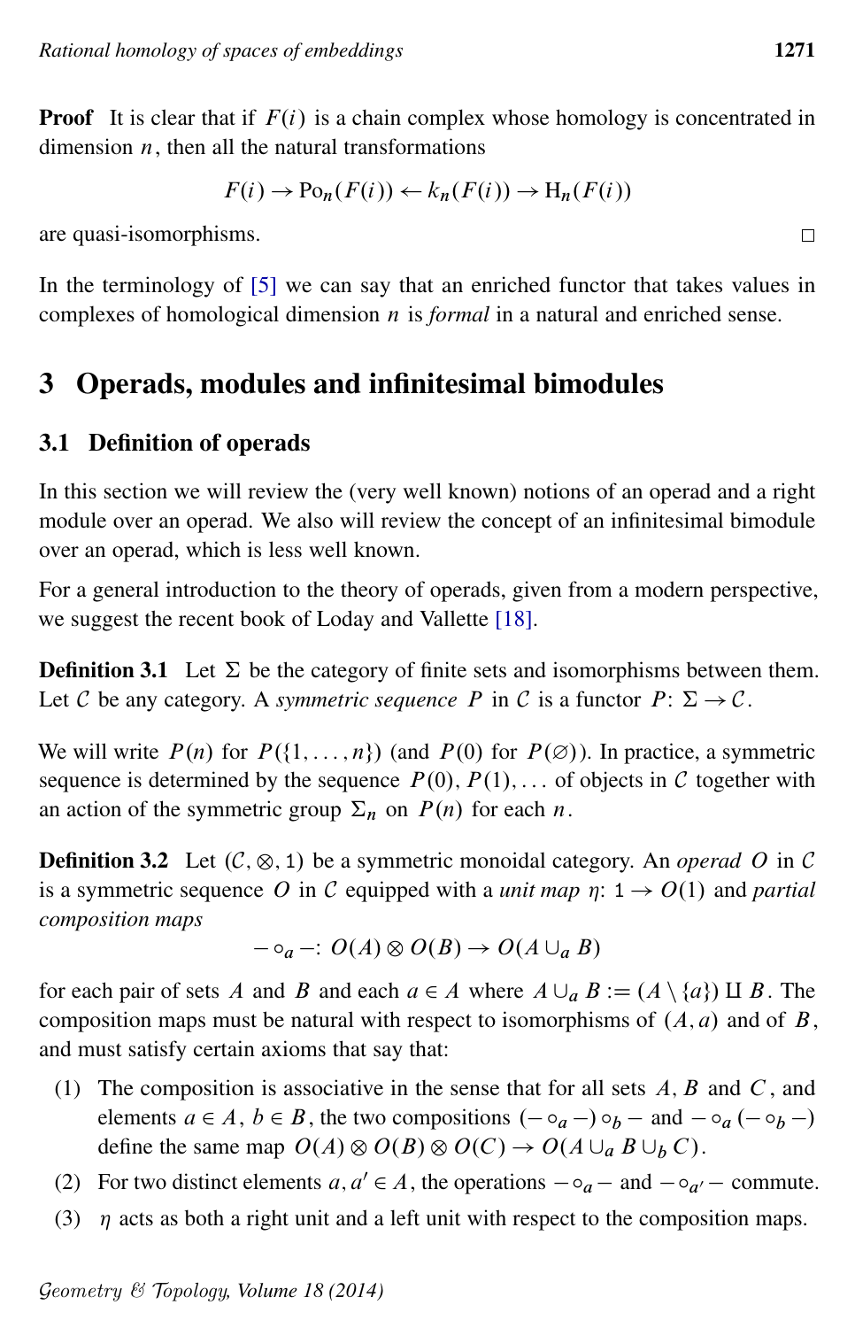**Proof** It is clear that if $F(i)$ is a chain complex whose homology is concentrated in dimension $n$, then all the natural transformations

$$F(i) \to \mathrm{Po}_n(F(i)) \leftarrow k_n(F(i)) \to \mathrm{H}_n(F(i))$$

are quasi-isomorphisms. □

In the terminology of [5] we can say that an enriched functor that takes values in complexes of homological dimension $n$ is *formal* in a natural and enriched sense.

# 3 Operads, modules and infinitesimal bimodules

## 3.1 Definition of operads

In this section we will review the (very well known) notions of an operad and a right module over an operad. We also will review the concept of an infinitesimal bimodule over an operad, which is less well known.

For a general introduction to the theory of operads, given from a modern perspective, we suggest the recent book of Loday and Vallette [18].

**Definition 3.1** Let $\Sigma$ be the category of finite sets and isomorphisms between them. Let $\mathcal{C}$ be any category. A *symmetric sequence* $P$ in $\mathcal{C}$ is a functor $P\colon \Sigma \to \mathcal{C}$.

We will write $P(n)$ for $P(\{1, \dots, n\})$ (and $P(0)$ for $P(\varnothing)$). In practice, a symmetric sequence is determined by the sequence $P(0), P(1), \dots$ of objects in $\mathcal{C}$ together with an action of the symmetric group $\Sigma_n$ on $P(n)$ for each $n$.

**Definition 3.2** Let $(\mathcal{C}, \otimes, \mathbb{1})$ be a symmetric monoidal category. An *operad* $O$ in $\mathcal{C}$ is a symmetric sequence $O$ in $\mathcal{C}$ equipped with a *unit map* $\eta\colon \mathbb{1} \to O(1)$ and *partial composition maps*

$$- \circ_a -\colon O(A) \otimes O(B) \to O(A \cup_a B)$$

for each pair of sets $A$ and $B$ and each $a \in A$ where $A \cup_a B := (A \setminus \{a\}) \amalg B$. The composition maps must be natural with respect to isomorphisms of $(A, a)$ and of $B$, and must satisfy certain axioms that say that:

(1) The composition is associative in the sense that for all sets $A$, $B$ and $C$, and elements $a \in A$, $b \in B$, the two compositions $(- \circ_a -) \circ_b -$ and $- \circ_a (- \circ_b -)$ define the same map $O(A) \otimes O(B) \otimes O(C) \to O(A \cup_a B \cup_b C)$.

(2) For two distinct elements $a, a' \in A$, the operations $- \circ_a -$ and $- \circ_{a'} -$ commute.

(3) $\eta$ acts as both a right unit and a left unit with respect to the composition maps.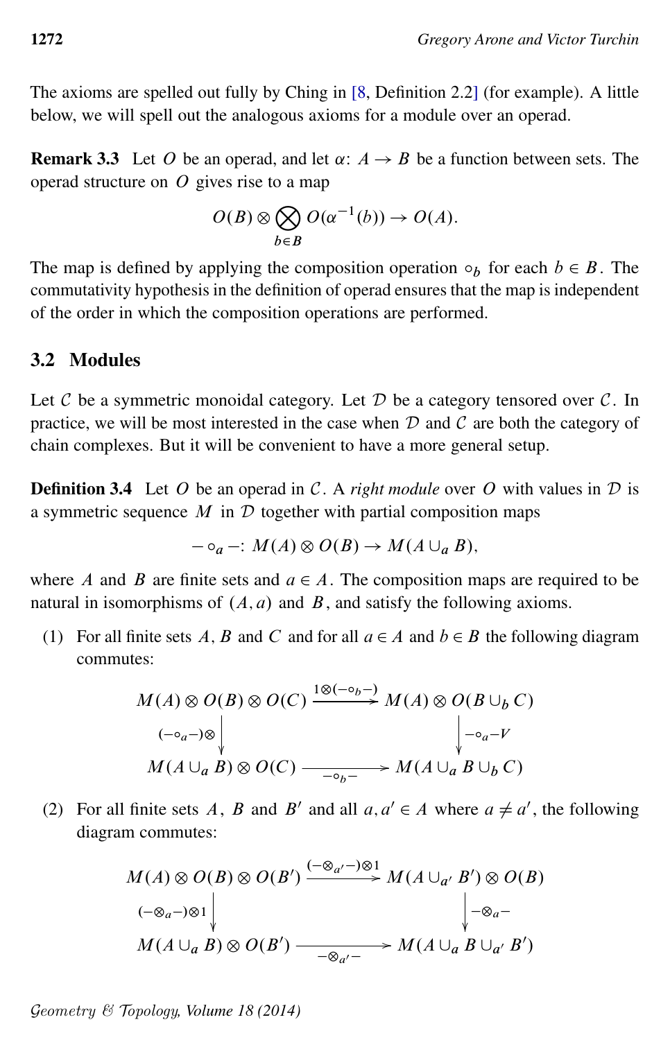The axioms are spelled out fully by Ching in [8, Definition 2.2] (for example). A little below, we will spell out the analogous axioms for a module over an operad.

**Remark 3.3** Let $O$ be an operad, and let $\alpha\colon A \to B$ be a function between sets. The operad structure on $O$ gives rise to a map

$$O(B) \otimes \bigotimes_{b \in B} O(\alpha^{-1}(b)) \to O(A).$$

The map is defined by applying the composition operation $\circ_b$ for each $b \in B$. The commutativity hypothesis in the definition of operad ensures that the map is independent of the order in which the composition operations are performed.

## 3.2 Modules

Let $\mathcal{C}$ be a symmetric monoidal category. Let $\mathcal{D}$ be a category tensored over $\mathcal{C}$. In practice, we will be most interested in the case when $\mathcal{D}$ and $\mathcal{C}$ are both the category of chain complexes. But it will be convenient to have a more general setup.

**Definition 3.4** Let $O$ be an operad in $\mathcal{C}$. A *right module* over $O$ with values in $\mathcal{D}$ is a symmetric sequence $M$ in $\mathcal{D}$ together with partial composition maps

$$- \circ_a -\colon M(A) \otimes O(B) \to M(A \cup_a B),$$

where $A$ and $B$ are finite sets and $a \in A$. The composition maps are required to be natural in isomorphisms of $(A, a)$ and $B$, and satisfy the following axioms.

(1) For all finite sets $A$, $B$ and $C$ and for all $a \in A$ and $b \in B$ the following diagram commutes:

$$\begin{array}{ccc} M(A) \otimes O(B) \otimes O(C) & \xrightarrow{1 \otimes (-\circ_b-)} & M(A) \otimes O(B \cup_b C) \\ \Big\downarrow {\scriptstyle (-\circ_a-)\otimes} & & \Big\downarrow {\scriptstyle -\circ_a-V} \\ M(A \cup_a B) \otimes O(C) & \xrightarrow[-\circ_b-]{} & M(A \cup_a B \cup_b C) \end{array}$$

(2) For all finite sets $A$, $B$ and $B'$ and all $a, a' \in A$ where $a \neq a'$, the following diagram commutes:

$$\begin{array}{ccc} M(A) \otimes O(B) \otimes O(B') & \xrightarrow{(-\otimes_{a'}-)\otimes 1} & M(A \cup_{a'} B') \otimes O(B) \\ \Big\downarrow {\scriptstyle (-\otimes_a-)\otimes 1} & & \Big\downarrow {\scriptstyle -\otimes_a-} \\ M(A \cup_a B) \otimes O(B') & \xrightarrow[-\otimes_{a'}-]{} & M(A \cup_a B \cup_{a'} B') \end{array}$$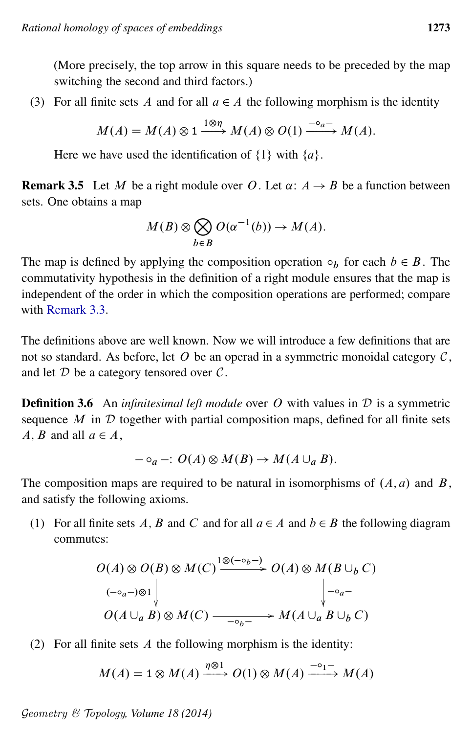(More precisely, the top arrow in this square needs to be preceded by the map switching the second and third factors.)

(3) For all finite sets $A$ and for all $a \in A$ the following morphism is the identity

$$M(A) = M(A) \otimes 1 \xrightarrow{1 \otimes \eta} M(A) \otimes O(1) \xrightarrow{-\circ_a -} M(A).$$

Here we have used the identification of $\{1\}$ with $\{a\}$.

**Remark 3.5** Let $M$ be a right module over $O$. Let $\alpha\colon A \to B$ be a function between sets. One obtains a map

$$M(B) \otimes \bigotimes_{b \in B} O(\alpha^{-1}(b)) \to M(A).$$

The map is defined by applying the composition operation $\circ_b$ for each $b \in B$. The commutativity hypothesis in the definition of a right module ensures that the map is independent of the order in which the composition operations are performed; compare with Remark 3.3.

The definitions above are well known. Now we will introduce a few definitions that are not so standard. As before, let $O$ be an operad in a symmetric monoidal category $\mathcal{C}$, and let $\mathcal{D}$ be a category tensored over $\mathcal{C}$.

**Definition 3.6** An *infinitesimal left module* over $O$ with values in $\mathcal{D}$ is a symmetric sequence $M$ in $\mathcal{D}$ together with partial composition maps, defined for all finite sets $A, B$ and all $a \in A$,

$$-\circ_a -\colon O(A) \otimes M(B) \to M(A \cup_a B).$$

The composition maps are required to be natural in isomorphisms of $(A, a)$ and $B$, and satisfy the following axioms.

(1) For all finite sets $A$, $B$ and $C$ and for all $a \in A$ and $b \in B$ the following diagram commutes:

$$\begin{array}{ccc}
O(A) \otimes O(B) \otimes M(C) & \xrightarrow{1 \otimes (-\circ_b -)} & O(A) \otimes M(B \cup_b C) \\
\Big\downarrow{\scriptstyle (-\circ_a -) \otimes 1} & & \Big\downarrow{\scriptstyle -\circ_a -} \\
O(A \cup_a B) \otimes M(C) & \xrightarrow[-\circ_b -]{} & M(A \cup_a B \cup_b C)
\end{array}$$

(2) For all finite sets $A$ the following morphism is the identity:

$$M(A) = 1 \otimes M(A) \xrightarrow{\eta \otimes 1} O(1) \otimes M(A) \xrightarrow{-\circ_1 -} M(A)$$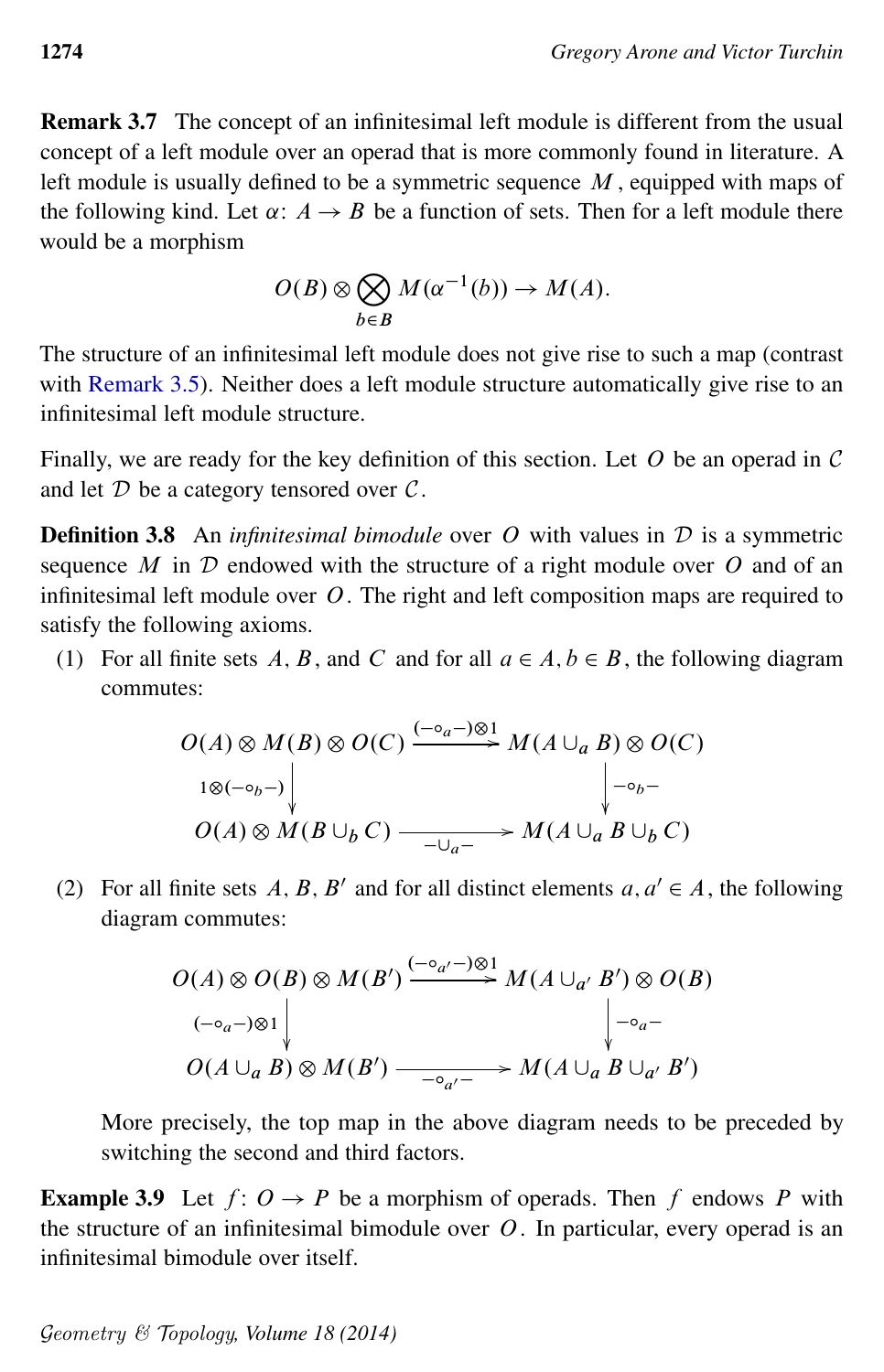**Remark 3.7** The concept of an infinitesimal left module is different from the usual concept of a left module over an operad that is more commonly found in literature. A left module is usually defined to be a symmetric sequence $M$, equipped with maps of the following kind. Let $\alpha\colon A \to B$ be a function of sets. Then for a left module there would be a morphism

$$O(B) \otimes \bigotimes_{b \in B} M(\alpha^{-1}(b)) \to M(A).$$

The structure of an infinitesimal left module does not give rise to such a map (contrast with Remark 3.5). Neither does a left module structure automatically give rise to an infinitesimal left module structure.

Finally, we are ready for the key definition of this section. Let $O$ be an operad in $\mathcal{C}$ and let $\mathcal{D}$ be a category tensored over $\mathcal{C}$.

**Definition 3.8** An *infinitesimal bimodule* over $O$ with values in $\mathcal{D}$ is a symmetric sequence $M$ in $\mathcal{D}$ endowed with the structure of a right module over $O$ and of an infinitesimal left module over $O$. The right and left composition maps are required to satisfy the following axioms.

(1) For all finite sets $A$, $B$, and $C$ and for all $a \in A, b \in B$, the following diagram commutes:

$$\begin{array}{ccc}
O(A) \otimes M(B) \otimes O(C) & \xrightarrow{(-\circ_a -)\otimes 1} & M(A \cup_a B) \otimes O(C) \\
\Big\downarrow{\scriptstyle 1\otimes(-\circ_b -)} & & \Big\downarrow{\scriptstyle -\circ_b -} \\
O(A) \otimes M(B \cup_b C) & \xrightarrow[-\cup_a -]{} & M(A \cup_a B \cup_b C)
\end{array}$$

(2) For all finite sets $A$, $B$, $B'$ and for all distinct elements $a, a' \in A$, the following diagram commutes:

$$\begin{array}{ccc}
O(A) \otimes O(B) \otimes M(B') & \xrightarrow{(-\circ_{a'} -)\otimes 1} & M(A \cup_{a'} B') \otimes O(B) \\
\Big\downarrow{\scriptstyle (-\circ_a -)\otimes 1} & & \Big\downarrow{\scriptstyle -\circ_a -} \\
O(A \cup_a B) \otimes M(B') & \xrightarrow[-\circ_{a'} -]{} & M(A \cup_a B \cup_{a'} B')
\end{array}$$

More precisely, the top map in the above diagram needs to be preceded by switching the second and third factors.

**Example 3.9** Let $f\colon O \to P$ be a morphism of operads. Then $f$ endows $P$ with the structure of an infinitesimal bimodule over $O$. In particular, every operad is an infinitesimal bimodule over itself.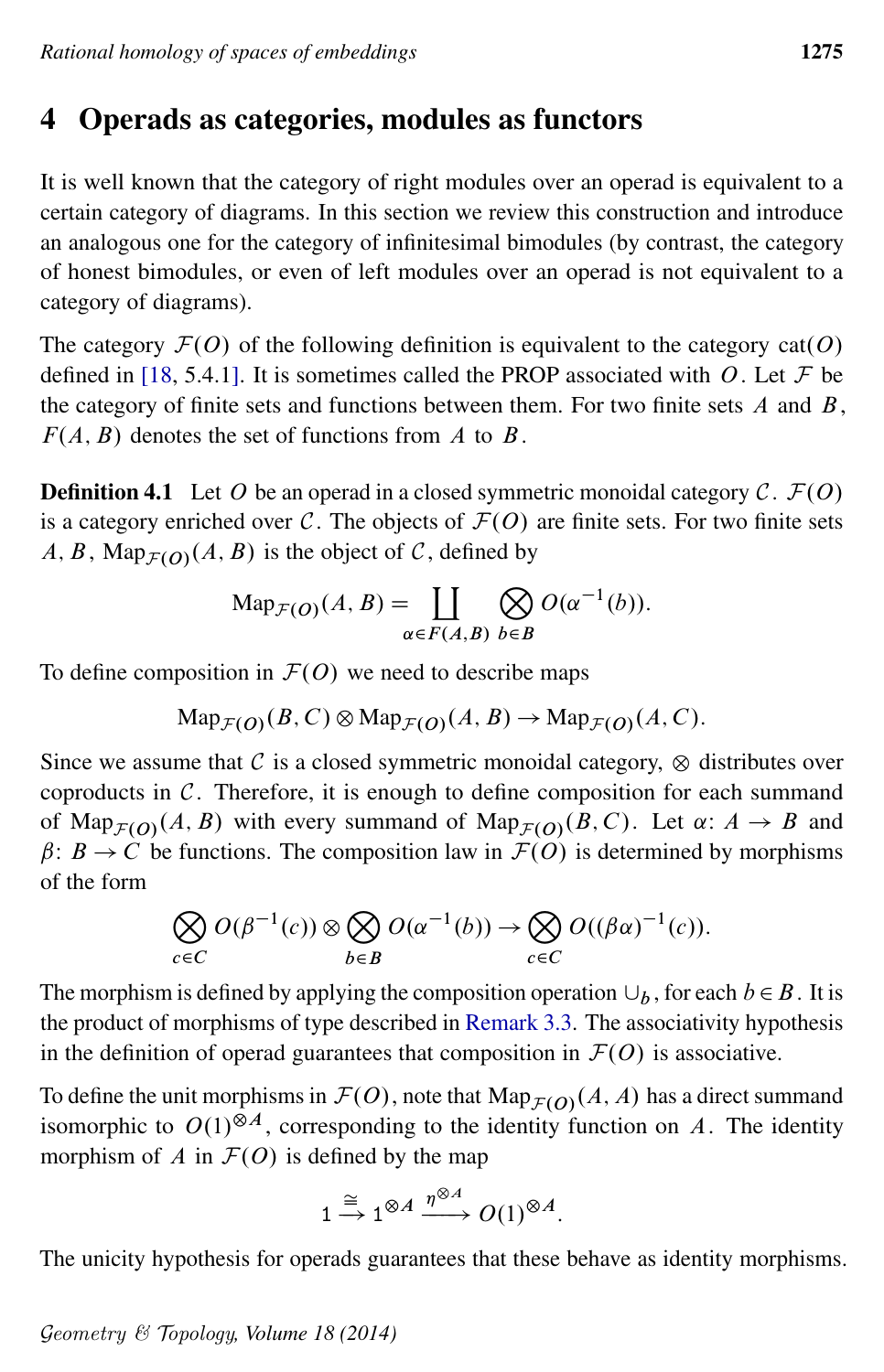## 4 Operads as categories, modules as functors

It is well known that the category of right modules over an operad is equivalent to a certain category of diagrams. In this section we review this construction and introduce an analogous one for the category of infinitesimal bimodules (by contrast, the category of honest bimodules, or even of left modules over an operad is not equivalent to a category of diagrams).

The category $\mathcal{F}(O)$ of the following definition is equivalent to the category $\mathrm{cat}(O)$ defined in [18, 5.4.1]. It is sometimes called the PROP associated with $O$. Let $\mathcal{F}$ be the category of finite sets and functions between them. For two finite sets $A$ and $B$, $F(A,B)$ denotes the set of functions from $A$ to $B$.

**Definition 4.1** Let $O$ be an operad in a closed symmetric monoidal category $\mathcal{C}$. $\mathcal{F}(O)$ is a category enriched over $\mathcal{C}$. The objects of $\mathcal{F}(O)$ are finite sets. For two finite sets $A$, $B$, $\mathrm{Map}_{\mathcal{F}(O)}(A,B)$ is the object of $\mathcal{C}$, defined by

$$\mathrm{Map}_{\mathcal{F}(O)}(A,B) = \coprod_{\alpha \in F(A,B)} \bigotimes_{b \in B} O(\alpha^{-1}(b)).$$

To define composition in $\mathcal{F}(O)$ we need to describe maps

$$\mathrm{Map}_{\mathcal{F}(O)}(B,C) \otimes \mathrm{Map}_{\mathcal{F}(O)}(A,B) \to \mathrm{Map}_{\mathcal{F}(O)}(A,C).$$

Since we assume that $\mathcal{C}$ is a closed symmetric monoidal category, $\otimes$ distributes over coproducts in $\mathcal{C}$. Therefore, it is enough to define composition for each summand of $\mathrm{Map}_{\mathcal{F}(O)}(A,B)$ with every summand of $\mathrm{Map}_{\mathcal{F}(O)}(B,C)$. Let $\alpha\colon A \to B$ and $\beta\colon B \to C$ be functions. The composition law in $\mathcal{F}(O)$ is determined by morphisms of the form

$$\bigotimes_{c \in C} O(\beta^{-1}(c)) \otimes \bigotimes_{b \in B} O(\alpha^{-1}(b)) \to \bigotimes_{c \in C} O((\beta\alpha)^{-1}(c)).$$

The morphism is defined by applying the composition operation $\cup_b$, for each $b \in B$. It is the product of morphisms of type described in Remark 3.3. The associativity hypothesis in the definition of operad guarantees that composition in $\mathcal{F}(O)$ is associative.

To define the unit morphisms in $\mathcal{F}(O)$, note that $\mathrm{Map}_{\mathcal{F}(O)}(A,A)$ has a direct summand isomorphic to $O(1)^{\otimes A}$, corresponding to the identity function on $A$. The identity morphism of $A$ in $\mathcal{F}(O)$ is defined by the map

$$1 \xrightarrow{\cong} 1^{\otimes A} \xrightarrow{\eta^{\otimes A}} O(1)^{\otimes A}.$$

The unicity hypothesis for operads guarantees that these behave as identity morphisms.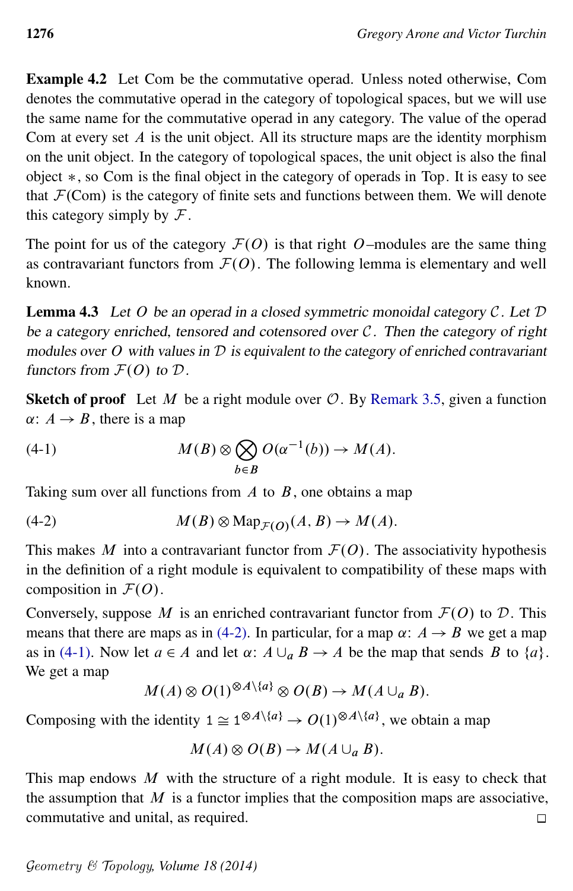**Example 4.2** Let Com be the commutative operad. Unless noted otherwise, Com denotes the commutative operad in the category of topological spaces, but we will use the same name for the commutative operad in any category. The value of the operad Com at every set $A$ is the unit object. All its structure maps are the identity morphism on the unit object. In the category of topological spaces, the unit object is also the final object $*$, so Com is the final object in the category of operads in Top. It is easy to see that $\mathcal{F}(\mathrm{Com})$ is the category of finite sets and functions between them. We will denote this category simply by $\mathcal{F}$.

The point for us of the category $\mathcal{F}(O)$ is that right $O$–modules are the same thing as contravariant functors from $\mathcal{F}(O)$. The following lemma is elementary and well known.

**Lemma 4.3** *Let $O$ be an operad in a closed symmetric monoidal category $\mathcal{C}$. Let $\mathcal{D}$ be a category enriched, tensored and cotensored over $\mathcal{C}$. Then the category of right modules over $O$ with values in $\mathcal{D}$ is equivalent to the category of enriched contravariant functors from $\mathcal{F}(O)$ to $\mathcal{D}$.*

**Sketch of proof** Let $M$ be a right module over $\mathcal{O}$. By Remark 3.5, given a function $\alpha\colon A \to B$, there is a map

$$M(B) \otimes \bigotimes_{b\in B} O(\alpha^{-1}(b)) \to M(A). \tag{4-1}$$

Taking sum over all functions from $A$ to $B$, one obtains a map

$$M(B) \otimes \mathrm{Map}_{\mathcal{F}(O)}(A, B) \to M(A). \tag{4-2}$$

This makes $M$ into a contravariant functor from $\mathcal{F}(O)$. The associativity hypothesis in the definition of a right module is equivalent to compatibility of these maps with composition in $\mathcal{F}(O)$.

Conversely, suppose $M$ is an enriched contravariant functor from $\mathcal{F}(O)$ to $\mathcal{D}$. This means that there are maps as in (4-2). In particular, for a map $\alpha\colon A \to B$ we get a map as in (4-1). Now let $a \in A$ and let $\alpha\colon A \cup_a B \to A$ be the map that sends $B$ to $\{a\}$. We get a map

$$M(A) \otimes O(1)^{\otimes A\setminus\{a\}} \otimes O(B) \to M(A \cup_a B).$$

Composing with the identity $\mathbb{1} \cong \mathbb{1}^{\otimes A\setminus\{a\}} \to O(1)^{\otimes A\setminus\{a\}}$, we obtain a map

$$M(A) \otimes O(B) \to M(A \cup_a B).$$

This map endows $M$ with the structure of a right module. It is easy to check that the assumption that $M$ is a functor implies that the composition maps are associative, commutative and unital, as required. $\square$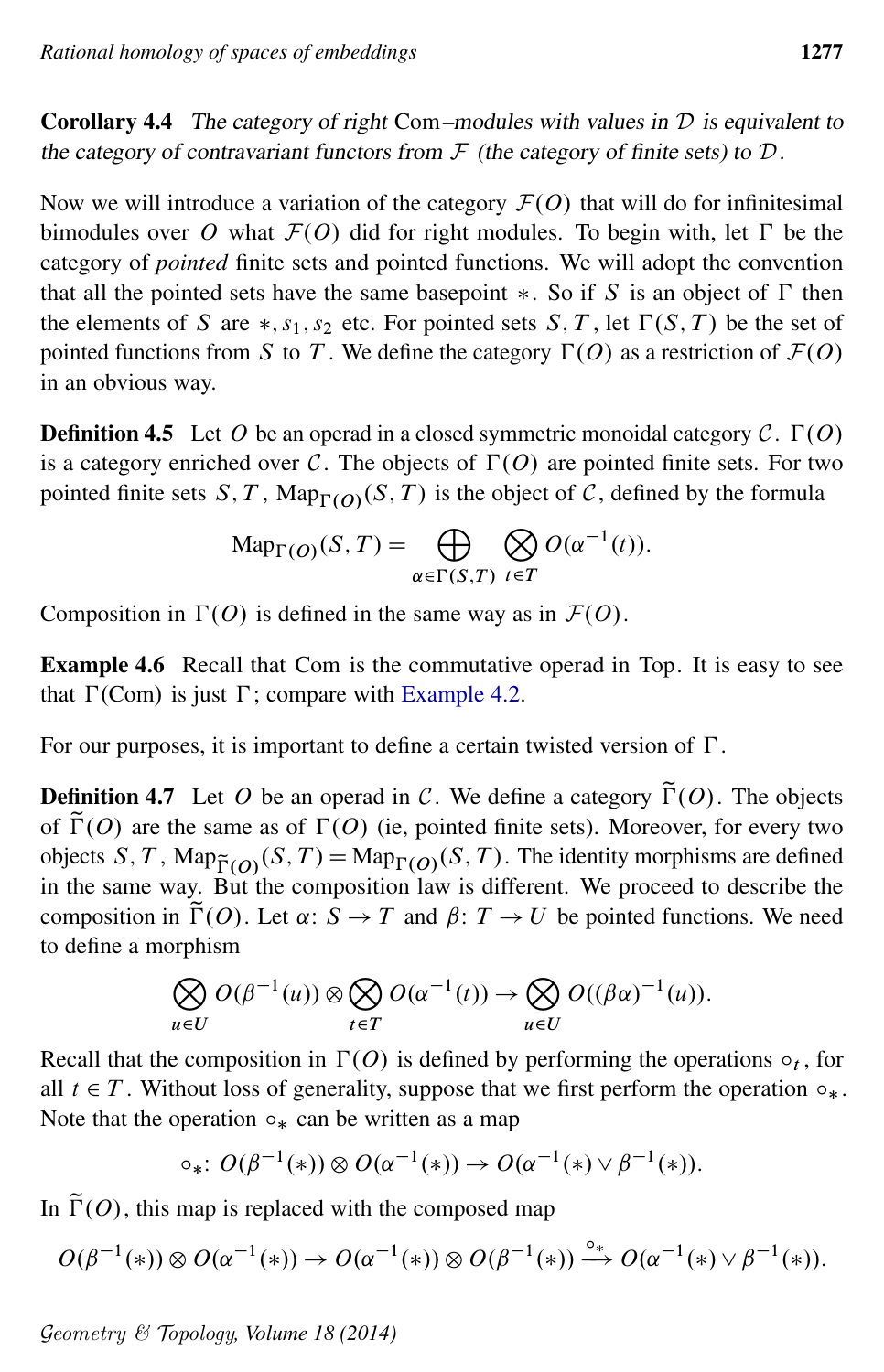**Corollary 4.4** *The category of right* Com*–modules with values in* $\mathcal{D}$ *is equivalent to the category of contravariant functors from* $\mathcal{F}$ *(the category of finite sets) to* $\mathcal{D}$.

Now we will introduce a variation of the category $\mathcal{F}(O)$ that will do for infinitesimal bimodules over $O$ what $\mathcal{F}(O)$ did for right modules. To begin with, let $\Gamma$ be the category of *pointed* finite sets and pointed functions. We will adopt the convention that all the pointed sets have the same basepoint $*$. So if $S$ is an object of $\Gamma$ then the elements of $S$ are $*, s_1, s_2$ etc. For pointed sets $S, T$, let $\Gamma(S,T)$ be the set of pointed functions from $S$ to $T$. We define the category $\Gamma(O)$ as a restriction of $\mathcal{F}(O)$ in an obvious way.

**Definition 4.5** Let $O$ be an operad in a closed symmetric monoidal category $\mathcal{C}$. $\Gamma(O)$ is a category enriched over $\mathcal{C}$. The objects of $\Gamma(O)$ are pointed finite sets. For two pointed finite sets $S, T$, $\mathrm{Map}_{\Gamma(O)}(S,T)$ is the object of $\mathcal{C}$, defined by the formula

$$\mathrm{Map}_{\Gamma(O)}(S,T) = \bigoplus_{\alpha \in \Gamma(S,T)} \bigotimes_{t \in T} O(\alpha^{-1}(t)).$$

Composition in $\Gamma(O)$ is defined in the same way as in $\mathcal{F}(O)$.

**Example 4.6** Recall that Com is the commutative operad in Top. It is easy to see that $\Gamma(\mathrm{Com})$ is just $\Gamma$; compare with Example 4.2.

For our purposes, it is important to define a certain twisted version of $\Gamma$.

**Definition 4.7** Let $O$ be an operad in $\mathcal{C}$. We define a category $\widetilde{\Gamma}(O)$. The objects of $\widetilde{\Gamma}(O)$ are the same as of $\Gamma(O)$ (ie, pointed finite sets). Moreover, for every two objects $S, T$, $\mathrm{Map}_{\widetilde{\Gamma}(O)}(S,T) = \mathrm{Map}_{\Gamma(O)}(S,T)$. The identity morphisms are defined in the same way. But the composition law is different. We proceed to describe the composition in $\widetilde{\Gamma}(O)$. Let $\alpha\colon S \to T$ and $\beta\colon T \to U$ be pointed functions. We need to define a morphism

$$\bigotimes_{u \in U} O(\beta^{-1}(u)) \otimes \bigotimes_{t \in T} O(\alpha^{-1}(t)) \to \bigotimes_{u \in U} O((\beta\alpha)^{-1}(u)).$$

Recall that the composition in $\Gamma(O)$ is defined by performing the operations $\circ_t$, for all $t \in T$. Without loss of generality, suppose that we first perform the operation $\circ_*$. Note that the operation $\circ_*$ can be written as a map

$$\circ_*\colon O(\beta^{-1}(*)) \otimes O(\alpha^{-1}(*)) \to O(\alpha^{-1}(*) \vee \beta^{-1}(*)).$$

In $\widetilde{\Gamma}(O)$, this map is replaced with the composed map

$$O(\beta^{-1}(*)) \otimes O(\alpha^{-1}(*)) \to O(\alpha^{-1}(*)) \otimes O(\beta^{-1}(*)) \xrightarrow{\circ_*} O(\alpha^{-1}(*) \vee \beta^{-1}(*)).$$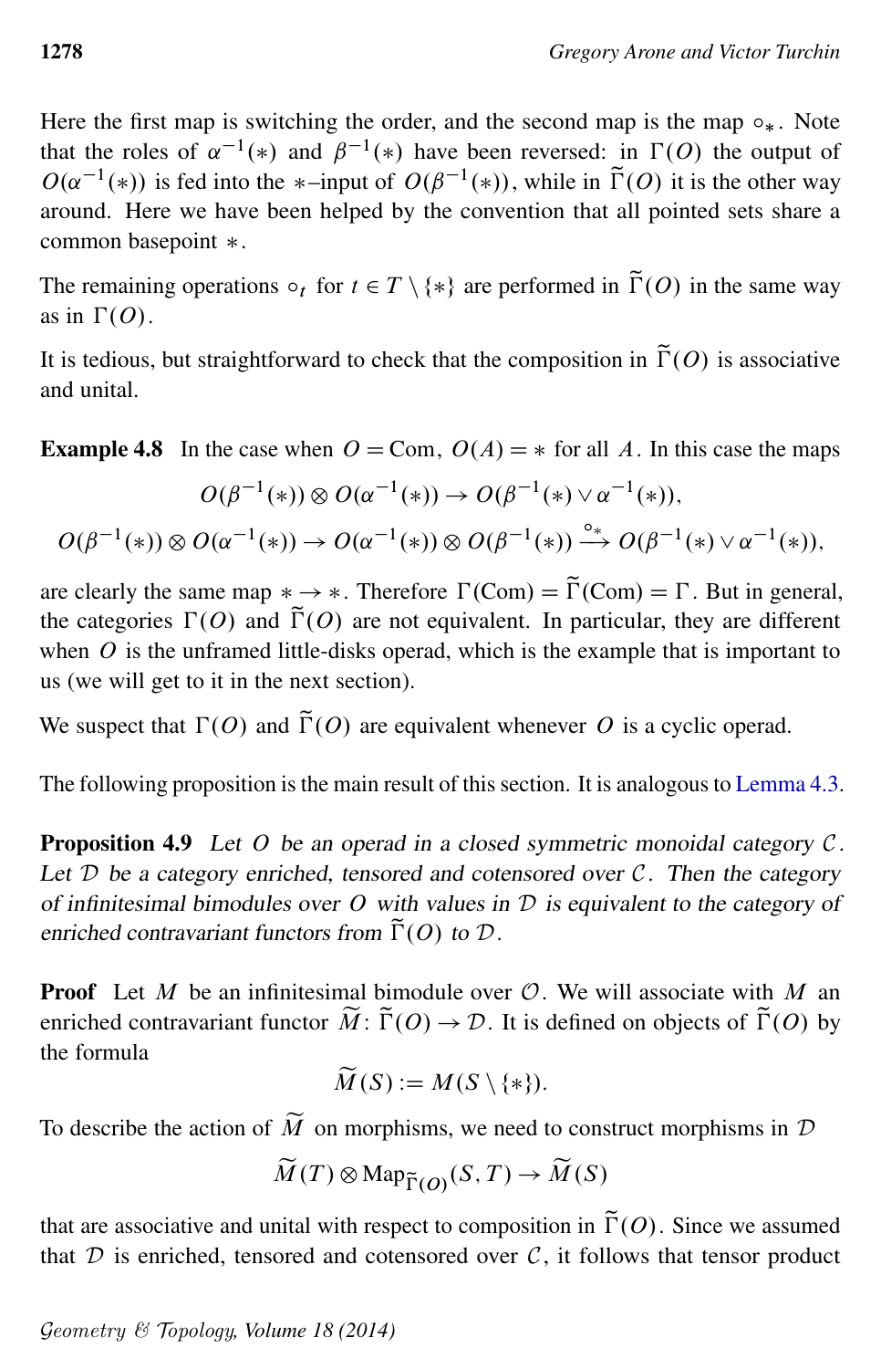Here the first map is switching the order, and the second map is the map $\circ_*$. Note that the roles of $\alpha^{-1}(*)$ and $\beta^{-1}(*)$ have been reversed: in $\Gamma(O)$ the output of $O(\alpha^{-1}(*))$ is fed into the $*$–input of $O(\beta^{-1}(*))$, while in $\widetilde{\Gamma}(O)$ it is the other way around. Here we have been helped by the convention that all pointed sets share a common basepoint $*$.

The remaining operations $\circ_t$ for $t \in T \setminus \{*\}$ are performed in $\widetilde{\Gamma}(O)$ in the same way as in $\Gamma(O)$.

It is tedious, but straightforward to check that the composition in $\widetilde{\Gamma}(O)$ is associative and unital.

**Example 4.8** In the case when $O = \mathrm{Com}$, $O(A) = *$ for all $A$. In this case the maps

$$O(\beta^{-1}(*)) \otimes O(\alpha^{-1}(*)) \to O(\beta^{-1}(*) \vee \alpha^{-1}(*)),$$

$$O(\beta^{-1}(*)) \otimes O(\alpha^{-1}(*)) \to O(\alpha^{-1}(*)) \otimes O(\beta^{-1}(*)) \xrightarrow{\circ_*} O(\beta^{-1}(*) \vee \alpha^{-1}(*)),$$

are clearly the same map $* \to *$. Therefore $\Gamma(\mathrm{Com}) = \widetilde{\Gamma}(\mathrm{Com}) = \Gamma$. But in general, the categories $\Gamma(O)$ and $\widetilde{\Gamma}(O)$ are not equivalent. In particular, they are different when $O$ is the unframed little-disks operad, which is the example that is important to us (we will get to it in the next section).

We suspect that $\Gamma(O)$ and $\widetilde{\Gamma}(O)$ are equivalent whenever $O$ is a cyclic operad.

The following proposition is the main result of this section. It is analogous to Lemma 4.3.

**Proposition 4.9** *Let $O$ be an operad in a closed symmetric monoidal category $\mathcal{C}$. Let $\mathcal{D}$ be a category enriched, tensored and cotensored over $\mathcal{C}$. Then the category of infinitesimal bimodules over $O$ with values in $\mathcal{D}$ is equivalent to the category of enriched contravariant functors from $\widetilde{\Gamma}(O)$ to $\mathcal{D}$.*

**Proof** Let $M$ be an infinitesimal bimodule over $\mathcal{O}$. We will associate with $M$ an enriched contravariant functor $\widetilde{M}\colon \widetilde{\Gamma}(O) \to \mathcal{D}$. It is defined on objects of $\widetilde{\Gamma}(O)$ by the formula

$$\widetilde{M}(S) := M(S \setminus \{*\}).$$

To describe the action of $\widetilde{M}$ on morphisms, we need to construct morphisms in $\mathcal{D}$

$$\widetilde{M}(T) \otimes \mathrm{Map}_{\widetilde{\Gamma}(O)}(S, T) \to \widetilde{M}(S)$$

that are associative and unital with respect to composition in $\widetilde{\Gamma}(O)$. Since we assumed that $\mathcal{D}$ is enriched, tensored and cotensored over $\mathcal{C}$, it follows that tensor product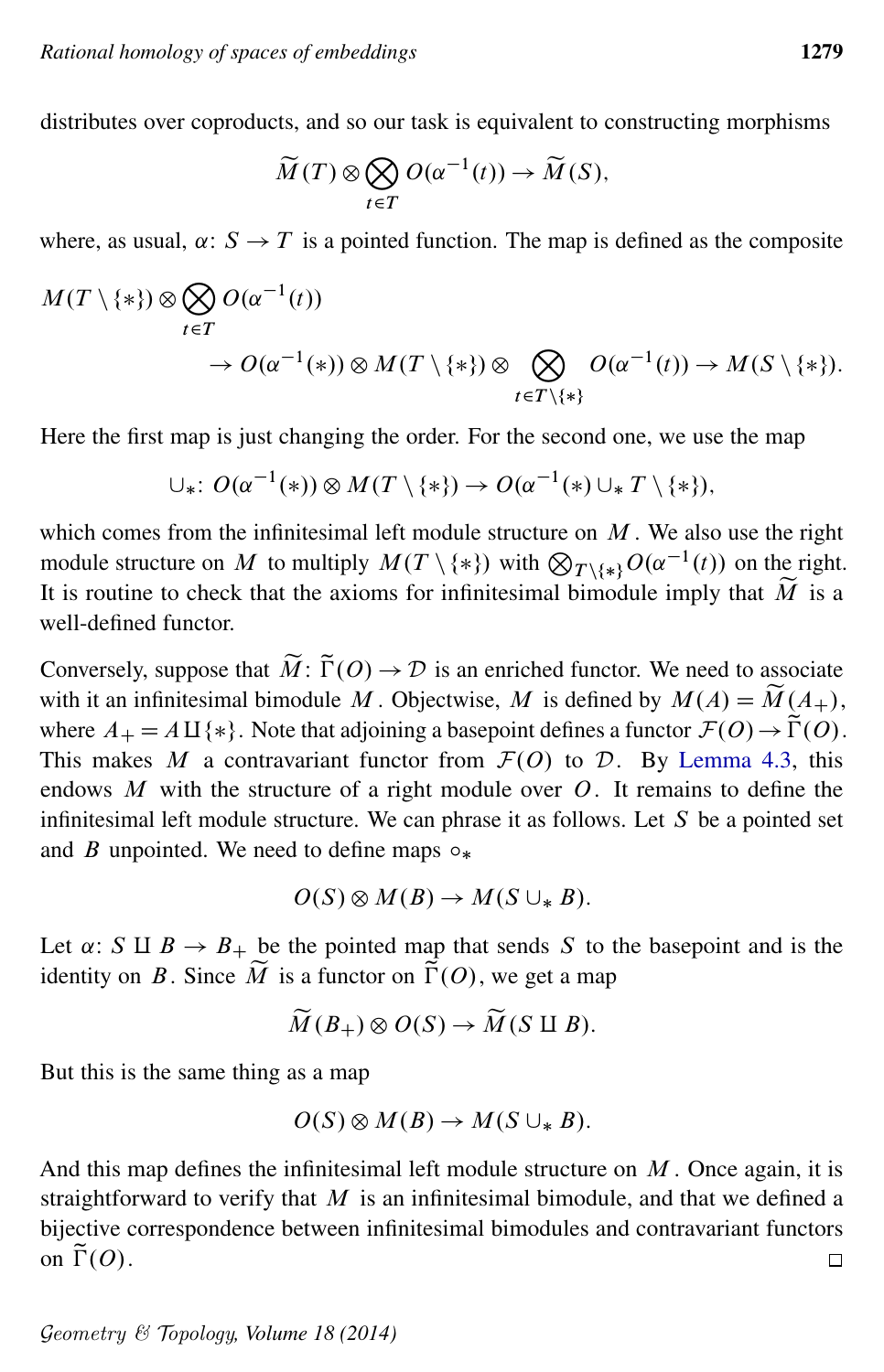distributes over coproducts, and so our task is equivalent to constructing morphisms

$$\widetilde{M}(T) \otimes \bigotimes_{t \in T} O(\alpha^{-1}(t)) \to \widetilde{M}(S),$$

where, as usual, $\alpha\colon S \to T$ is a pointed function. The map is defined as the composite

$$M(T \setminus \{*\}) \otimes \bigotimes_{t \in T} O(\alpha^{-1}(t)) \\ \to O(\alpha^{-1}(*)) \otimes M(T \setminus \{*\}) \otimes \bigotimes_{t \in T \setminus \{*\}} O(\alpha^{-1}(t)) \to M(S \setminus \{*\}).$$

Here the first map is just changing the order. For the second one, we use the map

$$\cup_*\colon O(\alpha^{-1}(*)) \otimes M(T \setminus \{*\}) \to O(\alpha^{-1}(*) \cup_* T \setminus \{*\}),$$

which comes from the infinitesimal left module structure on $M$. We also use the right module structure on $M$ to multiply $M(T \setminus \{*\})$ with $\bigotimes_{T \setminus \{*\}} O(\alpha^{-1}(t))$ on the right. It is routine to check that the axioms for infinitesimal bimodule imply that $\widetilde{M}$ is a well-defined functor.

Conversely, suppose that $\widetilde{M}\colon \widetilde{\Gamma}(O) \to \mathcal{D}$ is an enriched functor. We need to associate with it an infinitesimal bimodule $M$. Objectwise, $M$ is defined by $M(A) = \widetilde{M}(A_+)$, where $A_+ = A \amalg \{*\}$. Note that adjoining a basepoint defines a functor $\mathcal{F}(O) \to \widetilde{\Gamma}(O)$. This makes $M$ a contravariant functor from $\mathcal{F}(O)$ to $\mathcal{D}$. By Lemma 4.3, this endows $M$ with the structure of a right module over $O$. It remains to define the infinitesimal left module structure. We can phrase it as follows. Let $S$ be a pointed set and $B$ unpointed. We need to define maps $\circ_*$

$$O(S) \otimes M(B) \to M(S \cup_* B).$$

Let $\alpha\colon S \amalg B \to B_+$ be the pointed map that sends $S$ to the basepoint and is the identity on $B$. Since $\widetilde{M}$ is a functor on $\widetilde{\Gamma}(O)$, we get a map

$$\widetilde{M}(B_+) \otimes O(S) \to \widetilde{M}(S \amalg B).$$

But this is the same thing as a map

$$O(S) \otimes M(B) \to M(S \cup_* B).$$

And this map defines the infinitesimal left module structure on $M$. Once again, it is straightforward to verify that $M$ is an infinitesimal bimodule, and that we defined a bijective correspondence between infinitesimal bimodules and contravariant functors on $\widetilde{\Gamma}(O)$. □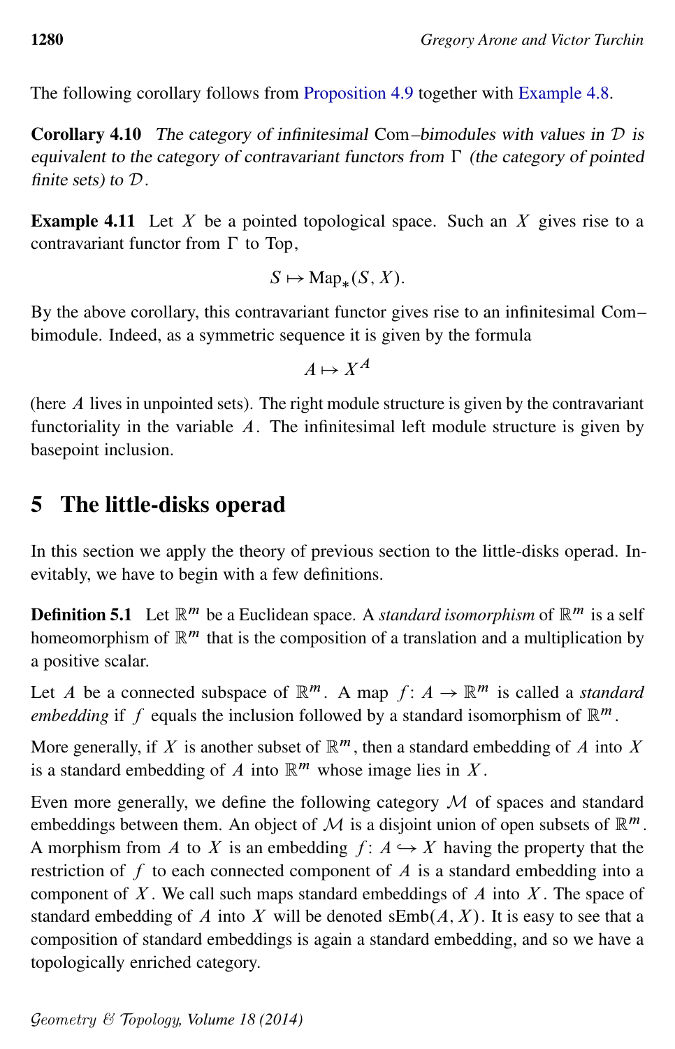The following corollary follows from Proposition 4.9 together with Example 4.8.

**Corollary 4.10** *The category of infinitesimal* Com*–bimodules with values in $\mathcal{D}$ is equivalent to the category of contravariant functors from $\Gamma$ (the category of pointed finite sets) to $\mathcal{D}$.*

**Example 4.11** Let $X$ be a pointed topological space. Such an $X$ gives rise to a contravariant functor from $\Gamma$ to Top,

$$S \mapsto \mathrm{Map}_*(S, X).$$

By the above corollary, this contravariant functor gives rise to an infinitesimal Com–bimodule. Indeed, as a symmetric sequence it is given by the formula

$$A \mapsto X^A$$

(here $A$ lives in unpointed sets). The right module structure is given by the contravariant functoriality in the variable $A$. The infinitesimal left module structure is given by basepoint inclusion.

## 5 The little-disks operad

In this section we apply the theory of previous section to the little-disks operad. Inevitably, we have to begin with a few definitions.

**Definition 5.1** Let $\mathbb{R}^m$ be a Euclidean space. A *standard isomorphism* of $\mathbb{R}^m$ is a self homeomorphism of $\mathbb{R}^m$ that is the composition of a translation and a multiplication by a positive scalar.

Let $A$ be a connected subspace of $\mathbb{R}^m$. A map $f\colon A \to \mathbb{R}^m$ is called a *standard embedding* if $f$ equals the inclusion followed by a standard isomorphism of $\mathbb{R}^m$.

More generally, if $X$ is another subset of $\mathbb{R}^m$, then a standard embedding of $A$ into $X$ is a standard embedding of $A$ into $\mathbb{R}^m$ whose image lies in $X$.

Even more generally, we define the following category $\mathcal{M}$ of spaces and standard embeddings between them. An object of $\mathcal{M}$ is a disjoint union of open subsets of $\mathbb{R}^m$. A morphism from $A$ to $X$ is an embedding $f\colon A \hookrightarrow X$ having the property that the restriction of $f$ to each connected component of $A$ is a standard embedding into a component of $X$. We call such maps standard embeddings of $A$ into $X$. The space of standard embedding of $A$ into $X$ will be denoted $\mathrm{sEmb}(A, X)$. It is easy to see that a composition of standard embeddings is again a standard embedding, and so we have a topologically enriched category.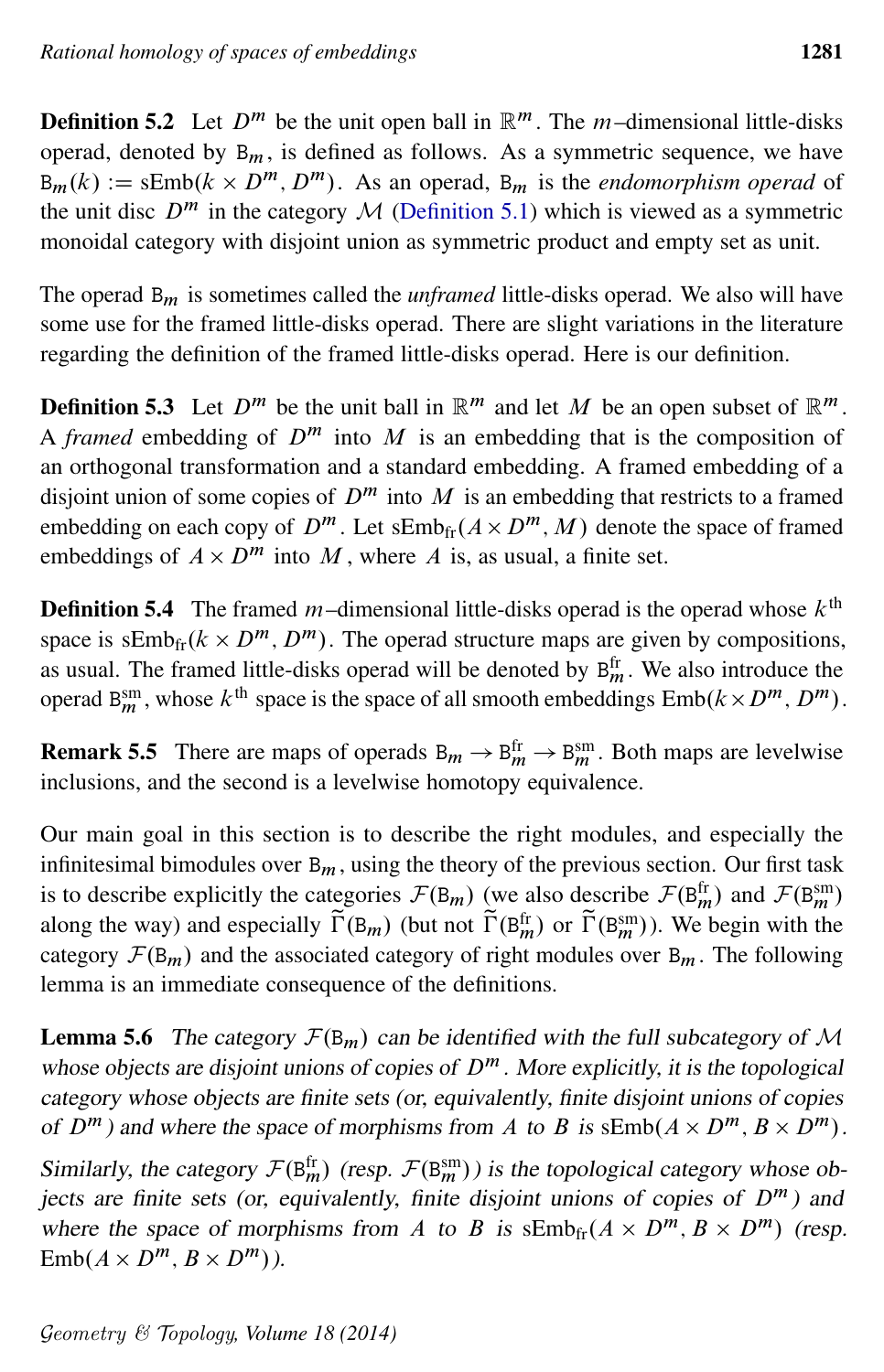**Definition 5.2** Let $D^m$ be the unit open ball in $\mathbb{R}^m$. The $m$–dimensional little-disks operad, denoted by $\mathtt{B}_m$, is defined as follows. As a symmetric sequence, we have $\mathtt{B}_m(k) := \mathrm{sEmb}(k \times D^m, D^m)$. As an operad, $\mathtt{B}_m$ is the *endomorphism operad* of the unit disc $D^m$ in the category $\mathcal{M}$ (Definition 5.1) which is viewed as a symmetric monoidal category with disjoint union as symmetric product and empty set as unit.

The operad $\mathtt{B}_m$ is sometimes called the *unframed* little-disks operad. We also will have some use for the framed little-disks operad. There are slight variations in the literature regarding the definition of the framed little-disks operad. Here is our definition.

**Definition 5.3** Let $D^m$ be the unit ball in $\mathbb{R}^m$ and let $M$ be an open subset of $\mathbb{R}^m$. A *framed* embedding of $D^m$ into $M$ is an embedding that is the composition of an orthogonal transformation and a standard embedding. A framed embedding of a disjoint union of some copies of $D^m$ into $M$ is an embedding that restricts to a framed embedding on each copy of $D^m$. Let $\mathrm{sEmb}_{\mathrm{fr}}(A \times D^m, M)$ denote the space of framed embeddings of $A \times D^m$ into $M$, where $A$ is, as usual, a finite set.

**Definition 5.4** The framed $m$–dimensional little-disks operad is the operad whose $k^{\text{th}}$ space is $\mathrm{sEmb}_{\mathrm{fr}}(k \times D^m, D^m)$. The operad structure maps are given by compositions, as usual. The framed little-disks operad will be denoted by $\mathtt{B}_m^{\mathrm{fr}}$. We also introduce the operad $\mathtt{B}_m^{\mathrm{sm}}$, whose $k^{\text{th}}$ space is the space of all smooth embeddings $\mathrm{Emb}(k \times D^m, D^m)$.

**Remark 5.5** There are maps of operads $\mathtt{B}_m \to \mathtt{B}_m^{\mathrm{fr}} \to \mathtt{B}_m^{\mathrm{sm}}$. Both maps are levelwise inclusions, and the second is a levelwise homotopy equivalence.

Our main goal in this section is to describe the right modules, and especially the infinitesimal bimodules over $\mathtt{B}_m$, using the theory of the previous section. Our first task is to describe explicitly the categories $\mathcal{F}(\mathtt{B}_m)$ (we also describe $\mathcal{F}(\mathtt{B}_m^{\mathrm{fr}})$ and $\mathcal{F}(\mathtt{B}_m^{\mathrm{sm}})$ along the way) and especially $\widetilde{\Gamma}(\mathtt{B}_m)$ (but not $\widetilde{\Gamma}(\mathtt{B}_m^{\mathrm{fr}})$ or $\widetilde{\Gamma}(\mathtt{B}_m^{\mathrm{sm}})$). We begin with the category $\mathcal{F}(\mathtt{B}_m)$ and the associated category of right modules over $\mathtt{B}_m$. The following lemma is an immediate consequence of the definitions.

**Lemma 5.6** *The category $\mathcal{F}(\mathtt{B}_m)$ can be identified with the full subcategory of $\mathcal{M}$ whose objects are disjoint unions of copies of $D^m$. More explicitly, it is the topological category whose objects are finite sets (or, equivalently, finite disjoint unions of copies of $D^m$) and where the space of morphisms from $A$ to $B$ is $\mathrm{sEmb}(A \times D^m, B \times D^m)$.*

*Similarly, the category $\mathcal{F}(\mathtt{B}_m^{\mathrm{fr}})$ (resp. $\mathcal{F}(\mathtt{B}_m^{\mathrm{sm}})$) is the topological category whose objects are finite sets (or, equivalently, finite disjoint unions of copies of $D^m$) and where the space of morphisms from $A$ to $B$ is $\mathrm{sEmb}_{\mathrm{fr}}(A \times D^m, B \times D^m)$ (resp. $\mathrm{Emb}(A \times D^m, B \times D^m)$).*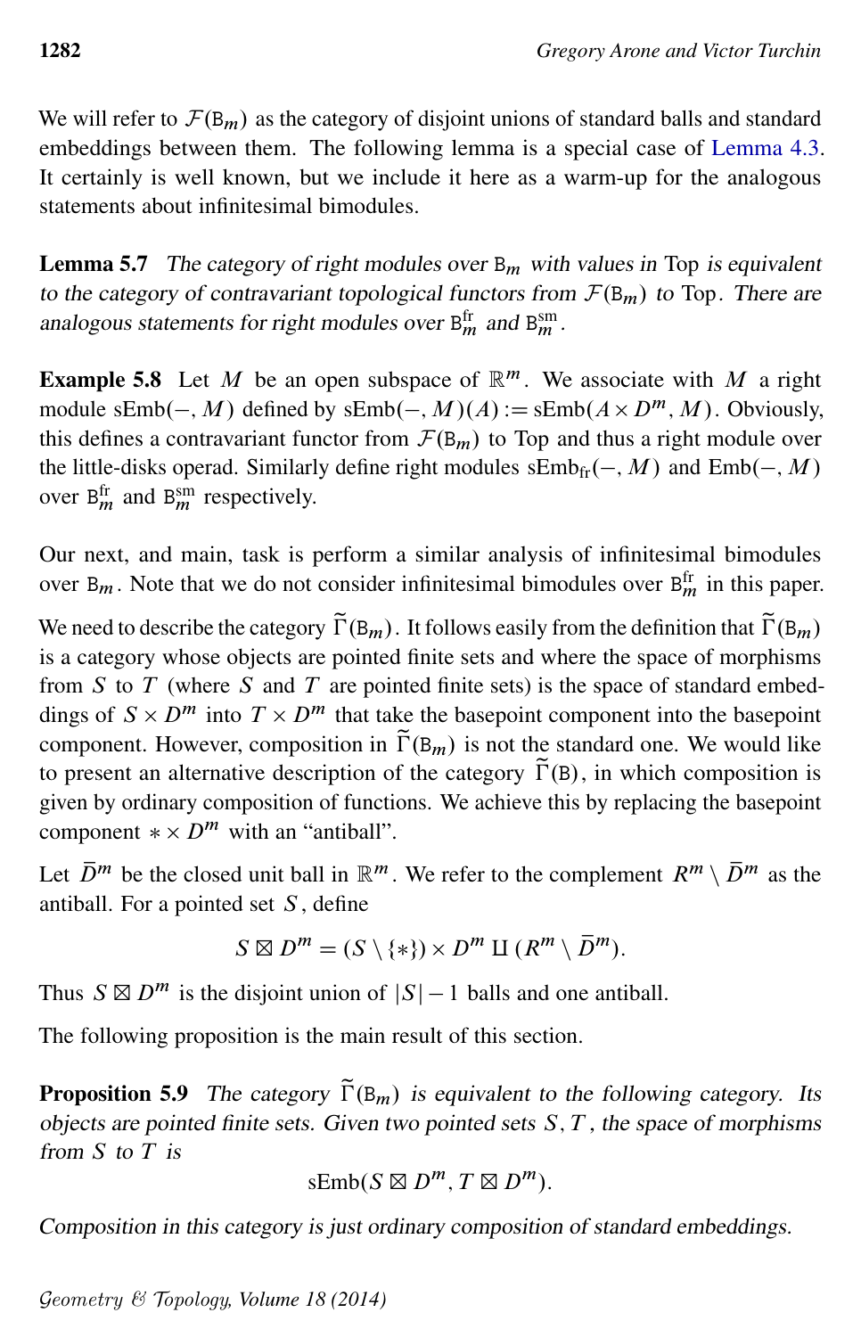We will refer to $\mathcal{F}(\mathtt{B}_m)$ as the category of disjoint unions of standard balls and standard embeddings between them. The following lemma is a special case of Lemma 4.3. It certainly is well known, but we include it here as a warm-up for the analogous statements about infinitesimal bimodules.

**Lemma 5.7** *The category of right modules over $\mathtt{B}_m$ with values in* Top *is equivalent to the category of contravariant topological functors from $\mathcal{F}(\mathtt{B}_m)$ to* Top. *There are analogous statements for right modules over $\mathtt{B}_m^{\mathrm{fr}}$ and $\mathtt{B}_m^{\mathrm{sm}}$.*

**Example 5.8** Let $M$ be an open subspace of $\mathbb{R}^m$. We associate with $M$ a right module $\mathrm{sEmb}(-,M)$ defined by $\mathrm{sEmb}(-,M)(A) := \mathrm{sEmb}(A\times D^m, M)$. Obviously, this defines a contravariant functor from $\mathcal{F}(\mathtt{B}_m)$ to Top and thus a right module over the little-disks operad. Similarly define right modules $\mathrm{sEmb}_{\mathrm{fr}}(-,M)$ and $\mathrm{Emb}(-,M)$ over $\mathtt{B}_m^{\mathrm{fr}}$ and $\mathtt{B}_m^{\mathrm{sm}}$ respectively.

Our next, and main, task is perform a similar analysis of infinitesimal bimodules over $\mathtt{B}_m$. Note that we do not consider infinitesimal bimodules over $\mathtt{B}_m^{\mathrm{fr}}$ in this paper.

We need to describe the category $\widetilde{\Gamma}(\mathtt{B}_m)$. It follows easily from the definition that $\widetilde{\Gamma}(\mathtt{B}_m)$ is a category whose objects are pointed finite sets and where the space of morphisms from $S$ to $T$ (where $S$ and $T$ are pointed finite sets) is the space of standard embeddings of $S\times D^m$ into $T\times D^m$ that take the basepoint component into the basepoint component. However, composition in $\widetilde{\Gamma}(\mathtt{B}_m)$ is not the standard one. We would like to present an alternative description of the category $\widetilde{\Gamma}(\mathtt{B})$, in which composition is given by ordinary composition of functions. We achieve this by replacing the basepoint component $*\times D^m$ with an "antiball".

Let $\bar{D}^m$ be the closed unit ball in $\mathbb{R}^m$. We refer to the complement $R^m\setminus\bar{D}^m$ as the antiball. For a pointed set $S$, define

$$S\boxtimes D^m = (S\setminus\{*\})\times D^m \amalg (R^m\setminus\bar{D}^m).$$

Thus $S\boxtimes D^m$ is the disjoint union of $|S|-1$ balls and one antiball.

The following proposition is the main result of this section.

**Proposition 5.9** *The category $\widetilde{\Gamma}(\mathtt{B}_m)$ is equivalent to the following category. Its objects are pointed finite sets. Given two pointed sets $S$, $T$, the space of morphisms from $S$ to $T$ is*

$$\mathrm{sEmb}(S\boxtimes D^m, T\boxtimes D^m).$$

*Composition in this category is just ordinary composition of standard embeddings.*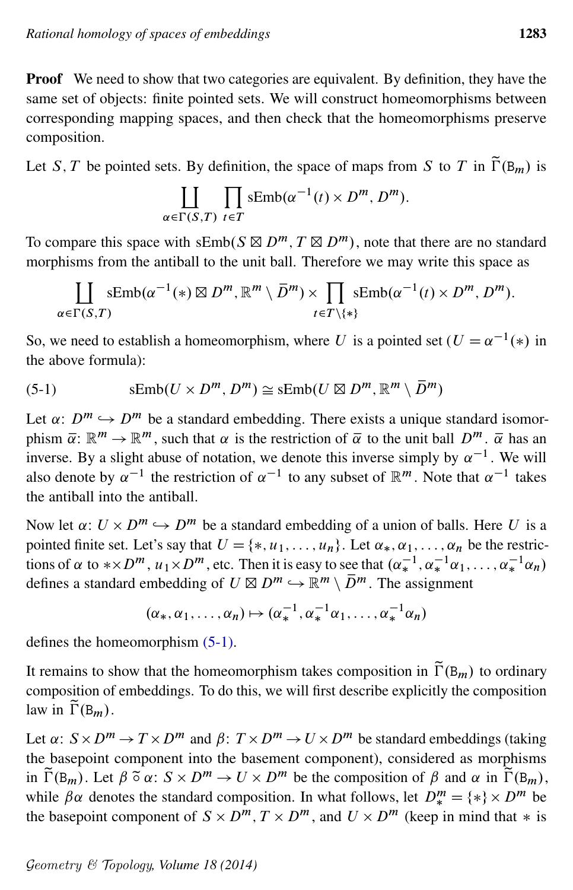**Proof** We need to show that two categories are equivalent. By definition, they have the same set of objects: finite pointed sets. We will construct homeomorphisms between corresponding mapping spaces, and then check that the homeomorphisms preserve composition.

Let $S, T$ be pointed sets. By definition, the space of maps from $S$ to $T$ in $\widetilde{\Gamma}(\mathsf{B}_m)$ is

$$\coprod_{\alpha \in \Gamma(S,T)} \prod_{t \in T} \mathrm{sEmb}(\alpha^{-1}(t) \times D^m, D^m).$$

To compare this space with $\mathrm{sEmb}(S \boxtimes D^m, T \boxtimes D^m)$, note that there are no standard morphisms from the antiball to the unit ball. Therefore we may write this space as

$$\coprod_{\alpha \in \Gamma(S,T)} \mathrm{sEmb}(\alpha^{-1}(*) \boxtimes D^m, \mathbb{R}^m \setminus \bar{D}^m) \times \prod_{t \in T \setminus \{*\}} \mathrm{sEmb}(\alpha^{-1}(t) \times D^m, D^m).$$

So, we need to establish a homeomorphism, where $U$ is a pointed set ($U = \alpha^{-1}(*)$ in the above formula):

$$\mathrm{sEmb}(U \times D^m, D^m) \cong \mathrm{sEmb}(U \boxtimes D^m, \mathbb{R}^m \setminus \bar{D}^m) \tag{5-1}$$

Let $\alpha \colon D^m \hookrightarrow D^m$ be a standard embedding. There exists a unique standard isomorphism $\bar{\alpha} \colon \mathbb{R}^m \to \mathbb{R}^m$, such that $\alpha$ is the restriction of $\bar{\alpha}$ to the unit ball $D^m$. $\bar{\alpha}$ has an inverse. By a slight abuse of notation, we denote this inverse simply by $\alpha^{-1}$. We will also denote by $\alpha^{-1}$ the restriction of $\alpha^{-1}$ to any subset of $\mathbb{R}^m$. Note that $\alpha^{-1}$ takes the antiball into the antiball.

Now let $\alpha \colon U \times D^m \hookrightarrow D^m$ be a standard embedding of a union of balls. Here $U$ is a pointed finite set. Let's say that $U = \{*, u_1, \ldots, u_n\}$. Let $\alpha_*, \alpha_1, \ldots, \alpha_n$ be the restrictions of $\alpha$ to $* \times D^m$, $u_1 \times D^m$, etc. Then it is easy to see that $(\alpha_*^{-1}, \alpha_*^{-1}\alpha_1, \ldots, \alpha_*^{-1}\alpha_n)$ defines a standard embedding of $U \boxtimes D^m \hookrightarrow \mathbb{R}^m \setminus \bar{D}^m$. The assignment

$$(\alpha_*, \alpha_1, \ldots, \alpha_n) \mapsto (\alpha_*^{-1}, \alpha_*^{-1}\alpha_1, \ldots, \alpha_*^{-1}\alpha_n)$$

defines the homeomorphism (5-1).

It remains to show that the homeomorphism takes composition in $\widetilde{\Gamma}(\mathsf{B}_m)$ to ordinary composition of embeddings. To do this, we will first describe explicitly the composition law in $\widetilde{\Gamma}(\mathsf{B}_m)$.

Let $\alpha \colon S \times D^m \to T \times D^m$ and $\beta \colon T \times D^m \to U \times D^m$ be standard embeddings (taking the basepoint component into the basement component), considered as morphisms in $\widetilde{\Gamma}(\mathsf{B}_m)$. Let $\beta \,\tilde{\circ}\, \alpha \colon S \times D^m \to U \times D^m$ be the composition of $\beta$ and $\alpha$ in $\widetilde{\Gamma}(\mathsf{B}_m)$, while $\beta\alpha$ denotes the standard composition. In what follows, let $D^m_* = \{*\} \times D^m$ be the basepoint component of $S \times D^m$, $T \times D^m$, and $U \times D^m$ (keep in mind that $*$ is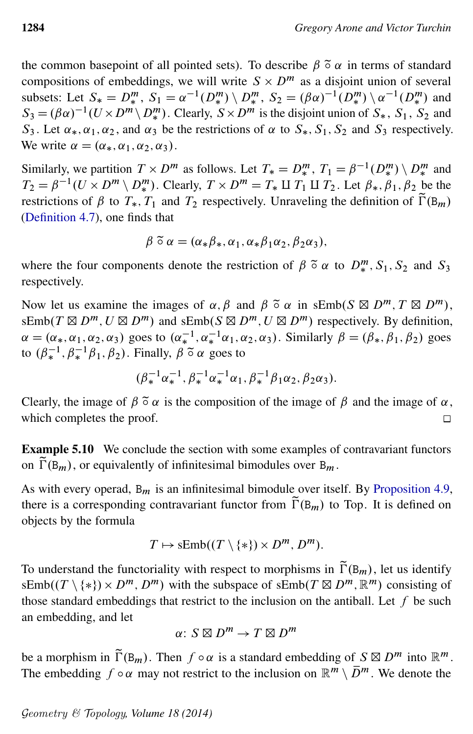the common basepoint of all pointed sets). To describe $\beta \mathbin{\tilde{\circ}} \alpha$ in terms of standard compositions of embeddings, we will write $S \times D^m$ as a disjoint union of several subsets: Let $S_* = D^m_*$, $S_1 = \alpha^{-1}(D^m_*) \setminus D^m_*$, $S_2 = (\beta\alpha)^{-1}(D^m_*) \setminus \alpha^{-1}(D^m_*)$ and $S_3 = (\beta\alpha)^{-1}(U \times D^m \setminus D^m_*)$. Clearly, $S \times D^m$ is the disjoint union of $S_*$, $S_1$, $S_2$ and $S_3$. Let $\alpha_*, \alpha_1, \alpha_2$, and $\alpha_3$ be the restrictions of $\alpha$ to $S_*, S_1, S_2$ and $S_3$ respectively. We write $\alpha = (\alpha_*, \alpha_1, \alpha_2, \alpha_3)$.

Similarly, we partition $T \times D^m$ as follows. Let $T_* = D^m_*$, $T_1 = \beta^{-1}(D^m_*) \setminus D^m_*$ and $T_2 = \beta^{-1}(U \times D^m \setminus D^m_*)$. Clearly, $T \times D^m = T_* \amalg T_1 \amalg T_2$. Let $\beta_*, \beta_1, \beta_2$ be the restrictions of $\beta$ to $T_*, T_1$ and $T_2$ respectively. Unraveling the definition of $\widetilde{\Gamma}(\mathtt{B}_m)$ (Definition 4.7), one finds that

$$\beta \mathbin{\tilde{\circ}} \alpha = (\alpha_*\beta_*, \alpha_1, \alpha_*\beta_1\alpha_2, \beta_2\alpha_3),$$

where the four components denote the restriction of $\beta \mathbin{\tilde{\circ}} \alpha$ to $D^m_*, S_1, S_2$ and $S_3$ respectively.

Now let us examine the images of $\alpha, \beta$ and $\beta \mathbin{\tilde{\circ}} \alpha$ in $\mathrm{sEmb}(S \boxtimes D^m, T \boxtimes D^m)$, $\mathrm{sEmb}(T \boxtimes D^m, U \boxtimes D^m)$ and $\mathrm{sEmb}(S \boxtimes D^m, U \boxtimes D^m)$ respectively. By definition, $\alpha = (\alpha_*, \alpha_1, \alpha_2, \alpha_3)$ goes to $(\alpha_*^{-1}, \alpha_*^{-1}\alpha_1, \alpha_2, \alpha_3)$. Similarly $\beta = (\beta_*, \beta_1, \beta_2)$ goes to $(\beta_*^{-1}, \beta_*^{-1}\beta_1, \beta_2)$. Finally, $\beta \mathbin{\tilde{\circ}} \alpha$ goes to

$$(\beta_*^{-1}\alpha_*^{-1}, \beta_*^{-1}\alpha_*^{-1}\alpha_1, \beta_*^{-1}\beta_1\alpha_2, \beta_2\alpha_3).$$

Clearly, the image of $\beta \mathbin{\tilde{\circ}} \alpha$ is the composition of the image of $\beta$ and the image of $\alpha$, which completes the proof. □

**Example 5.10** We conclude the section with some examples of contravariant functors on $\widetilde{\Gamma}(\mathtt{B}_m)$, or equivalently of infinitesimal bimodules over $\mathtt{B}_m$.

As with every operad, $\mathtt{B}_m$ is an infinitesimal bimodule over itself. By Proposition 4.9, there is a corresponding contravariant functor from $\widetilde{\Gamma}(\mathtt{B}_m)$ to Top. It is defined on objects by the formula

$$T \mapsto \mathrm{sEmb}((T \setminus \{*\}) \times D^m, D^m).$$

To understand the functoriality with respect to morphisms in $\widetilde{\Gamma}(\mathtt{B}_m)$, let us identify $\mathrm{sEmb}((T \setminus \{*\}) \times D^m, D^m)$ with the subspace of $\mathrm{sEmb}(T \boxtimes D^m, \mathbb{R}^m)$ consisting of those standard embeddings that restrict to the inclusion on the antiball. Let $f$ be such an embedding, and let

$$\alpha \colon S \boxtimes D^m \to T \boxtimes D^m$$

be a morphism in $\widetilde{\Gamma}(\mathtt{B}_m)$. Then $f \circ \alpha$ is a standard embedding of $S \boxtimes D^m$ into $\mathbb{R}^m$. The embedding $f \circ \alpha$ may not restrict to the inclusion on $\mathbb{R}^m \setminus \bar{D}^m$. We denote the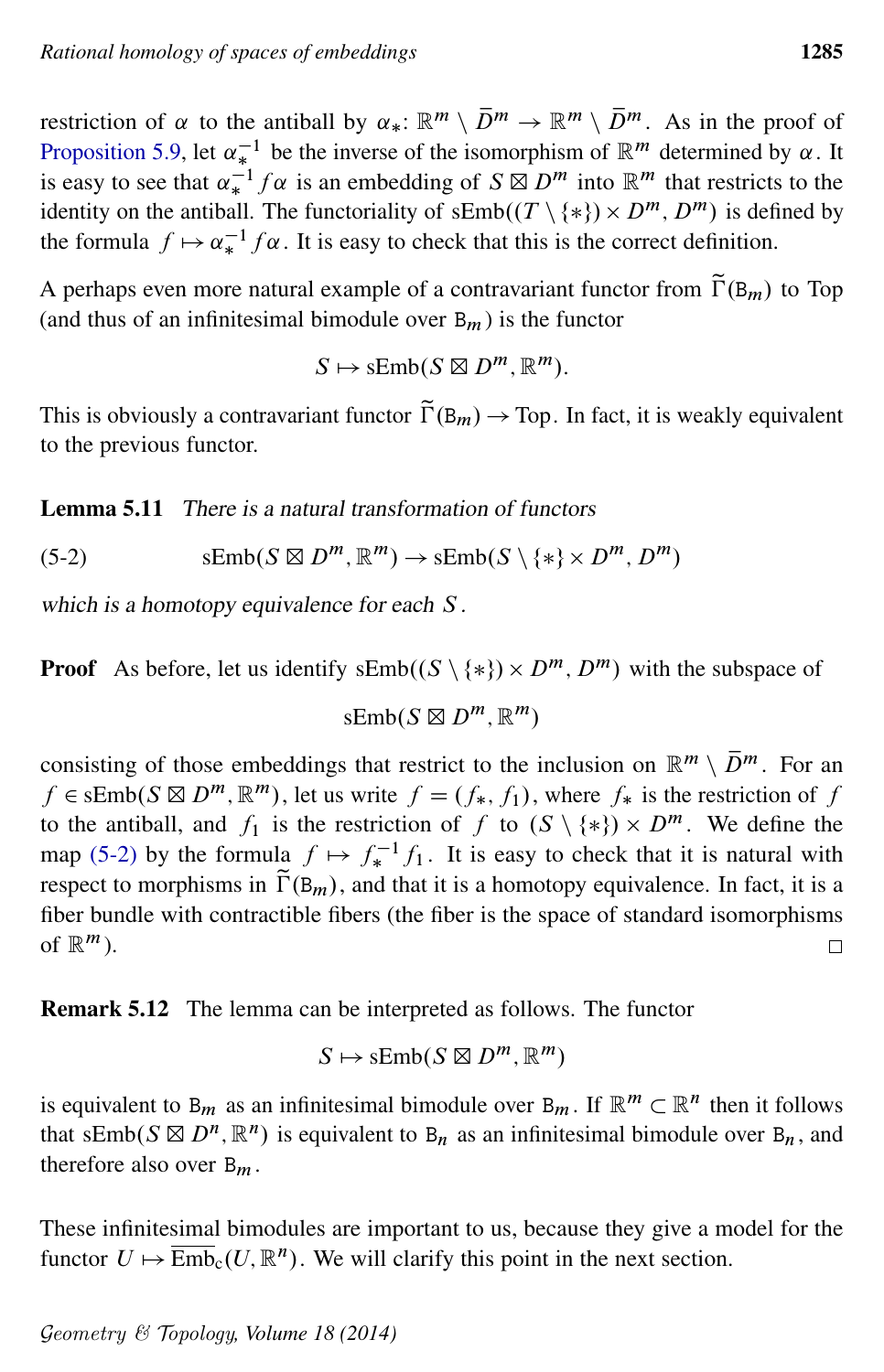restriction of $\alpha$ to the antiball by $\alpha_*\colon \mathbb{R}^m \setminus \bar{D}^m \to \mathbb{R}^m \setminus \bar{D}^m$. As in the proof of Proposition 5.9, let $\alpha_*^{-1}$ be the inverse of the isomorphism of $\mathbb{R}^m$ determined by $\alpha$. It is easy to see that $\alpha_*^{-1} f \alpha$ is an embedding of $S \boxtimes D^m$ into $\mathbb{R}^m$ that restricts to the identity on the antiball. The functoriality of $\mathrm{sEmb}((T \setminus \{*\}) \times D^m, D^m)$ is defined by the formula $f \mapsto \alpha_*^{-1} f \alpha$. It is easy to check that this is the correct definition.

A perhaps even more natural example of a contravariant functor from $\widetilde{\Gamma}(\mathtt{B}_m)$ to Top (and thus of an infinitesimal bimodule over $\mathtt{B}_m$) is the functor

$$S \mapsto \mathrm{sEmb}(S \boxtimes D^m, \mathbb{R}^m).$$

This is obviously a contravariant functor $\widetilde{\Gamma}(\mathtt{B}_m) \to \mathrm{Top}$. In fact, it is weakly equivalent to the previous functor.

**Lemma 5.11** *There is a natural transformation of functors*

$$\mathrm{sEmb}(S \boxtimes D^m, \mathbb{R}^m) \to \mathrm{sEmb}(S \setminus \{*\} \times D^m, D^m) \tag{5-2}$$

*which is a homotopy equivalence for each $S$.*

**Proof** As before, let us identify $\mathrm{sEmb}((S \setminus \{*\}) \times D^m, D^m)$ with the subspace of

$$\mathrm{sEmb}(S \boxtimes D^m, \mathbb{R}^m)$$

consisting of those embeddings that restrict to the inclusion on $\mathbb{R}^m \setminus \bar{D}^m$. For an $f \in \mathrm{sEmb}(S \boxtimes D^m, \mathbb{R}^m)$, let us write $f = (f_*, f_1)$, where $f_*$ is the restriction of $f$ to the antiball, and $f_1$ is the restriction of $f$ to $(S \setminus \{*\}) \times D^m$. We define the map (5-2) by the formula $f \mapsto f_*^{-1} f_1$. It is easy to check that it is natural with respect to morphisms in $\widetilde{\Gamma}(\mathtt{B}_m)$, and that it is a homotopy equivalence. In fact, it is a fiber bundle with contractible fibers (the fiber is the space of standard isomorphisms of $\mathbb{R}^m$). □

**Remark 5.12** The lemma can be interpreted as follows. The functor

$$S \mapsto \mathrm{sEmb}(S \boxtimes D^m, \mathbb{R}^m)$$

is equivalent to $\mathtt{B}_m$ as an infinitesimal bimodule over $\mathtt{B}_m$. If $\mathbb{R}^m \subset \mathbb{R}^n$ then it follows that $\mathrm{sEmb}(S \boxtimes D^n, \mathbb{R}^n)$ is equivalent to $\mathtt{B}_n$ as an infinitesimal bimodule over $\mathtt{B}_n$, and therefore also over $\mathtt{B}_m$.

These infinitesimal bimodules are important to us, because they give a model for the functor $U \mapsto \overline{\mathrm{Emb}}_{\mathrm{c}}(U, \mathbb{R}^n)$. We will clarify this point in the next section.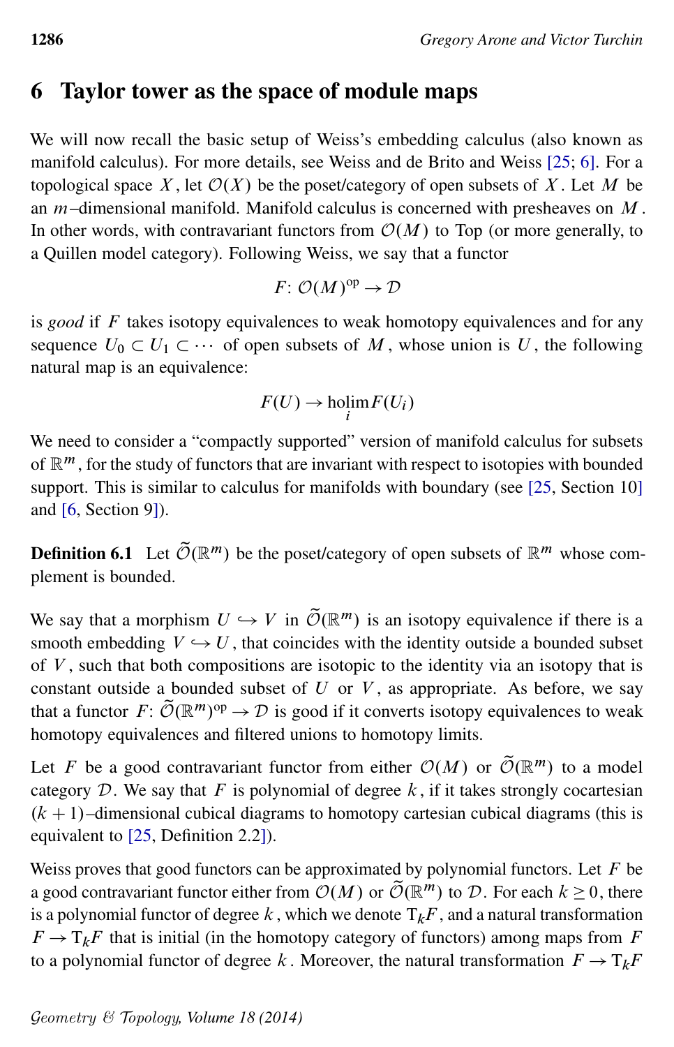## 6 Taylor tower as the space of module maps

We will now recall the basic setup of Weiss's embedding calculus (also known as manifold calculus). For more details, see Weiss and de Brito and Weiss [25; 6]. For a topological space $X$, let $\mathcal{O}(X)$ be the poset/category of open subsets of $X$. Let $M$ be an $m$–dimensional manifold. Manifold calculus is concerned with presheaves on $M$. In other words, with contravariant functors from $\mathcal{O}(M)$ to Top (or more generally, to a Quillen model category). Following Weiss, we say that a functor

$$F\colon \mathcal{O}(M)^{\mathrm{op}} \to \mathcal{D}$$

is *good* if $F$ takes isotopy equivalences to weak homotopy equivalences and for any sequence $U_0 \subset U_1 \subset \cdots$ of open subsets of $M$, whose union is $U$, the following natural map is an equivalence:

$$F(U) \to \operatorname*{holim}_i F(U_i)$$

We need to consider a "compactly supported" version of manifold calculus for subsets of $\mathbb{R}^m$, for the study of functors that are invariant with respect to isotopies with bounded support. This is similar to calculus for manifolds with boundary (see [25, Section 10] and [6, Section 9]).

**Definition 6.1** Let $\widetilde{\mathcal{O}}(\mathbb{R}^m)$ be the poset/category of open subsets of $\mathbb{R}^m$ whose complement is bounded.

We say that a morphism $U \hookrightarrow V$ in $\widetilde{\mathcal{O}}(\mathbb{R}^m)$ is an isotopy equivalence if there is a smooth embedding $V \hookrightarrow U$, that coincides with the identity outside a bounded subset of $V$, such that both compositions are isotopic to the identity via an isotopy that is constant outside a bounded subset of $U$ or $V$, as appropriate. As before, we say that a functor $F\colon \widetilde{\mathcal{O}}(\mathbb{R}^m)^{\mathrm{op}} \to \mathcal{D}$ is good if it converts isotopy equivalences to weak homotopy equivalences and filtered unions to homotopy limits.

Let $F$ be a good contravariant functor from either $\mathcal{O}(M)$ or $\widetilde{\mathcal{O}}(\mathbb{R}^m)$ to a model category $\mathcal{D}$. We say that $F$ is polynomial of degree $k$, if it takes strongly cocartesian $(k+1)$–dimensional cubical diagrams to homotopy cartesian cubical diagrams (this is equivalent to [25, Definition 2.2]).

Weiss proves that good functors can be approximated by polynomial functors. Let $F$ be a good contravariant functor either from $\mathcal{O}(M)$ or $\widetilde{\mathcal{O}}(\mathbb{R}^m)$ to $\mathcal{D}$. For each $k \geq 0$, there is a polynomial functor of degree $k$, which we denote $\mathrm{T}_k F$, and a natural transformation $F \to \mathrm{T}_k F$ that is initial (in the homotopy category of functors) among maps from $F$ to a polynomial functor of degree $k$. Moreover, the natural transformation $F \to \mathrm{T}_k F$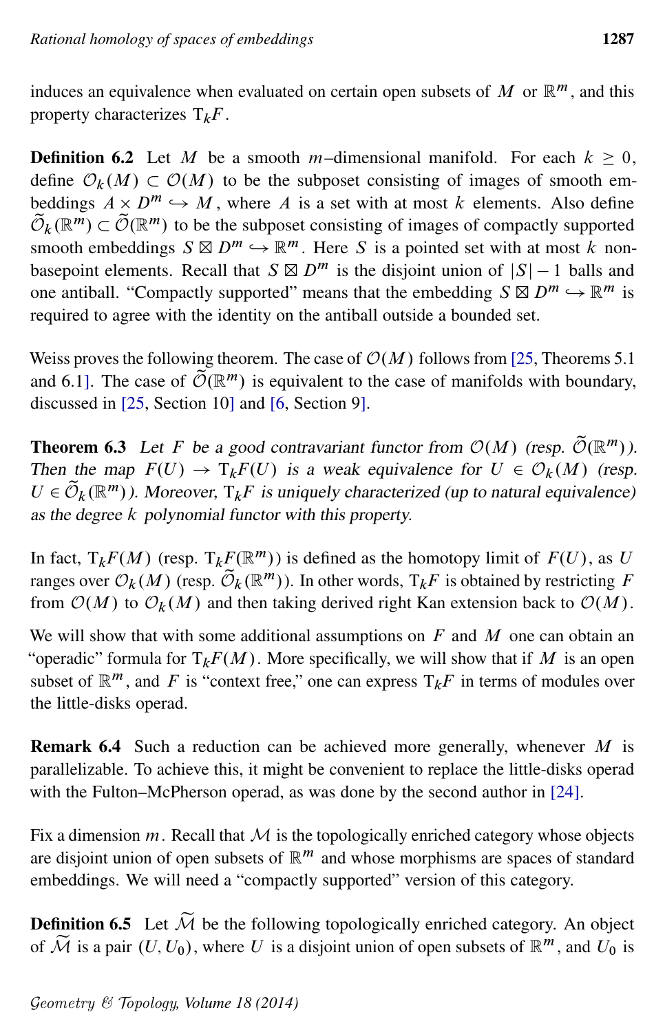induces an equivalence when evaluated on certain open subsets of $M$ or $\mathbb{R}^m$, and this property characterizes $\mathrm{T}_k F$.

**Definition 6.2** Let $M$ be a smooth $m$–dimensional manifold. For each $k \geq 0$, define $\mathcal{O}_k(M) \subset \mathcal{O}(M)$ to be the subposet consisting of images of smooth embeddings $A \times D^m \hookrightarrow M$, where $A$ is a set with at most $k$ elements. Also define $\widetilde{\mathcal{O}}_k(\mathbb{R}^m) \subset \widetilde{\mathcal{O}}(\mathbb{R}^m)$ to be the subposet consisting of images of compactly supported smooth embeddings $S \boxtimes D^m \hookrightarrow \mathbb{R}^m$. Here $S$ is a pointed set with at most $k$ non-basepoint elements. Recall that $S \boxtimes D^m$ is the disjoint union of $|S| - 1$ balls and one antiball. "Compactly supported" means that the embedding $S \boxtimes D^m \hookrightarrow \mathbb{R}^m$ is required to agree with the identity on the antiball outside a bounded set.

Weiss proves the following theorem. The case of $\mathcal{O}(M)$ follows from [25, Theorems 5.1 and 6.1]. The case of $\widetilde{\mathcal{O}}(\mathbb{R}^m)$ is equivalent to the case of manifolds with boundary, discussed in [25, Section 10] and [6, Section 9].

**Theorem 6.3** *Let $F$ be a good contravariant functor from $\mathcal{O}(M)$ (resp. $\widetilde{\mathcal{O}}(\mathbb{R}^m)$). Then the map $F(U) \to \mathrm{T}_k F(U)$ is a weak equivalence for $U \in \mathcal{O}_k(M)$ (resp. $U \in \widetilde{\mathcal{O}}_k(\mathbb{R}^m)$). Moreover, $\mathrm{T}_k F$ is uniquely characterized (up to natural equivalence) as the degree $k$ polynomial functor with this property.*

In fact, $\mathrm{T}_k F(M)$ (resp. $\mathrm{T}_k F(\mathbb{R}^m)$) is defined as the homotopy limit of $F(U)$, as $U$ ranges over $\mathcal{O}_k(M)$ (resp. $\widetilde{\mathcal{O}}_k(\mathbb{R}^m)$). In other words, $\mathrm{T}_k F$ is obtained by restricting $F$ from $\mathcal{O}(M)$ to $\mathcal{O}_k(M)$ and then taking derived right Kan extension back to $\mathcal{O}(M)$.

We will show that with some additional assumptions on $F$ and $M$ one can obtain an "operadic" formula for $\mathrm{T}_k F(M)$. More specifically, we will show that if $M$ is an open subset of $\mathbb{R}^m$, and $F$ is "context free," one can express $\mathrm{T}_k F$ in terms of modules over the little-disks operad.

**Remark 6.4** Such a reduction can be achieved more generally, whenever $M$ is parallelizable. To achieve this, it might be convenient to replace the little-disks operad with the Fulton–McPherson operad, as was done by the second author in [24].

Fix a dimension $m$. Recall that $\mathcal{M}$ is the topologically enriched category whose objects are disjoint union of open subsets of $\mathbb{R}^m$ and whose morphisms are spaces of standard embeddings. We will need a "compactly supported" version of this category.

**Definition 6.5** Let $\widetilde{\mathcal{M}}$ be the following topologically enriched category. An object of $\widetilde{\mathcal{M}}$ is a pair $(U, U_0)$, where $U$ is a disjoint union of open subsets of $\mathbb{R}^m$, and $U_0$ is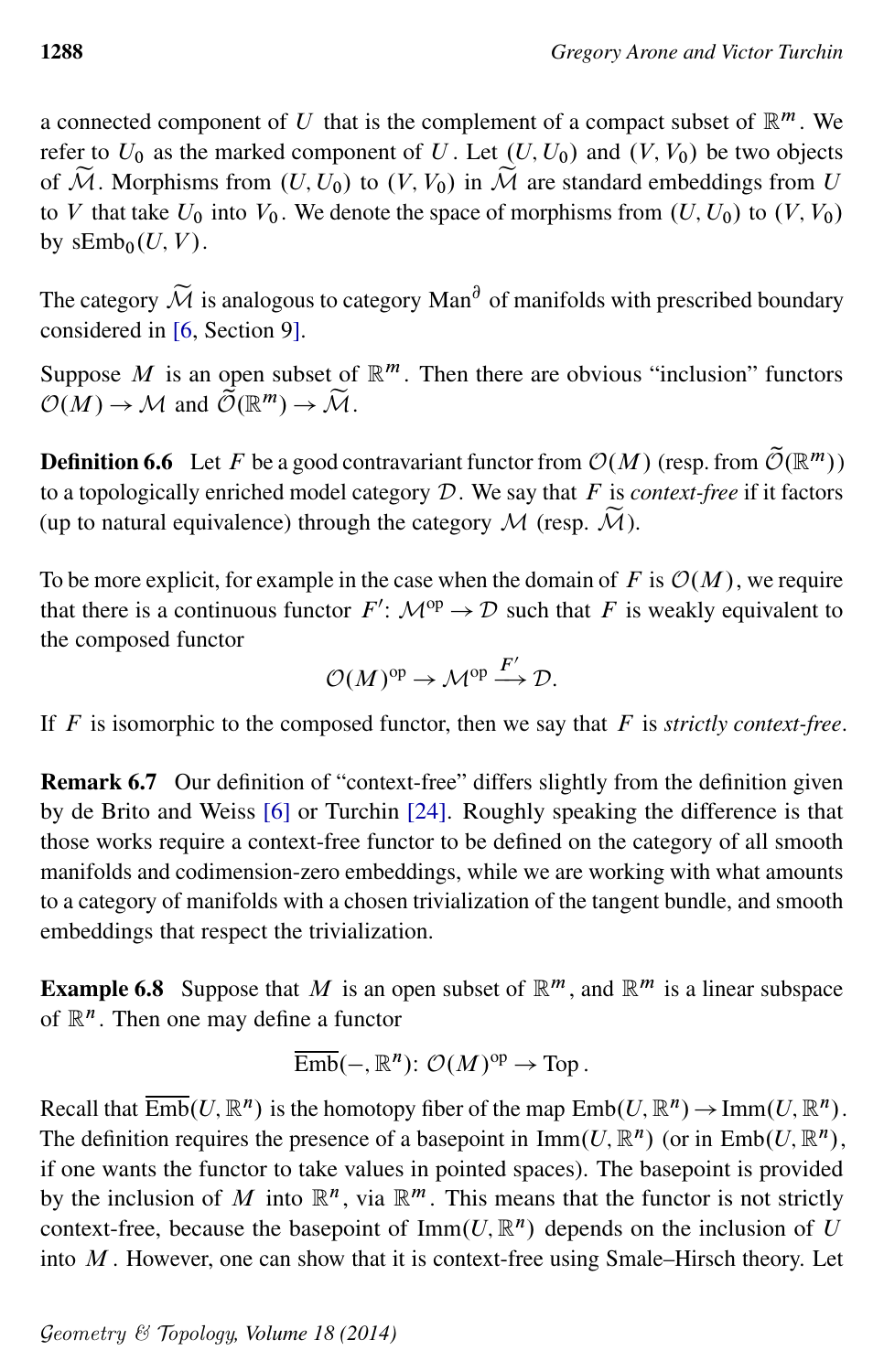a connected component of $U$ that is the complement of a compact subset of $\mathbb{R}^m$. We refer to $U_0$ as the marked component of $U$. Let $(U, U_0)$ and $(V, V_0)$ be two objects of $\widetilde{\mathcal{M}}$. Morphisms from $(U, U_0)$ to $(V, V_0)$ in $\widetilde{\mathcal{M}}$ are standard embeddings from $U$ to $V$ that take $U_0$ into $V_0$. We denote the space of morphisms from $(U, U_0)$ to $(V, V_0)$ by $\mathrm{sEmb}_0(U, V)$.

The category $\widetilde{\mathcal{M}}$ is analogous to category $\mathrm{Man}^{\partial}$ of manifolds with prescribed boundary considered in [6, Section 9].

Suppose $M$ is an open subset of $\mathbb{R}^m$. Then there are obvious "inclusion" functors $\mathcal{O}(M) \to \mathcal{M}$ and $\widetilde{\mathcal{O}}(\mathbb{R}^m) \to \widetilde{\mathcal{M}}$.

**Definition 6.6** Let $F$ be a good contravariant functor from $\mathcal{O}(M)$ (resp. from $\widetilde{\mathcal{O}}(\mathbb{R}^m)$) to a topologically enriched model category $\mathcal{D}$. We say that $F$ is *context-free* if it factors (up to natural equivalence) through the category $\mathcal{M}$ (resp. $\widetilde{\mathcal{M}}$).

To be more explicit, for example in the case when the domain of $F$ is $\mathcal{O}(M)$, we require that there is a continuous functor $F'\colon \mathcal{M}^{\mathrm{op}} \to \mathcal{D}$ such that $F$ is weakly equivalent to the composed functor

$$\mathcal{O}(M)^{\mathrm{op}} \to \mathcal{M}^{\mathrm{op}} \xrightarrow{F'} \mathcal{D}.$$

If $F$ is isomorphic to the composed functor, then we say that $F$ is *strictly context-free*.

**Remark 6.7** Our definition of "context-free" differs slightly from the definition given by de Brito and Weiss [6] or Turchin [24]. Roughly speaking the difference is that those works require a context-free functor to be defined on the category of all smooth manifolds and codimension-zero embeddings, while we are working with what amounts to a category of manifolds with a chosen trivialization of the tangent bundle, and smooth embeddings that respect the trivialization.

**Example 6.8** Suppose that $M$ is an open subset of $\mathbb{R}^m$, and $\mathbb{R}^m$ is a linear subspace of $\mathbb{R}^n$. Then one may define a functor

$$\overline{\mathrm{Emb}}(-, \mathbb{R}^n)\colon \mathcal{O}(M)^{\mathrm{op}} \to \mathrm{Top}\,.$$

Recall that $\overline{\mathrm{Emb}}(U, \mathbb{R}^n)$ is the homotopy fiber of the map $\mathrm{Emb}(U, \mathbb{R}^n) \to \mathrm{Imm}(U, \mathbb{R}^n)$. The definition requires the presence of a basepoint in $\mathrm{Imm}(U, \mathbb{R}^n)$ (or in $\mathrm{Emb}(U, \mathbb{R}^n)$, if one wants the functor to take values in pointed spaces). The basepoint is provided by the inclusion of $M$ into $\mathbb{R}^n$, via $\mathbb{R}^m$. This means that the functor is not strictly context-free, because the basepoint of $\mathrm{Imm}(U, \mathbb{R}^n)$ depends on the inclusion of $U$ into $M$. However, one can show that it is context-free using Smale–Hirsch theory. Let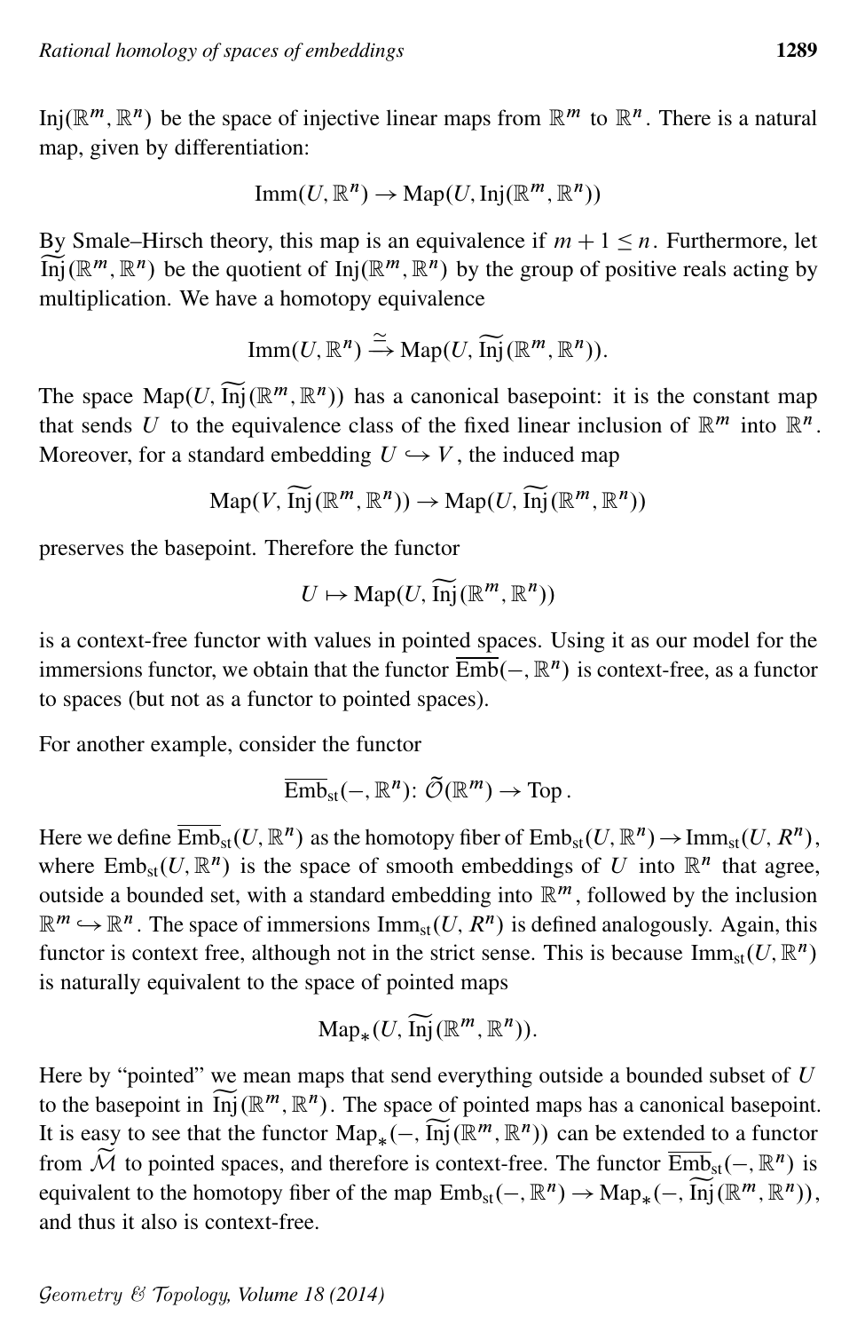$\mathrm{Inj}(\mathbb{R}^m, \mathbb{R}^n)$ be the space of injective linear maps from $\mathbb{R}^m$ to $\mathbb{R}^n$. There is a natural map, given by differentiation:

$$\mathrm{Imm}(U, \mathbb{R}^n) \to \mathrm{Map}(U, \mathrm{Inj}(\mathbb{R}^m, \mathbb{R}^n))$$

By Smale–Hirsch theory, this map is an equivalence if $m+1 \leq n$. Furthermore, let $\widetilde{\mathrm{Inj}}(\mathbb{R}^m, \mathbb{R}^n)$ be the quotient of $\mathrm{Inj}(\mathbb{R}^m, \mathbb{R}^n)$ by the group of positive reals acting by multiplication. We have a homotopy equivalence

$$\mathrm{Imm}(U, \mathbb{R}^n) \xrightarrow{\simeq} \mathrm{Map}(U, \widetilde{\mathrm{Inj}}(\mathbb{R}^m, \mathbb{R}^n)).$$

The space $\mathrm{Map}(U, \widetilde{\mathrm{Inj}}(\mathbb{R}^m, \mathbb{R}^n))$ has a canonical basepoint: it is the constant map that sends $U$ to the equivalence class of the fixed linear inclusion of $\mathbb{R}^m$ into $\mathbb{R}^n$. Moreover, for a standard embedding $U \hookrightarrow V$, the induced map

$$\mathrm{Map}(V, \widetilde{\mathrm{Inj}}(\mathbb{R}^m, \mathbb{R}^n)) \to \mathrm{Map}(U, \widetilde{\mathrm{Inj}}(\mathbb{R}^m, \mathbb{R}^n))$$

preserves the basepoint. Therefore the functor

$$U \mapsto \mathrm{Map}(U, \widetilde{\mathrm{Inj}}(\mathbb{R}^m, \mathbb{R}^n))$$

is a context-free functor with values in pointed spaces. Using it as our model for the immersions functor, we obtain that the functor $\overline{\mathrm{Emb}}(-, \mathbb{R}^n)$ is context-free, as a functor to spaces (but not as a functor to pointed spaces).

For another example, consider the functor

$$\overline{\mathrm{Emb}}_{\mathrm{st}}(-, \mathbb{R}^n) \colon \widetilde{\mathcal{O}}(\mathbb{R}^m) \to \mathrm{Top}\,.$$

Here we define $\overline{\mathrm{Emb}}_{\mathrm{st}}(U, \mathbb{R}^n)$ as the homotopy fiber of $\mathrm{Emb}_{\mathrm{st}}(U, \mathbb{R}^n) \to \mathrm{Imm}_{\mathrm{st}}(U, R^n)$, where $\mathrm{Emb}_{\mathrm{st}}(U, \mathbb{R}^n)$ is the space of smooth embeddings of $U$ into $\mathbb{R}^n$ that agree, outside a bounded set, with a standard embedding into $\mathbb{R}^m$, followed by the inclusion $\mathbb{R}^m \hookrightarrow \mathbb{R}^n$. The space of immersions $\mathrm{Imm}_{\mathrm{st}}(U, R^n)$ is defined analogously. Again, this functor is context free, although not in the strict sense. This is because $\mathrm{Imm}_{\mathrm{st}}(U, \mathbb{R}^n)$ is naturally equivalent to the space of pointed maps

$$\mathrm{Map}_*(U, \widetilde{\mathrm{Inj}}(\mathbb{R}^m, \mathbb{R}^n)).$$

Here by "pointed" we mean maps that send everything outside a bounded subset of $U$ to the basepoint in $\widetilde{\mathrm{Inj}}(\mathbb{R}^m, \mathbb{R}^n)$. The space of pointed maps has a canonical basepoint. It is easy to see that the functor $\mathrm{Map}_*(-, \widetilde{\mathrm{Inj}}(\mathbb{R}^m, \mathbb{R}^n))$ can be extended to a functor from $\widetilde{\mathcal{M}}$ to pointed spaces, and therefore is context-free. The functor $\overline{\mathrm{Emb}}_{\mathrm{st}}(-, \mathbb{R}^n)$ is equivalent to the homotopy fiber of the map $\mathrm{Emb}_{\mathrm{st}}(-, \mathbb{R}^n) \to \mathrm{Map}_*(-, \widetilde{\mathrm{Inj}}(\mathbb{R}^m, \mathbb{R}^n))$, and thus it also is context-free.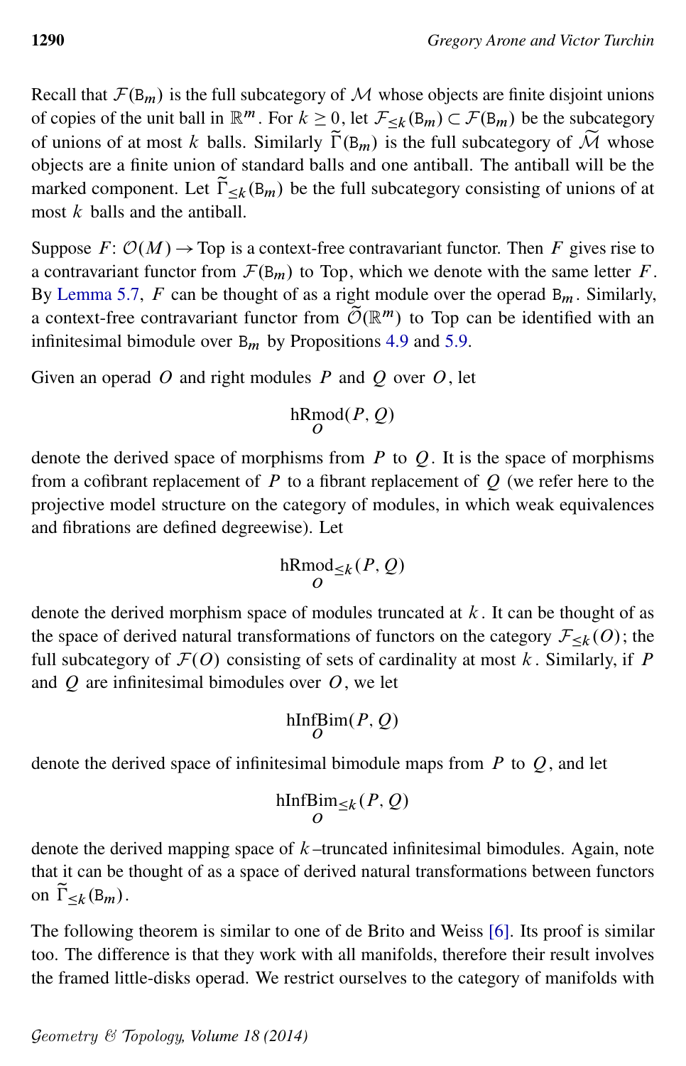Recall that $\mathcal{F}(\mathtt{B}_m)$ is the full subcategory of $\mathcal{M}$ whose objects are finite disjoint unions of copies of the unit ball in $\mathbb{R}^m$. For $k \geq 0$, let $\mathcal{F}_{\leq k}(\mathtt{B}_m) \subset \mathcal{F}(\mathtt{B}_m)$ be the subcategory of unions of at most $k$ balls. Similarly $\widetilde{\Gamma}(\mathtt{B}_m)$ is the full subcategory of $\widetilde{\mathcal{M}}$ whose objects are a finite union of standard balls and one antiball. The antiball will be the marked component. Let $\widetilde{\Gamma}_{\leq k}(\mathtt{B}_m)$ be the full subcategory consisting of unions of at most $k$ balls and the antiball.

Suppose $F\colon \mathcal{O}(M) \to \mathrm{Top}$ is a context-free contravariant functor. Then $F$ gives rise to a contravariant functor from $\mathcal{F}(\mathtt{B}_m)$ to Top, which we denote with the same letter $F$. By Lemma 5.7, $F$ can be thought of as a right module over the operad $\mathtt{B}_m$. Similarly, a context-free contravariant functor from $\widetilde{\mathcal{O}}(\mathbb{R}^m)$ to Top can be identified with an infinitesimal bimodule over $\mathtt{B}_m$ by Propositions 4.9 and 5.9.

Given an operad $O$ and right modules $P$ and $Q$ over $O$, let

$$\underset{O}{\mathrm{hRmod}}(P, Q)$$

denote the derived space of morphisms from $P$ to $Q$. It is the space of morphisms from a cofibrant replacement of $P$ to a fibrant replacement of $Q$ (we refer here to the projective model structure on the category of modules, in which weak equivalences and fibrations are defined degreewise). Let

$$\underset{O}{\mathrm{hRmod}_{\leq k}}(P, Q)$$

denote the derived morphism space of modules truncated at $k$. It can be thought of as the space of derived natural transformations of functors on the category $\mathcal{F}_{\leq k}(O)$; the full subcategory of $\mathcal{F}(O)$ consisting of sets of cardinality at most $k$. Similarly, if $P$ and $Q$ are infinitesimal bimodules over $O$, we let

$$\underset{O}{\mathrm{hInfBim}}(P, Q)$$

denote the derived space of infinitesimal bimodule maps from $P$ to $Q$, and let

$$\underset{O}{\mathrm{hInfBim}_{\leq k}}(P, Q)$$

denote the derived mapping space of $k$–truncated infinitesimal bimodules. Again, note that it can be thought of as a space of derived natural transformations between functors on $\widetilde{\Gamma}_{\leq k}(\mathtt{B}_m)$.

The following theorem is similar to one of de Brito and Weiss [6]. Its proof is similar too. The difference is that they work with all manifolds, therefore their result involves the framed little-disks operad. We restrict ourselves to the category of manifolds with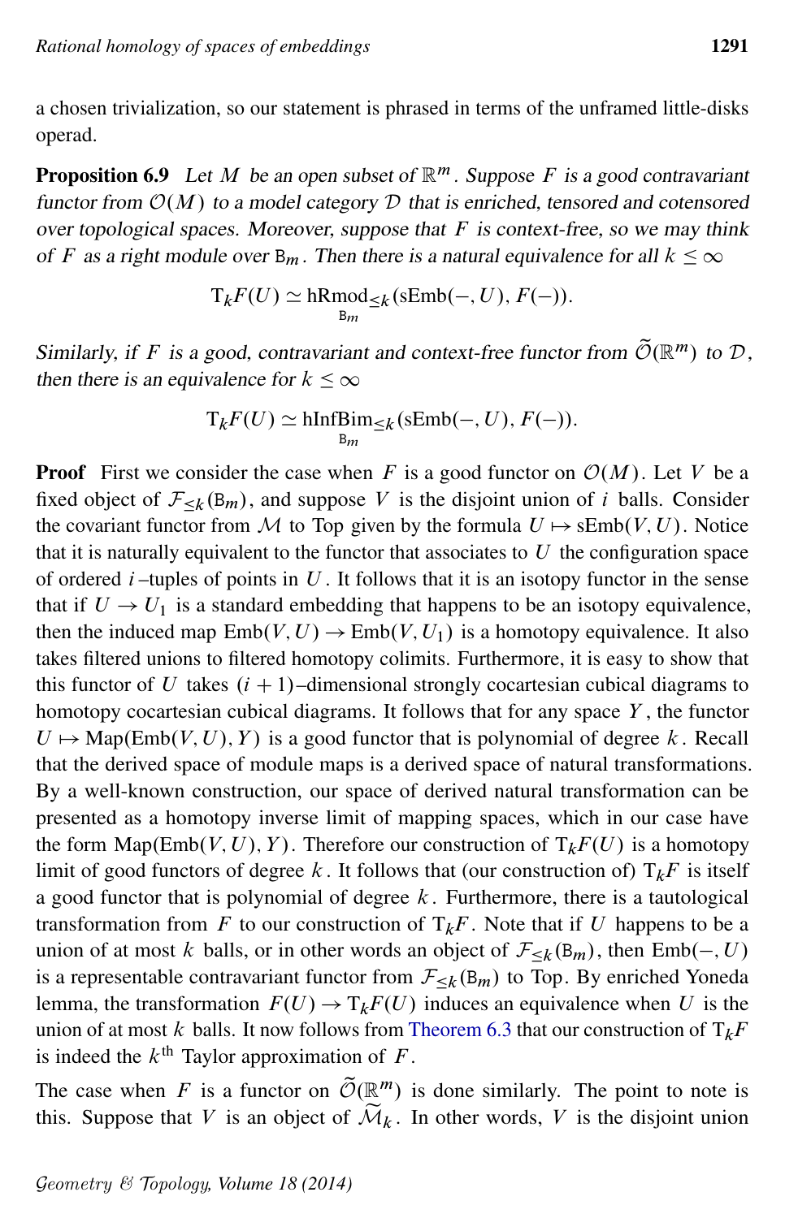a chosen trivialization, so our statement is phrased in terms of the unframed little-disks operad.

**Proposition 6.9** *Let $M$ be an open subset of $\mathbb{R}^m$. Suppose $F$ is a good contravariant functor from $\mathcal{O}(M)$ to a model category $\mathcal{D}$ that is enriched, tensored and cotensored over topological spaces. Moreover, suppose that $F$ is context-free, so we may think of $F$ as a right module over $\mathtt{B}_m$. Then there is a natural equivalence for all $k \leq \infty$*

$$\mathrm{T}_k F(U) \simeq \underset{\mathtt{B}_m}{\mathrm{hRmod}_{\leq k}}(\mathrm{sEmb}(-, U), F(-)).$$

*Similarly, if $F$ is a good, contravariant and context-free functor from $\widetilde{\mathcal{O}}(\mathbb{R}^m)$ to $\mathcal{D}$, then there is an equivalence for $k \leq \infty$*

$$\mathrm{T}_k F(U) \simeq \underset{\mathtt{B}_m}{\mathrm{hInfBim}_{\leq k}}(\mathrm{sEmb}(-, U), F(-)).$$

**Proof** First we consider the case when $F$ is a good functor on $\mathcal{O}(M)$. Let $V$ be a fixed object of $\mathcal{F}_{\leq k}(\mathtt{B}_m)$, and suppose $V$ is the disjoint union of $i$ balls. Consider the covariant functor from $\mathcal{M}$ to Top given by the formula $U \mapsto \mathrm{sEmb}(V, U)$. Notice that it is naturally equivalent to the functor that associates to $U$ the configuration space of ordered $i$–tuples of points in $U$. It follows that it is an isotopy functor in the sense that if $U \to U_1$ is a standard embedding that happens to be an isotopy equivalence, then the induced map $\mathrm{Emb}(V, U) \to \mathrm{Emb}(V, U_1)$ is a homotopy equivalence. It also takes filtered unions to filtered homotopy colimits. Furthermore, it is easy to show that this functor of $U$ takes $(i+1)$–dimensional strongly cocartesian cubical diagrams to homotopy cocartesian cubical diagrams. It follows that for any space $Y$, the functor $U \mapsto \mathrm{Map}(\mathrm{Emb}(V, U), Y)$ is a good functor that is polynomial of degree $k$. Recall that the derived space of module maps is a derived space of natural transformations. By a well-known construction, our space of derived natural transformation can be presented as a homotopy inverse limit of mapping spaces, which in our case have the form $\mathrm{Map}(\mathrm{Emb}(V, U), Y)$. Therefore our construction of $\mathrm{T}_k F(U)$ is a homotopy limit of good functors of degree $k$. It follows that (our construction of) $\mathrm{T}_k F$ is itself a good functor that is polynomial of degree $k$. Furthermore, there is a tautological transformation from $F$ to our construction of $\mathrm{T}_k F$. Note that if $U$ happens to be a union of at most $k$ balls, or in other words an object of $\mathcal{F}_{\leq k}(\mathtt{B}_m)$, then $\mathrm{Emb}(-, U)$ is a representable contravariant functor from $\mathcal{F}_{\leq k}(\mathtt{B}_m)$ to Top. By enriched Yoneda lemma, the transformation $F(U) \to \mathrm{T}_k F(U)$ induces an equivalence when $U$ is the union of at most $k$ balls. It now follows from Theorem 6.3 that our construction of $\mathrm{T}_k F$ is indeed the $k^{\text{th}}$ Taylor approximation of $F$.

The case when $F$ is a functor on $\widetilde{\mathcal{O}}(\mathbb{R}^m)$ is done similarly. The point to note is this. Suppose that $V$ is an object of $\widetilde{\mathcal{M}}_k$. In other words, $V$ is the disjoint union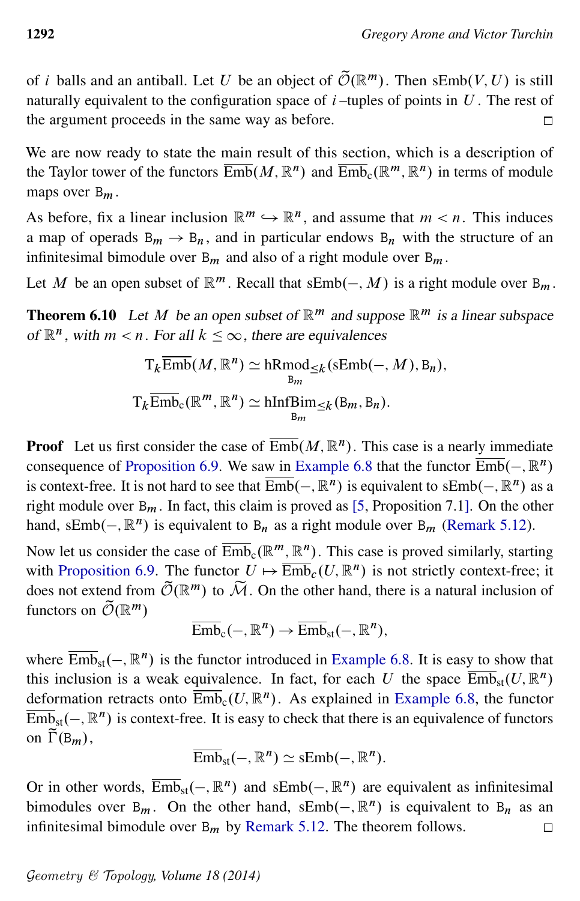of $i$ balls and an antiball. Let $U$ be an object of $\widetilde{\mathcal{O}}(\mathbb{R}^m)$. Then $\mathrm{sEmb}(V, U)$ is still naturally equivalent to the configuration space of $i$–tuples of points in $U$. The rest of the argument proceeds in the same way as before. □

We are now ready to state the main result of this section, which is a description of the Taylor tower of the functors $\overline{\mathrm{Emb}}(M, \mathbb{R}^n)$ and $\overline{\mathrm{Emb}}_{\mathrm{c}}(\mathbb{R}^m, \mathbb{R}^n)$ in terms of module maps over $\mathtt{B}_m$.

As before, fix a linear inclusion $\mathbb{R}^m \hookrightarrow \mathbb{R}^n$, and assume that $m < n$. This induces a map of operads $\mathtt{B}_m \to \mathtt{B}_n$, and in particular endows $\mathtt{B}_n$ with the structure of an infinitesimal bimodule over $\mathtt{B}_m$ and also of a right module over $\mathtt{B}_m$.

Let $M$ be an open subset of $\mathbb{R}^m$. Recall that $\mathrm{sEmb}(-, M)$ is a right module over $\mathtt{B}_m$.

**Theorem 6.10** *Let $M$ be an open subset of $\mathbb{R}^m$ and suppose $\mathbb{R}^m$ is a linear subspace of $\mathbb{R}^n$, with $m < n$. For all $k \leq \infty$, there are equivalences*

$$\mathrm{T}_k \overline{\mathrm{Emb}}(M, \mathbb{R}^n) \simeq \underset{\mathtt{B}_m}{\mathrm{hRmod}}_{\leq k}(\mathrm{sEmb}(-, M), \mathtt{B}_n),$$

$$\mathrm{T}_k \overline{\mathrm{Emb}}_{\mathrm{c}}(\mathbb{R}^m, \mathbb{R}^n) \simeq \underset{\mathtt{B}_m}{\mathrm{hInfBim}}_{\leq k}(\mathtt{B}_m, \mathtt{B}_n).$$

**Proof** Let us first consider the case of $\overline{\mathrm{Emb}}(M, \mathbb{R}^n)$. This case is a nearly immediate consequence of Proposition 6.9. We saw in Example 6.8 that the functor $\overline{\mathrm{Emb}}(-, \mathbb{R}^n)$ is context-free. It is not hard to see that $\overline{\mathrm{Emb}}(-, \mathbb{R}^n)$ is equivalent to $\mathrm{sEmb}(-, \mathbb{R}^n)$ as a right module over $\mathtt{B}_m$. In fact, this claim is proved as [5, Proposition 7.1]. On the other hand, $\mathrm{sEmb}(-, \mathbb{R}^n)$ is equivalent to $\mathtt{B}_n$ as a right module over $\mathtt{B}_m$ (Remark 5.12).

Now let us consider the case of $\overline{\mathrm{Emb}}_{\mathrm{c}}(\mathbb{R}^m, \mathbb{R}^n)$. This case is proved similarly, starting with Proposition 6.9. The functor $U \mapsto \overline{\mathrm{Emb}}_c(U, \mathbb{R}^n)$ is not strictly context-free; it does not extend from $\widetilde{\mathcal{O}}(\mathbb{R}^m)$ to $\widetilde{\mathcal{M}}$. On the other hand, there is a natural inclusion of functors on $\widetilde{\mathcal{O}}(\mathbb{R}^m)$

$$\overline{\mathrm{Emb}}_{\mathrm{c}}(-, \mathbb{R}^n) \to \overline{\mathrm{Emb}}_{\mathrm{st}}(-, \mathbb{R}^n),$$

where $\overline{\mathrm{Emb}}_{\mathrm{st}}(-, \mathbb{R}^n)$ is the functor introduced in Example 6.8. It is easy to show that this inclusion is a weak equivalence. In fact, for each $U$ the space $\overline{\mathrm{Emb}}_{\mathrm{st}}(U, \mathbb{R}^n)$ deformation retracts onto $\overline{\mathrm{Emb}}_{\mathrm{c}}(U, \mathbb{R}^n)$. As explained in Example 6.8, the functor $\overline{\mathrm{Emb}}_{\mathrm{st}}(-, \mathbb{R}^n)$ is context-free. It is easy to check that there is an equivalence of functors on $\widetilde{\Gamma}(\mathtt{B}_m)$,

$$\overline{\mathrm{Emb}}_{\mathrm{st}}(-, \mathbb{R}^n) \simeq \mathrm{sEmb}(-, \mathbb{R}^n).$$

Or in other words, $\overline{\mathrm{Emb}}_{\mathrm{st}}(-, \mathbb{R}^n)$ and $\mathrm{sEmb}(-, \mathbb{R}^n)$ are equivalent as infinitesimal bimodules over $\mathtt{B}_m$. On the other hand, $\mathrm{sEmb}(-, \mathbb{R}^n)$ is equivalent to $\mathtt{B}_n$ as an infinitesimal bimodule over $\mathtt{B}_m$ by Remark 5.12. The theorem follows. □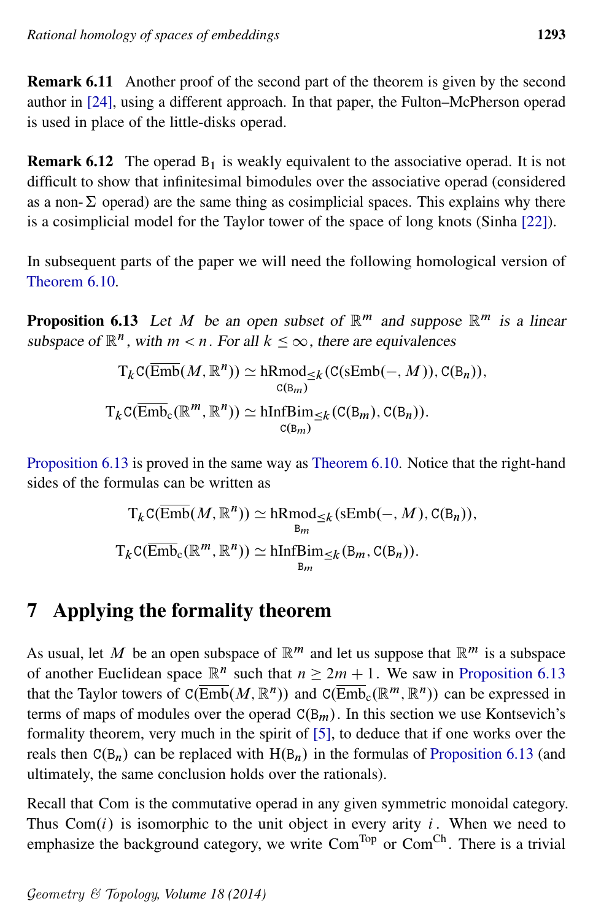**Remark 6.11** Another proof of the second part of the theorem is given by the second author in [24], using a different approach. In that paper, the Fulton–McPherson operad is used in place of the little-disks operad.

**Remark 6.12** The operad $\mathtt{B}_1$ is weakly equivalent to the associative operad. It is not difficult to show that infinitesimal bimodules over the associative operad (considered as a non-$\Sigma$ operad) are the same thing as cosimplicial spaces. This explains why there is a cosimplicial model for the Taylor tower of the space of long knots (Sinha [22]).

In subsequent parts of the paper we will need the following homological version of Theorem 6.10.

**Proposition 6.13** *Let $M$ be an open subset of $\mathbb{R}^m$ and suppose $\mathbb{R}^m$ is a linear subspace of $\mathbb{R}^n$, with $m < n$. For all $k \leq \infty$, there are equivalences*

$$\mathrm{T}_k \mathtt{C}(\overline{\mathrm{Emb}}(M, \mathbb{R}^n)) \simeq \underset{\mathtt{C}(\mathtt{B}_m)}{\mathrm{hRmod}_{\leq k}}(\mathtt{C}(\mathrm{sEmb}(-, M)), \mathtt{C}(\mathtt{B}_n)),$$

$$\mathrm{T}_k \mathtt{C}(\overline{\mathrm{Emb}}_{\mathrm{c}}(\mathbb{R}^m, \mathbb{R}^n)) \simeq \underset{\mathtt{C}(\mathtt{B}_m)}{\mathrm{hInfBim}_{\leq k}}(\mathtt{C}(\mathtt{B}_m), \mathtt{C}(\mathtt{B}_n)).$$

Proposition 6.13 is proved in the same way as Theorem 6.10. Notice that the right-hand sides of the formulas can be written as

$$\mathrm{T}_k \mathtt{C}(\overline{\mathrm{Emb}}(M, \mathbb{R}^n)) \simeq \underset{\mathtt{B}_m}{\mathrm{hRmod}_{\leq k}}(\mathrm{sEmb}(-, M), \mathtt{C}(\mathtt{B}_n)),$$

$$\mathrm{T}_k \mathtt{C}(\overline{\mathrm{Emb}}_{\mathrm{c}}(\mathbb{R}^m, \mathbb{R}^n)) \simeq \underset{\mathtt{B}_m}{\mathrm{hInfBim}_{\leq k}}(\mathtt{B}_m, \mathtt{C}(\mathtt{B}_n)).$$

# 7 Applying the formality theorem

As usual, let $M$ be an open subspace of $\mathbb{R}^m$ and let us suppose that $\mathbb{R}^m$ is a subspace of another Euclidean space $\mathbb{R}^n$ such that $n \geq 2m+1$. We saw in Proposition 6.13 that the Taylor towers of $\mathtt{C}(\overline{\mathrm{Emb}}(M, \mathbb{R}^n))$ and $\mathtt{C}(\overline{\mathrm{Emb}}_{\mathrm{c}}(\mathbb{R}^m, \mathbb{R}^n))$ can be expressed in terms of maps of modules over the operad $\mathtt{C}(\mathtt{B}_m)$. In this section we use Kontsevich's formality theorem, very much in the spirit of [5], to deduce that if one works over the reals then $\mathtt{C}(\mathtt{B}_n)$ can be replaced with $\mathrm{H}(\mathtt{B}_n)$ in the formulas of Proposition 6.13 (and ultimately, the same conclusion holds over the rationals).

Recall that Com is the commutative operad in any given symmetric monoidal category. Thus $\mathrm{Com}(i)$ is isomorphic to the unit object in every arity $i$. When we need to emphasize the background category, we write $\mathrm{Com}^{\mathrm{Top}}$ or $\mathrm{Com}^{\mathrm{Ch}}$. There is a trivial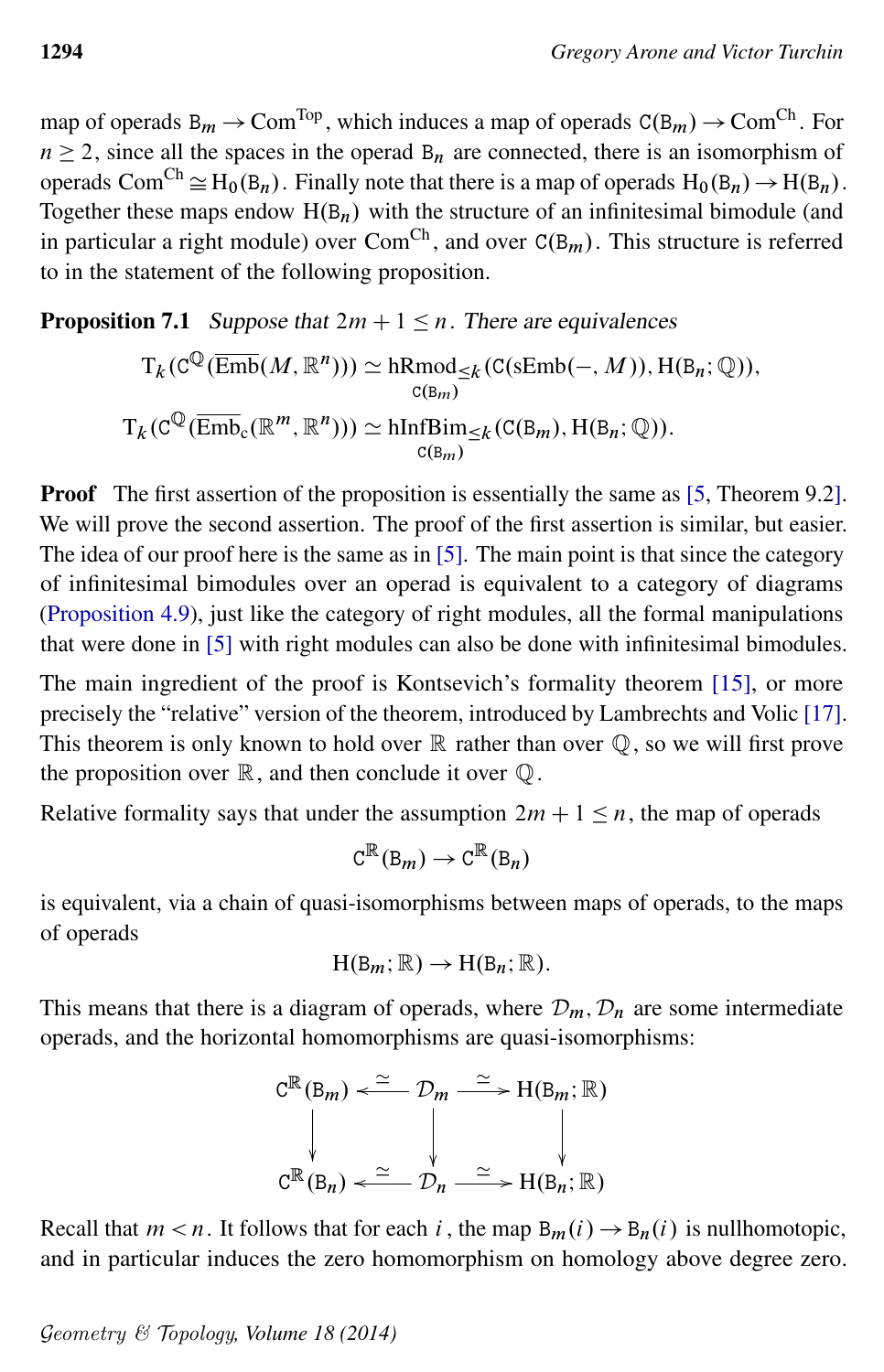map of operads $\mathtt{B}_m \to \mathrm{Com}^{\mathrm{Top}}$, which induces a map of operads $\mathtt{C}(\mathtt{B}_m) \to \mathrm{Com}^{\mathrm{Ch}}$. For $n \geq 2$, since all the spaces in the operad $\mathtt{B}_n$ are connected, there is an isomorphism of operads $\mathrm{Com}^{\mathrm{Ch}} \cong \mathrm{H}_0(\mathtt{B}_n)$. Finally note that there is a map of operads $\mathrm{H}_0(\mathtt{B}_n) \to \mathrm{H}(\mathtt{B}_n)$. Together these maps endow $\mathrm{H}(\mathtt{B}_n)$ with the structure of an infinitesimal bimodule (and in particular a right module) over $\mathrm{Com}^{\mathrm{Ch}}$, and over $\mathtt{C}(\mathtt{B}_m)$. This structure is referred to in the statement of the following proposition.

**Proposition 7.1** *Suppose that $2m+1 \leq n$. There are equivalences*

$$\mathrm{T}_k(\mathtt{C}^{\mathbb{Q}}(\overline{\mathrm{Emb}}(M, \mathbb{R}^n))) \simeq \underset{\mathtt{C}(\mathtt{B}_m)}{\mathrm{hRmod}_{\leq k}}(\mathtt{C}(\mathrm{sEmb}(-, M)), \mathrm{H}(\mathtt{B}_n; \mathbb{Q})),$$

$$\mathrm{T}_k(\mathtt{C}^{\mathbb{Q}}(\overline{\mathrm{Emb}}_c(\mathbb{R}^m, \mathbb{R}^n))) \simeq \underset{\mathtt{C}(\mathtt{B}_m)}{\mathrm{hInfBim}_{\leq k}}(\mathtt{C}(\mathtt{B}_m), \mathrm{H}(\mathtt{B}_n; \mathbb{Q})).$$

**Proof** The first assertion of the proposition is essentially the same as [5, Theorem 9.2]. We will prove the second assertion. The proof of the first assertion is similar, but easier. The idea of our proof here is the same as in [5]. The main point is that since the category of infinitesimal bimodules over an operad is equivalent to a category of diagrams (Proposition 4.9), just like the category of right modules, all the formal manipulations that were done in [5] with right modules can also be done with infinitesimal bimodules.

The main ingredient of the proof is Kontsevich's formality theorem [15], or more precisely the "relative" version of the theorem, introduced by Lambrechts and Volic [17]. This theorem is only known to hold over $\mathbb{R}$ rather than over $\mathbb{Q}$, so we will first prove the proposition over $\mathbb{R}$, and then conclude it over $\mathbb{Q}$.

Relative formality says that under the assumption $2m+1 \leq n$, the map of operads

$$\mathtt{C}^{\mathbb{R}}(\mathtt{B}_m) \to \mathtt{C}^{\mathbb{R}}(\mathtt{B}_n)$$

is equivalent, via a chain of quasi-isomorphisms between maps of operads, to the maps of operads

$$\mathrm{H}(\mathtt{B}_m; \mathbb{R}) \to \mathrm{H}(\mathtt{B}_n; \mathbb{R}).$$

This means that there is a diagram of operads, where $\mathcal{D}_m, \mathcal{D}_n$ are some intermediate operads, and the horizontal homomorphisms are quasi-isomorphisms:

$$\begin{array}{ccccc}
\mathtt{C}^{\mathbb{R}}(\mathtt{B}_m) & \xleftarrow{\simeq} & \mathcal{D}_m & \xrightarrow{\simeq} & \mathrm{H}(\mathtt{B}_m; \mathbb{R}) \\
\downarrow & & \downarrow & & \downarrow \\
\mathtt{C}^{\mathbb{R}}(\mathtt{B}_n) & \xleftarrow{\simeq} & \mathcal{D}_n & \xrightarrow{\simeq} & \mathrm{H}(\mathtt{B}_n; \mathbb{R})
\end{array}$$

Recall that $m < n$. It follows that for each $i$, the map $\mathtt{B}_m(i) \to \mathtt{B}_n(i)$ is nullhomotopic, and in particular induces the zero homomorphism on homology above degree zero.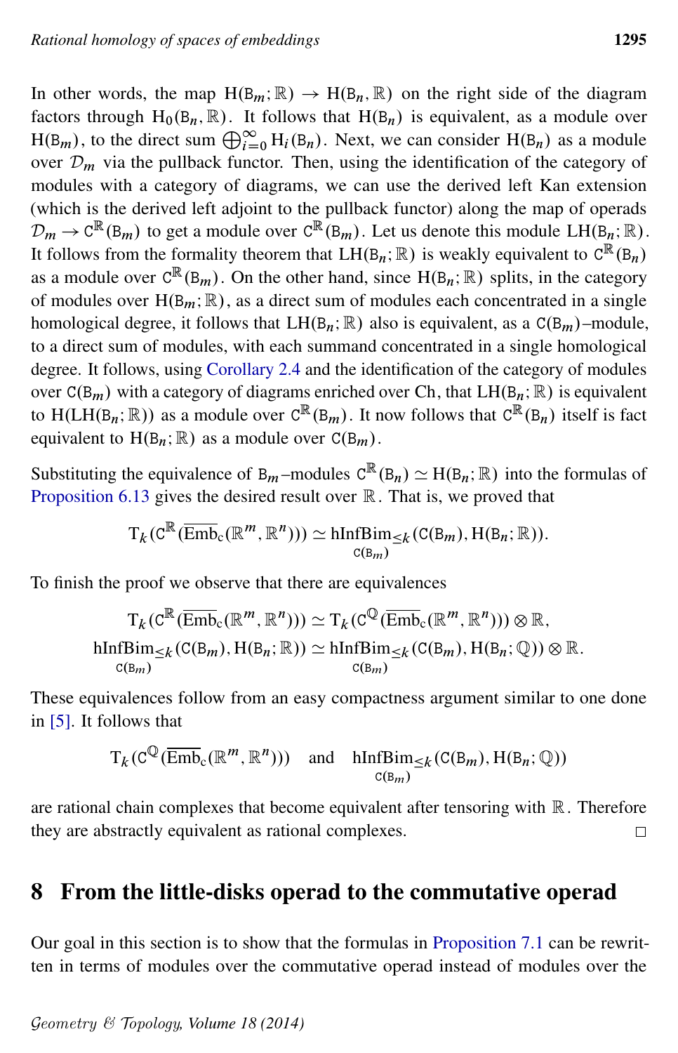In other words, the map $\mathrm{H}(\mathtt{B}_m;\mathbb{R}) \to \mathrm{H}(\mathtt{B}_n,\mathbb{R})$ on the right side of the diagram factors through $\mathrm{H}_0(\mathtt{B}_n,\mathbb{R})$. It follows that $\mathrm{H}(\mathtt{B}_n)$ is equivalent, as a module over $\mathrm{H}(\mathtt{B}_m)$, to the direct sum $\bigoplus_{i=0}^{\infty}\mathrm{H}_i(\mathtt{B}_n)$. Next, we can consider $\mathrm{H}(\mathtt{B}_n)$ as a module over $\mathcal{D}_m$ via the pullback functor. Then, using the identification of the category of modules with a category of diagrams, we can use the derived left Kan extension (which is the derived left adjoint to the pullback functor) along the map of operads $\mathcal{D}_m \to \mathtt{C}^{\mathbb{R}}(\mathtt{B}_m)$ to get a module over $\mathtt{C}^{\mathbb{R}}(\mathtt{B}_m)$. Let us denote this module $\mathrm{LH}(\mathtt{B}_n;\mathbb{R})$. It follows from the formality theorem that $\mathrm{LH}(\mathtt{B}_n;\mathbb{R})$ is weakly equivalent to $\mathtt{C}^{\mathbb{R}}(\mathtt{B}_n)$ as a module over $\mathtt{C}^{\mathbb{R}}(\mathtt{B}_m)$. On the other hand, since $\mathrm{H}(\mathtt{B}_n;\mathbb{R})$ splits, in the category of modules over $\mathrm{H}(\mathtt{B}_m;\mathbb{R})$, as a direct sum of modules each concentrated in a single homological degree, it follows that $\mathrm{LH}(\mathtt{B}_n;\mathbb{R})$ also is equivalent, as a $\mathtt{C}(\mathtt{B}_m)$–module, to a direct sum of modules, with each summand concentrated in a single homological degree. It follows, using Corollary 2.4 and the identification of the category of modules over $\mathtt{C}(\mathtt{B}_m)$ with a category of diagrams enriched over Ch, that $\mathrm{LH}(\mathtt{B}_n;\mathbb{R})$ is equivalent to $\mathrm{H}(\mathrm{LH}(\mathtt{B}_n;\mathbb{R}))$ as a module over $\mathtt{C}^{\mathbb{R}}(\mathtt{B}_m)$. It now follows that $\mathtt{C}^{\mathbb{R}}(\mathtt{B}_n)$ itself is fact equivalent to $\mathrm{H}(\mathtt{B}_n;\mathbb{R})$ as a module over $\mathtt{C}(\mathtt{B}_m)$.

Substituting the equivalence of $\mathtt{B}_m$–modules $\mathtt{C}^{\mathbb{R}}(\mathtt{B}_n) \simeq \mathrm{H}(\mathtt{B}_n;\mathbb{R})$ into the formulas of Proposition 6.13 gives the desired result over $\mathbb{R}$. That is, we proved that

$$\mathrm{T}_k(\mathtt{C}^{\mathbb{R}}(\overline{\mathrm{Emb}}_c(\mathbb{R}^m,\mathbb{R}^n))) \simeq \underset{\mathtt{C}(\mathtt{B}_m)}{\mathrm{hInfBim}_{\leq k}}(\mathtt{C}(\mathtt{B}_m),\mathrm{H}(\mathtt{B}_n;\mathbb{R})).$$

To finish the proof we observe that there are equivalences

$$\mathrm{T}_k(\mathtt{C}^{\mathbb{R}}(\overline{\mathrm{Emb}}_c(\mathbb{R}^m,\mathbb{R}^n))) \simeq \mathrm{T}_k(\mathtt{C}^{\mathbb{Q}}(\overline{\mathrm{Emb}}_c(\mathbb{R}^m,\mathbb{R}^n)))\otimes\mathbb{R},$$
$$\underset{\mathtt{C}(\mathtt{B}_m)}{\mathrm{hInfBim}_{\leq k}}(\mathtt{C}(\mathtt{B}_m),\mathrm{H}(\mathtt{B}_n;\mathbb{R})) \simeq \underset{\mathtt{C}(\mathtt{B}_m)}{\mathrm{hInfBim}_{\leq k}}(\mathtt{C}(\mathtt{B}_m),\mathrm{H}(\mathtt{B}_n;\mathbb{Q}))\otimes\mathbb{R}.$$

These equivalences follow from an easy compactness argument similar to one done in [5]. It follows that

$$\mathrm{T}_k(\mathtt{C}^{\mathbb{Q}}(\overline{\mathrm{Emb}}_c(\mathbb{R}^m,\mathbb{R}^n))) \quad \text{and} \quad \underset{\mathtt{C}(\mathtt{B}_m)}{\mathrm{hInfBim}_{\leq k}}(\mathtt{C}(\mathtt{B}_m),\mathrm{H}(\mathtt{B}_n;\mathbb{Q}))$$

are rational chain complexes that become equivalent after tensoring with $\mathbb{R}$. Therefore they are abstractly equivalent as rational complexes. □

## 8 From the little-disks operad to the commutative operad

Our goal in this section is to show that the formulas in Proposition 7.1 can be rewritten in terms of modules over the commutative operad instead of modules over the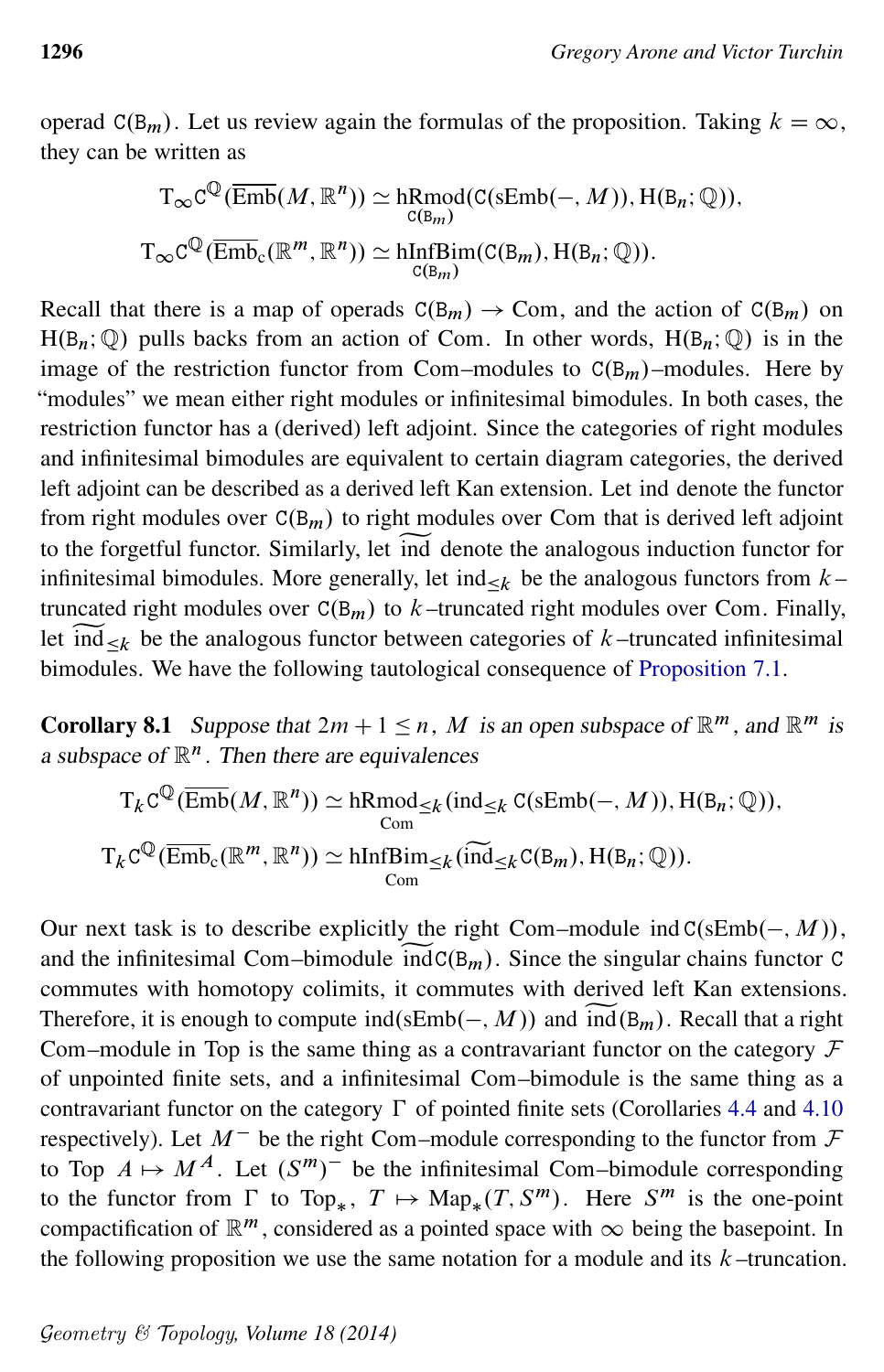operad $\mathtt{C}(\mathsf{B}_m)$. Let us review again the formulas of the proposition. Taking $k=\infty$, they can be written as

$$\mathrm{T}_\infty \mathtt{C}^{\mathbb{Q}}(\overline{\mathrm{Emb}}(M,\mathbb{R}^n)) \simeq \underset{\mathtt{C}(\mathsf{B}_m)}{\mathrm{hRmod}}(\mathtt{C}(\mathrm{sEmb}(-,M)), \mathrm{H}(\mathsf{B}_n;\mathbb{Q})),$$

$$\mathrm{T}_\infty \mathtt{C}^{\mathbb{Q}}(\overline{\mathrm{Emb}}_c(\mathbb{R}^m,\mathbb{R}^n)) \simeq \underset{\mathtt{C}(\mathsf{B}_m)}{\mathrm{hInfBim}}(\mathtt{C}(\mathsf{B}_m), \mathrm{H}(\mathsf{B}_n;\mathbb{Q})).$$

Recall that there is a map of operads $\mathtt{C}(\mathsf{B}_m) \to \mathrm{Com}$, and the action of $\mathtt{C}(\mathsf{B}_m)$ on $\mathrm{H}(\mathsf{B}_n;\mathbb{Q})$ pulls backs from an action of Com. In other words, $\mathrm{H}(\mathsf{B}_n;\mathbb{Q})$ is in the image of the restriction functor from Com–modules to $\mathtt{C}(\mathsf{B}_m)$–modules. Here by "modules" we mean either right modules or infinitesimal bimodules. In both cases, the restriction functor has a (derived) left adjoint. Since the categories of right modules and infinitesimal bimodules are equivalent to certain diagram categories, the derived left adjoint can be described as a derived left Kan extension. Let ind denote the functor from right modules over $\mathtt{C}(\mathsf{B}_m)$ to right modules over Com that is derived left adjoint to the forgetful functor. Similarly, let $\widetilde{\mathrm{ind}}$ denote the analogous induction functor for infinitesimal bimodules. More generally, let $\mathrm{ind}_{\le k}$ be the analogous functors from $k$–truncated right modules over $\mathtt{C}(\mathsf{B}_m)$ to $k$–truncated right modules over Com. Finally, let $\widetilde{\mathrm{ind}}_{\le k}$ be the analogous functor between categories of $k$–truncated infinitesimal bimodules. We have the following tautological consequence of Proposition 7.1.

**Corollary 8.1** *Suppose that $2m+1\le n$, $M$ is an open subspace of $\mathbb{R}^m$, and $\mathbb{R}^m$ is a subspace of $\mathbb{R}^n$. Then there are equivalences*

$$\mathrm{T}_k \mathtt{C}^{\mathbb{Q}}(\overline{\mathrm{Emb}}(M,\mathbb{R}^n)) \simeq \underset{\mathrm{Com}}{\mathrm{hRmod}_{\le k}}(\mathrm{ind}_{\le k}\, \mathtt{C}(\mathrm{sEmb}(-,M)), \mathrm{H}(\mathsf{B}_n;\mathbb{Q})),$$

$$\mathrm{T}_k \mathtt{C}^{\mathbb{Q}}(\overline{\mathrm{Emb}}_c(\mathbb{R}^m,\mathbb{R}^n)) \simeq \underset{\mathrm{Com}}{\mathrm{hInfBim}_{\le k}}(\widetilde{\mathrm{ind}}_{\le k}\, \mathtt{C}(\mathsf{B}_m), \mathrm{H}(\mathsf{B}_n;\mathbb{Q})).$$

Our next task is to describe explicitly the right Com–module $\mathrm{ind}\,\mathtt{C}(\mathrm{sEmb}(-,M))$, and the infinitesimal Com–bimodule $\widetilde{\mathrm{ind}}\mathtt{C}(\mathsf{B}_m)$. Since the singular chains functor $\mathtt{C}$ commutes with homotopy colimits, it commutes with derived left Kan extensions. Therefore, it is enough to compute $\mathrm{ind}(\mathrm{sEmb}(-,M))$ and $\widetilde{\mathrm{ind}}(\mathsf{B}_m)$. Recall that a right Com–module in Top is the same thing as a contravariant functor on the category $\mathcal{F}$ of unpointed finite sets, and a infinitesimal Com–bimodule is the same thing as a contravariant functor on the category $\Gamma$ of pointed finite sets (Corollaries 4.4 and 4.10 respectively). Let $M^-$ be the right Com–module corresponding to the functor from $\mathcal{F}$ to Top $A\mapsto M^A$. Let $(S^m)^-$ be the infinitesimal Com–bimodule corresponding to the functor from $\Gamma$ to $\mathrm{Top}_*$, $T\mapsto \mathrm{Map}_*(T,S^m)$. Here $S^m$ is the one-point compactification of $\mathbb{R}^m$, considered as a pointed space with $\infty$ being the basepoint. In the following proposition we use the same notation for a module and its $k$–truncation.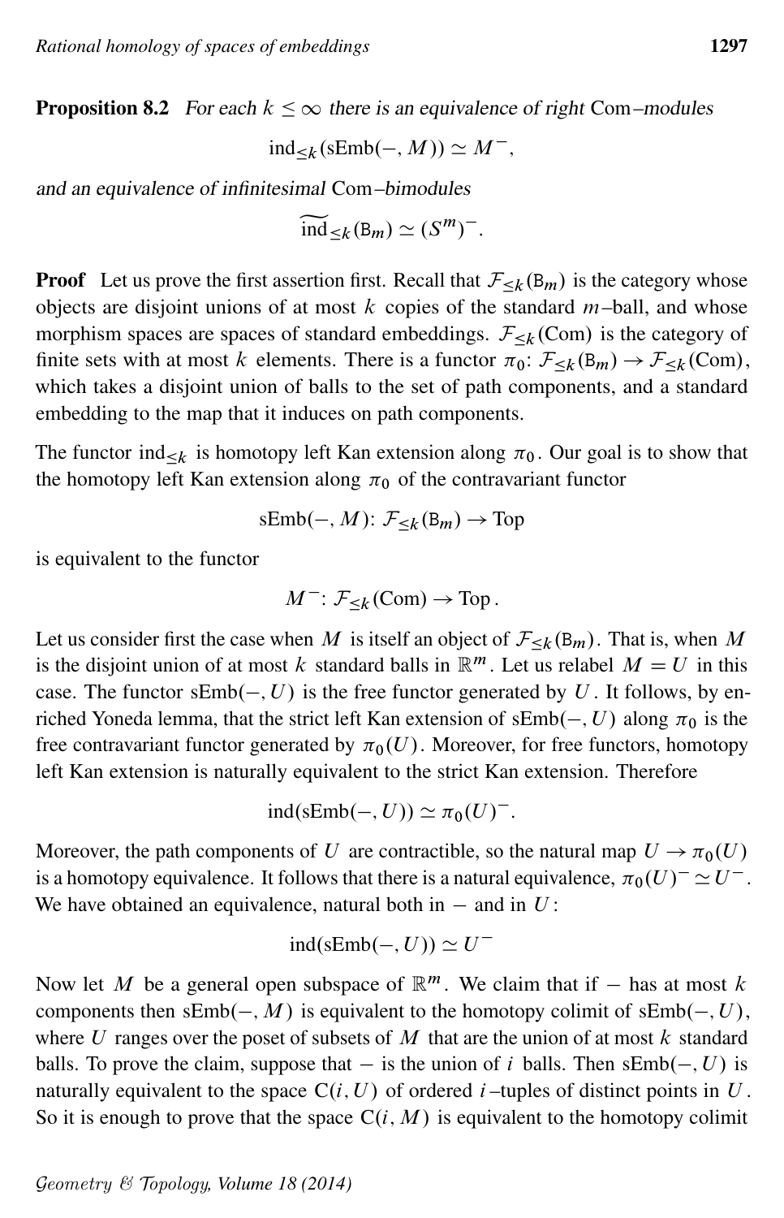**Proposition 8.2** *For each $k \le \infty$ there is an equivalence of right* Com*–modules*

$$\operatorname{ind}_{\le k}(\mathrm{sEmb}(-, M)) \simeq M^-,$$

*and an equivalence of infinitesimal* Com*–bimodules*

$$\widetilde{\operatorname{ind}}_{\le k}(\mathtt{B}_m) \simeq (S^m)^-.$$

**Proof** Let us prove the first assertion first. Recall that $\mathcal{F}_{\le k}(\mathtt{B}_m)$ is the category whose objects are disjoint unions of at most $k$ copies of the standard $m$–ball, and whose morphism spaces are spaces of standard embeddings. $\mathcal{F}_{\le k}(\mathrm{Com})$ is the category of finite sets with at most $k$ elements. There is a functor $\pi_0\colon \mathcal{F}_{\le k}(\mathtt{B}_m) \to \mathcal{F}_{\le k}(\mathrm{Com})$, which takes a disjoint union of balls to the set of path components, and a standard embedding to the map that it induces on path components.

The functor $\operatorname{ind}_{\le k}$ is homotopy left Kan extension along $\pi_0$. Our goal is to show that the homotopy left Kan extension along $\pi_0$ of the contravariant functor

$$\mathrm{sEmb}(-, M)\colon \mathcal{F}_{\le k}(\mathtt{B}_m) \to \mathrm{Top}$$

is equivalent to the functor

$$M^-\colon \mathcal{F}_{\le k}(\mathrm{Com}) \to \mathrm{Top}.$$

Let us consider first the case when $M$ is itself an object of $\mathcal{F}_{\le k}(\mathtt{B}_m)$. That is, when $M$ is the disjoint union of at most $k$ standard balls in $\mathbb{R}^m$. Let us relabel $M = U$ in this case. The functor $\mathrm{sEmb}(-, U)$ is the free functor generated by $U$. It follows, by enriched Yoneda lemma, that the strict left Kan extension of $\mathrm{sEmb}(-, U)$ along $\pi_0$ is the free contravariant functor generated by $\pi_0(U)$. Moreover, for free functors, homotopy left Kan extension is naturally equivalent to the strict Kan extension. Therefore

$$\operatorname{ind}(\mathrm{sEmb}(-, U)) \simeq \pi_0(U)^-.$$

Moreover, the path components of $U$ are contractible, so the natural map $U \to \pi_0(U)$ is a homotopy equivalence. It follows that there is a natural equivalence, $\pi_0(U)^- \simeq U^-$. We have obtained an equivalence, natural both in $-$ and in $U$:

$$\operatorname{ind}(\mathrm{sEmb}(-, U)) \simeq U^-$$

Now let $M$ be a general open subspace of $\mathbb{R}^m$. We claim that if $-$ has at most $k$ components then $\mathrm{sEmb}(-, M)$ is equivalent to the homotopy colimit of $\mathrm{sEmb}(-, U)$, where $U$ ranges over the poset of subsets of $M$ that are the union of at most $k$ standard balls. To prove the claim, suppose that $-$ is the union of $i$ balls. Then $\mathrm{sEmb}(-, U)$ is naturally equivalent to the space $\mathrm{C}(i, U)$ of ordered $i$–tuples of distinct points in $U$. So it is enough to prove that the space $\mathrm{C}(i, M)$ is equivalent to the homotopy colimit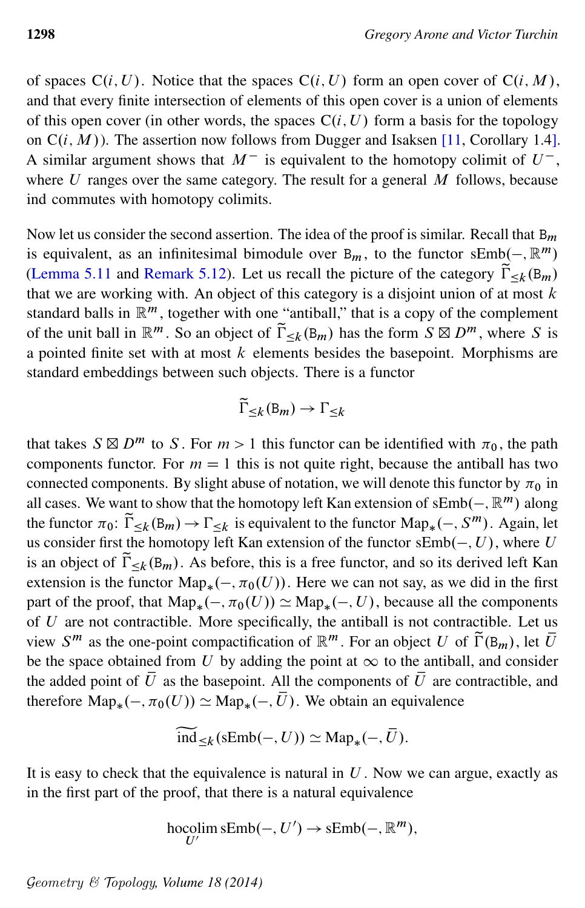of spaces $\mathrm{C}(i, U)$. Notice that the spaces $\mathrm{C}(i, U)$ form an open cover of $\mathrm{C}(i, M)$, and that every finite intersection of elements of this open cover is a union of elements of this open cover (in other words, the spaces $\mathrm{C}(i, U)$ form a basis for the topology on $\mathrm{C}(i, M)$). The assertion now follows from Dugger and Isaksen [11, Corollary 1.4]. A similar argument shows that $M^-$ is equivalent to the homotopy colimit of $U^-$, where $U$ ranges over the same category. The result for a general $M$ follows, because ind commutes with homotopy colimits.

Now let us consider the second assertion. The idea of the proof is similar. Recall that $\mathtt{B}_m$ is equivalent, as an infinitesimal bimodule over $\mathtt{B}_m$, to the functor $\mathrm{sEmb}(-, \mathbb{R}^m)$ (Lemma 5.11 and Remark 5.12). Let us recall the picture of the category $\widetilde{\Gamma}_{\leq k}(\mathtt{B}_m)$ that we are working with. An object of this category is a disjoint union of at most $k$ standard balls in $\mathbb{R}^m$, together with one "antiball," that is a copy of the complement of the unit ball in $\mathbb{R}^m$. So an object of $\widetilde{\Gamma}_{\leq k}(\mathtt{B}_m)$ has the form $S \boxtimes D^m$, where $S$ is a pointed finite set with at most $k$ elements besides the basepoint. Morphisms are standard embeddings between such objects. There is a functor

$$\widetilde{\Gamma}_{\leq k}(\mathtt{B}_m) \to \Gamma_{\leq k}$$

that takes $S \boxtimes D^m$ to $S$. For $m > 1$ this functor can be identified with $\pi_0$, the path components functor. For $m = 1$ this is not quite right, because the antiball has two connected components. By slight abuse of notation, we will denote this functor by $\pi_0$ in all cases. We want to show that the homotopy left Kan extension of $\mathrm{sEmb}(-, \mathbb{R}^m)$ along the functor $\pi_0\colon \widetilde{\Gamma}_{\leq k}(\mathtt{B}_m) \to \Gamma_{\leq k}$ is equivalent to the functor $\mathrm{Map}_*(-, S^m)$. Again, let us consider first the homotopy left Kan extension of the functor $\mathrm{sEmb}(-, U)$, where $U$ is an object of $\widetilde{\Gamma}_{\leq k}(\mathtt{B}_m)$. As before, this is a free functor, and so its derived left Kan extension is the functor $\mathrm{Map}_*(-, \pi_0(U))$. Here we can not say, as we did in the first part of the proof, that $\mathrm{Map}_*(-, \pi_0(U)) \simeq \mathrm{Map}_*(-, U)$, because all the components of $U$ are not contractible. More specifically, the antiball is not contractible. Let us view $S^m$ as the one-point compactification of $\mathbb{R}^m$. For an object $U$ of $\widetilde{\Gamma}(\mathtt{B}_m)$, let $\bar{U}$ be the space obtained from $U$ by adding the point at $\infty$ to the antiball, and consider the added point of $\bar{U}$ as the basepoint. All the components of $\bar{U}$ are contractible, and therefore $\mathrm{Map}_*(-, \pi_0(U)) \simeq \mathrm{Map}_*(-, \bar{U})$. We obtain an equivalence

$$\widetilde{\mathrm{ind}}_{\leq k}(\mathrm{sEmb}(-, U)) \simeq \mathrm{Map}_*(-, \bar{U}).$$

It is easy to check that the equivalence is natural in $U$. Now we can argue, exactly as in the first part of the proof, that there is a natural equivalence

$$\operatorname*{hocolim}_{U'} \mathrm{sEmb}(-, U') \to \mathrm{sEmb}(-, \mathbb{R}^m),$$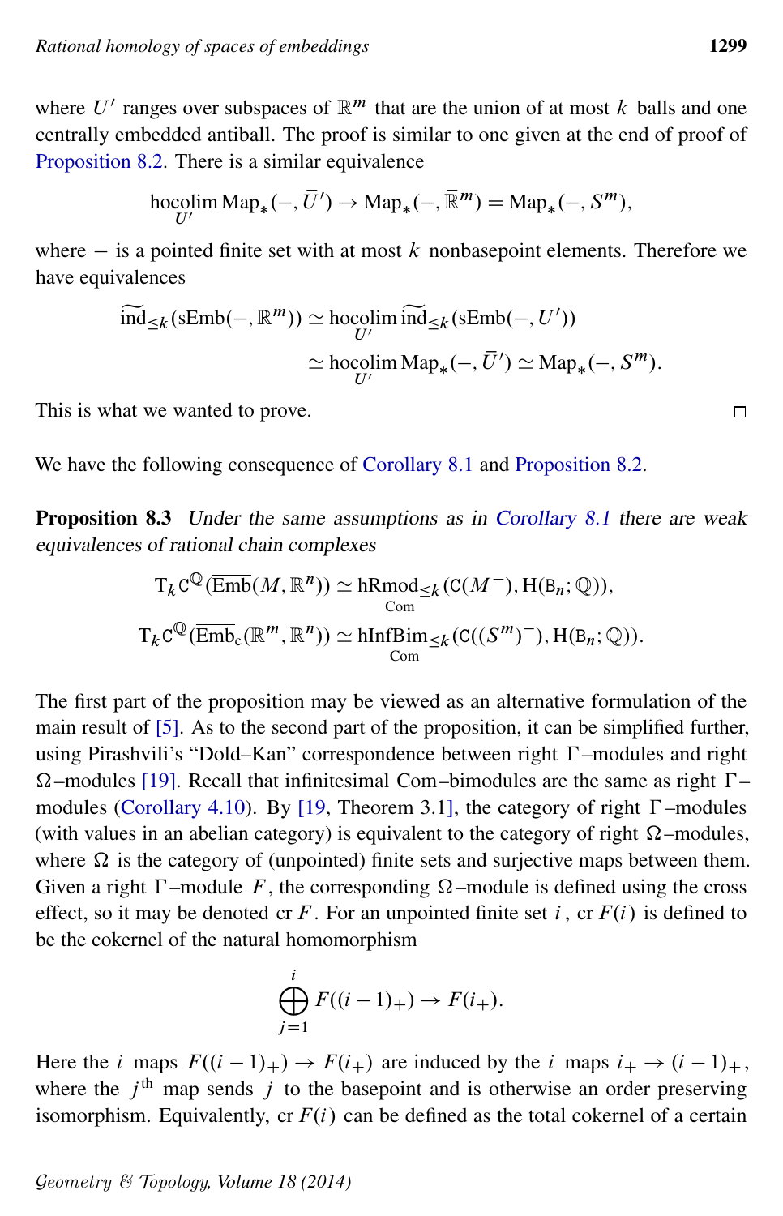where $U'$ ranges over subspaces of $\mathbb{R}^m$ that are the union of at most $k$ balls and one centrally embedded antiball. The proof is similar to one given at the end of proof of Proposition 8.2. There is a similar equivalence

$$\operatorname*{hocolim}_{U'} \mathrm{Map}_*(-, \bar{U}') \to \mathrm{Map}_*(-, \bar{\mathbb{R}}^m) = \mathrm{Map}_*(-, S^m),$$

where $-$ is a pointed finite set with at most $k$ nonbasepoint elements. Therefore we have equivalences

$$\begin{aligned}
\widetilde{\mathrm{ind}}_{\leq k}(\mathrm{sEmb}(-, \mathbb{R}^m)) &\simeq \operatorname*{hocolim}_{U'} \widetilde{\mathrm{ind}}_{\leq k}(\mathrm{sEmb}(-, U')) \\
&\simeq \operatorname*{hocolim}_{U'} \mathrm{Map}_*(-, \bar{U}') \simeq \mathrm{Map}_*(-, S^m).
\end{aligned}$$

This is what we wanted to prove. □

We have the following consequence of Corollary 8.1 and Proposition 8.2.

**Proposition 8.3** *Under the same assumptions as in Corollary 8.1 there are weak equivalences of rational chain complexes*

$$\mathrm{T}_k \mathtt{C}^{\mathbb{Q}}(\overline{\mathrm{Emb}}(M, \mathbb{R}^n)) \simeq \underset{\mathrm{Com}}{\mathrm{hRmod}_{\leq k}}(\mathtt{C}(M^-), \mathrm{H}(\mathtt{B}_n; \mathbb{Q})),$$

$$\mathrm{T}_k \mathtt{C}^{\mathbb{Q}}(\overline{\mathrm{Emb}}_{\mathrm{c}}(\mathbb{R}^m, \mathbb{R}^n)) \simeq \underset{\mathrm{Com}}{\mathrm{hInfBim}_{\leq k}}(\mathtt{C}((S^m)^-), \mathrm{H}(\mathtt{B}_n; \mathbb{Q})).$$

The first part of the proposition may be viewed as an alternative formulation of the main result of [5]. As to the second part of the proposition, it can be simplified further, using Pirashvili's "Dold–Kan" correspondence between right $\Gamma$–modules and right $\Omega$–modules [19]. Recall that infinitesimal Com–bimodules are the same as right $\Gamma$–modules (Corollary 4.10). By [19, Theorem 3.1], the category of right $\Gamma$–modules (with values in an abelian category) is equivalent to the category of right $\Omega$–modules, where $\Omega$ is the category of (unpointed) finite sets and surjective maps between them. Given a right $\Gamma$–module $F$, the corresponding $\Omega$–module is defined using the cross effect, so it may be denoted $\mathrm{cr}\, F$. For an unpointed finite set $i$, $\mathrm{cr}\, F(i)$ is defined to be the cokernel of the natural homomorphism

$$\bigoplus_{j=1}^{i} F((i-1)_+) \to F(i_+).$$

Here the $i$ maps $F((i-1)_+) \to F(i_+)$ are induced by the $i$ maps $i_+ \to (i-1)_+$, where the $j^{\text{th}}$ map sends $j$ to the basepoint and is otherwise an order preserving isomorphism. Equivalently, $\mathrm{cr}\, F(i)$ can be defined as the total cokernel of a certain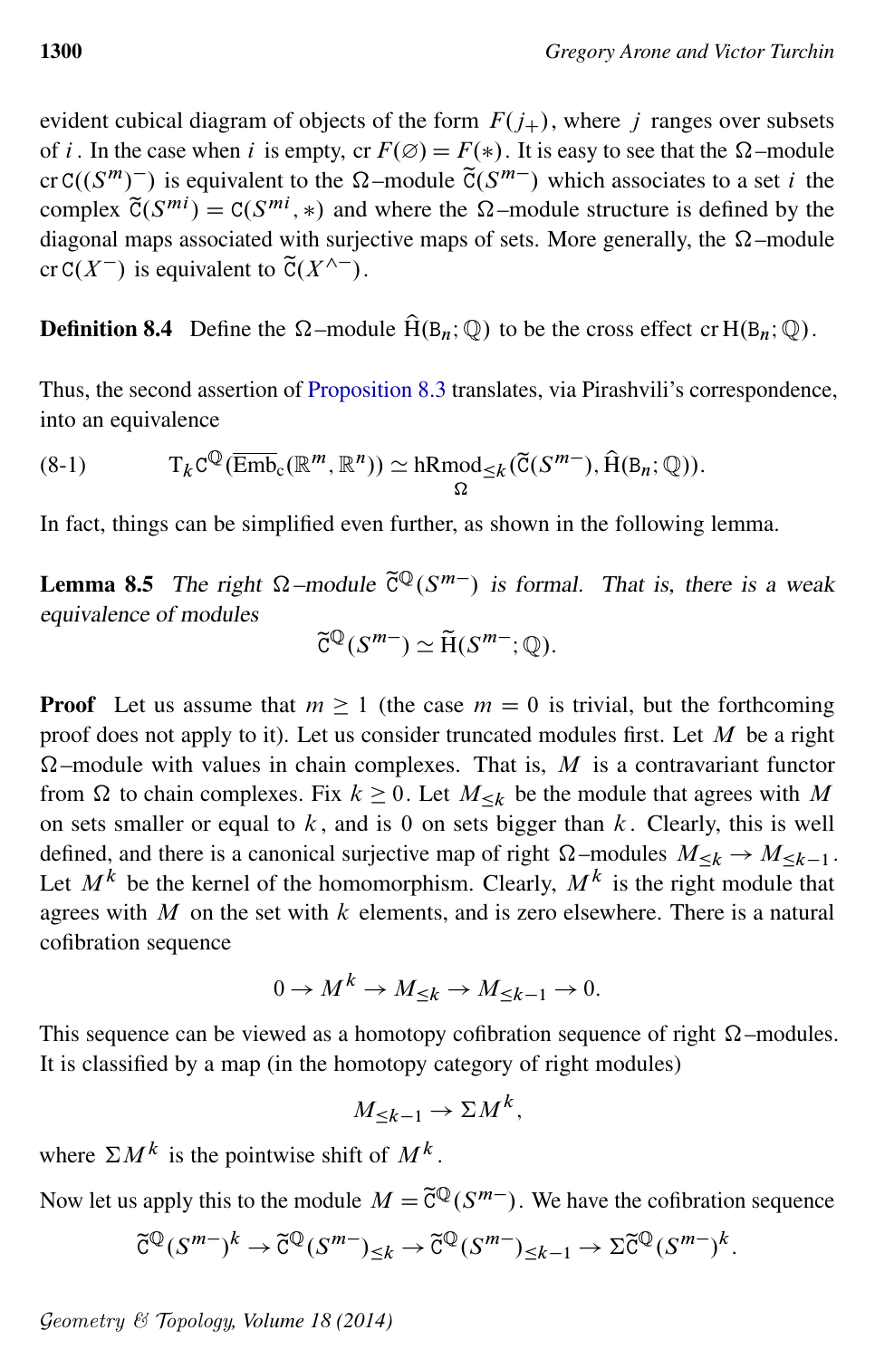evident cubical diagram of objects of the form $F(j_+)$, where $j$ ranges over subsets of $i$. In the case when $i$ is empty, $\operatorname{cr} F(\varnothing) = F(*)$. It is easy to see that the $\Omega$–module $\operatorname{cr}\mathtt{C}(({S^m})^-)$ is equivalent to the $\Omega$–module $\widetilde{\mathtt{C}}(S^{m-})$ which associates to a set $i$ the complex $\widetilde{\mathtt{C}}(S^{mi}) = \mathtt{C}(S^{mi}, *)$ and where the $\Omega$–module structure is defined by the diagonal maps associated with surjective maps of sets. More generally, the $\Omega$–module $\operatorname{cr}\mathtt{C}(X^-)$ is equivalent to $\widetilde{\mathtt{C}}(X^{\wedge -})$.

**Definition 8.4** Define the $\Omega$–module $\widehat{\mathrm{H}}(\mathtt{B}_n;\mathbb{Q})$ to be the cross effect $\operatorname{cr}\mathrm{H}(\mathtt{B}_n;\mathbb{Q})$.

Thus, the second assertion of Proposition 8.3 translates, via Pirashvili's correspondence, into an equivalence

$$\mathrm{T}_k\mathtt{C}^{\mathbb{Q}}(\overline{\mathrm{Emb}}_c(\mathbb{R}^m,\mathbb{R}^n)) \simeq \underset{\Omega}{\mathrm{hRmod}}_{\leq k}(\widetilde{\mathtt{C}}(S^{m-}), \widehat{\mathrm{H}}(\mathtt{B}_n;\mathbb{Q})). \tag{8-1}$$

In fact, things can be simplified even further, as shown in the following lemma.

**Lemma 8.5** *The right $\Omega$–module $\widetilde{\mathtt{C}}^{\mathbb{Q}}(S^{m-})$ is formal. That is, there is a weak equivalence of modules*

$$\widetilde{\mathtt{C}}^{\mathbb{Q}}(S^{m-}) \simeq \widetilde{\mathrm{H}}(S^{m-};\mathbb{Q}).$$

**Proof** Let us assume that $m \geq 1$ (the case $m = 0$ is trivial, but the forthcoming proof does not apply to it). Let us consider truncated modules first. Let $M$ be a right $\Omega$–module with values in chain complexes. That is, $M$ is a contravariant functor from $\Omega$ to chain complexes. Fix $k \geq 0$. Let $M_{\leq k}$ be the module that agrees with $M$ on sets smaller or equal to $k$, and is $0$ on sets bigger than $k$. Clearly, this is well defined, and there is a canonical surjective map of right $\Omega$–modules $M_{\leq k} \to M_{\leq k-1}$. Let $M^k$ be the kernel of the homomorphism. Clearly, $M^k$ is the right module that agrees with $M$ on the set with $k$ elements, and is zero elsewhere. There is a natural cofibration sequence

$$0 \to M^k \to M_{\leq k} \to M_{\leq k-1} \to 0.$$

This sequence can be viewed as a homotopy cofibration sequence of right $\Omega$–modules. It is classified by a map (in the homotopy category of right modules)

$$M_{\leq k-1} \to \Sigma M^k,$$

where $\Sigma M^k$ is the pointwise shift of $M^k$.

Now let us apply this to the module $M = \widetilde{\mathtt{C}}^{\mathbb{Q}}(S^{m-})$. We have the cofibration sequence

$$\widetilde{\mathtt{C}}^{\mathbb{Q}}(S^{m-})^k \to \widetilde{\mathtt{C}}^{\mathbb{Q}}(S^{m-})_{\leq k} \to \widetilde{\mathtt{C}}^{\mathbb{Q}}(S^{m-})_{\leq k-1} \to \Sigma\widetilde{\mathtt{C}}^{\mathbb{Q}}(S^{m-})^k.$$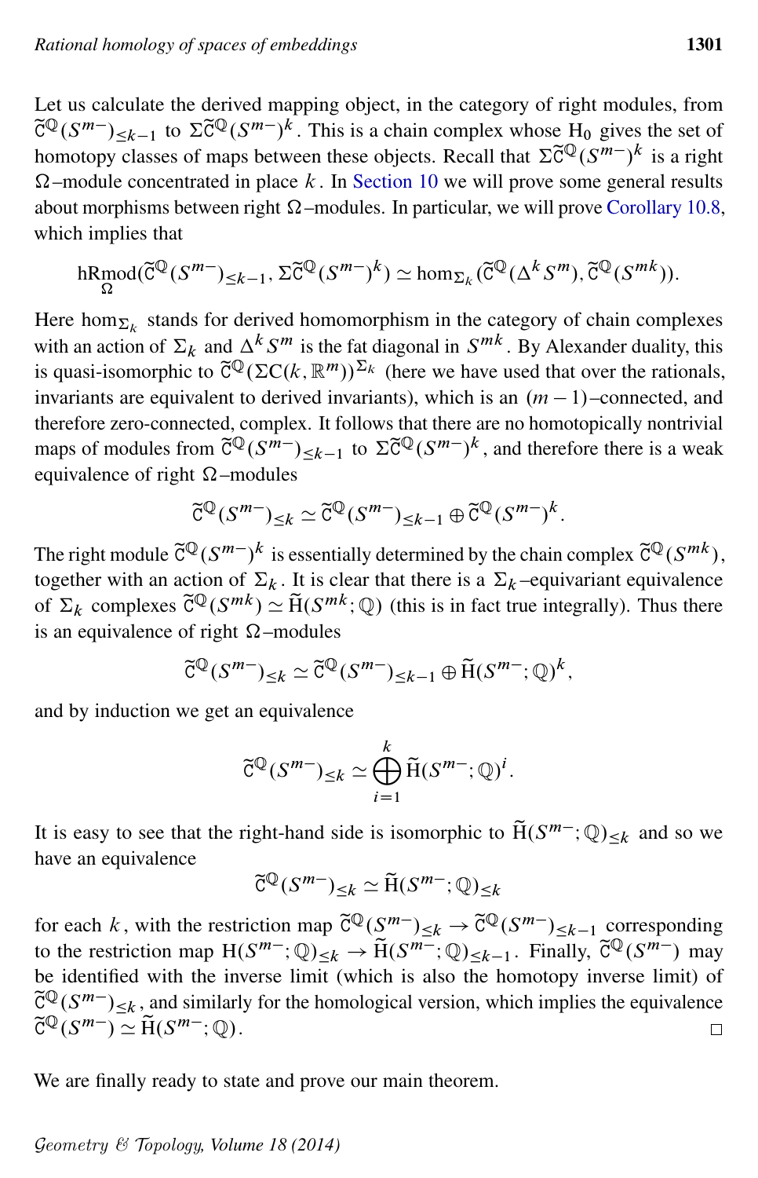Let us calculate the derived mapping object, in the category of right modules, from $\widetilde{\mathrm{C}}^{\mathbb{Q}}(S^{m-})_{\le k-1}$ to $\Sigma\widetilde{\mathrm{C}}^{\mathbb{Q}}(S^{m-})^k$. This is a chain complex whose $\mathrm{H}_0$ gives the set of homotopy classes of maps between these objects. Recall that $\Sigma\widetilde{\mathrm{C}}^{\mathbb{Q}}(S^{m-})^k$ is a right $\Omega$–module concentrated in place $k$. In Section 10 we will prove some general results about morphisms between right $\Omega$–modules. In particular, we will prove Corollary 10.8, which implies that

$$\underset{\Omega}{\mathrm{hRmod}}(\widetilde{\mathrm{C}}^{\mathbb{Q}}(S^{m-})_{\le k-1}, \Sigma\widetilde{\mathrm{C}}^{\mathbb{Q}}(S^{m-})^k) \simeq \hom_{\Sigma_k}(\widetilde{\mathrm{C}}^{\mathbb{Q}}(\Delta^k S^m), \widetilde{\mathrm{C}}^{\mathbb{Q}}(S^{mk})).$$

Here $\hom_{\Sigma_k}$ stands for derived homomorphism in the category of chain complexes with an action of $\Sigma_k$ and $\Delta^k S^m$ is the fat diagonal in $S^{mk}$. By Alexander duality, this is quasi-isomorphic to $\widetilde{\mathrm{C}}^{\mathbb{Q}}(\Sigma \mathrm{C}(k, \mathbb{R}^m))^{\Sigma_k}$ (here we have used that over the rationals, invariants are equivalent to derived invariants), which is an $(m-1)$–connected, and therefore zero-connected, complex. It follows that there are no homotopically nontrivial maps of modules from $\widetilde{\mathrm{C}}^{\mathbb{Q}}(S^{m-})_{\le k-1}$ to $\Sigma\widetilde{\mathrm{C}}^{\mathbb{Q}}(S^{m-})^k$, and therefore there is a weak equivalence of right $\Omega$–modules

$$\widetilde{\mathrm{C}}^{\mathbb{Q}}(S^{m-})_{\le k} \simeq \widetilde{\mathrm{C}}^{\mathbb{Q}}(S^{m-})_{\le k-1} \oplus \widetilde{\mathrm{C}}^{\mathbb{Q}}(S^{m-})^k.$$

The right module $\widetilde{\mathrm{C}}^{\mathbb{Q}}(S^{m-})^k$ is essentially determined by the chain complex $\widetilde{\mathrm{C}}^{\mathbb{Q}}(S^{mk})$, together with an action of $\Sigma_k$. It is clear that there is a $\Sigma_k$–equivariant equivalence of $\Sigma_k$ complexes $\widetilde{\mathrm{C}}^{\mathbb{Q}}(S^{mk}) \simeq \widetilde{\mathrm{H}}(S^{mk}; \mathbb{Q})$ (this is in fact true integrally). Thus there is an equivalence of right $\Omega$–modules

$$\widetilde{\mathrm{C}}^{\mathbb{Q}}(S^{m-})_{\le k} \simeq \widetilde{\mathrm{C}}^{\mathbb{Q}}(S^{m-})_{\le k-1} \oplus \widetilde{\mathrm{H}}(S^{m-}; \mathbb{Q})^k,$$

and by induction we get an equivalence

$$\widetilde{\mathrm{C}}^{\mathbb{Q}}(S^{m-})_{\le k} \simeq \bigoplus_{i=1}^{k} \widetilde{\mathrm{H}}(S^{m-}; \mathbb{Q})^i.$$

It is easy to see that the right-hand side is isomorphic to $\widetilde{\mathrm{H}}(S^{m-}; \mathbb{Q})_{\le k}$ and so we have an equivalence

$$\widetilde{\mathrm{C}}^{\mathbb{Q}}(S^{m-})_{\le k} \simeq \widetilde{\mathrm{H}}(S^{m-}; \mathbb{Q})_{\le k}$$

for each $k$, with the restriction map $\widetilde{\mathrm{C}}^{\mathbb{Q}}(S^{m-})_{\le k} \to \widetilde{\mathrm{C}}^{\mathbb{Q}}(S^{m-})_{\le k-1}$ corresponding to the restriction map $\mathrm{H}(S^{m-}; \mathbb{Q})_{\le k} \to \widetilde{\mathrm{H}}(S^{m-}; \mathbb{Q})_{\le k-1}$. Finally, $\widetilde{\mathrm{C}}^{\mathbb{Q}}(S^{m-})$ may be identified with the inverse limit (which is also the homotopy inverse limit) of $\widetilde{\mathrm{C}}^{\mathbb{Q}}(S^{m-})_{\le k}$, and similarly for the homological version, which implies the equivalence $\widetilde{\mathrm{C}}^{\mathbb{Q}}(S^{m-}) \simeq \widetilde{\mathrm{H}}(S^{m-}; \mathbb{Q})$. □

We are finally ready to state and prove our main theorem.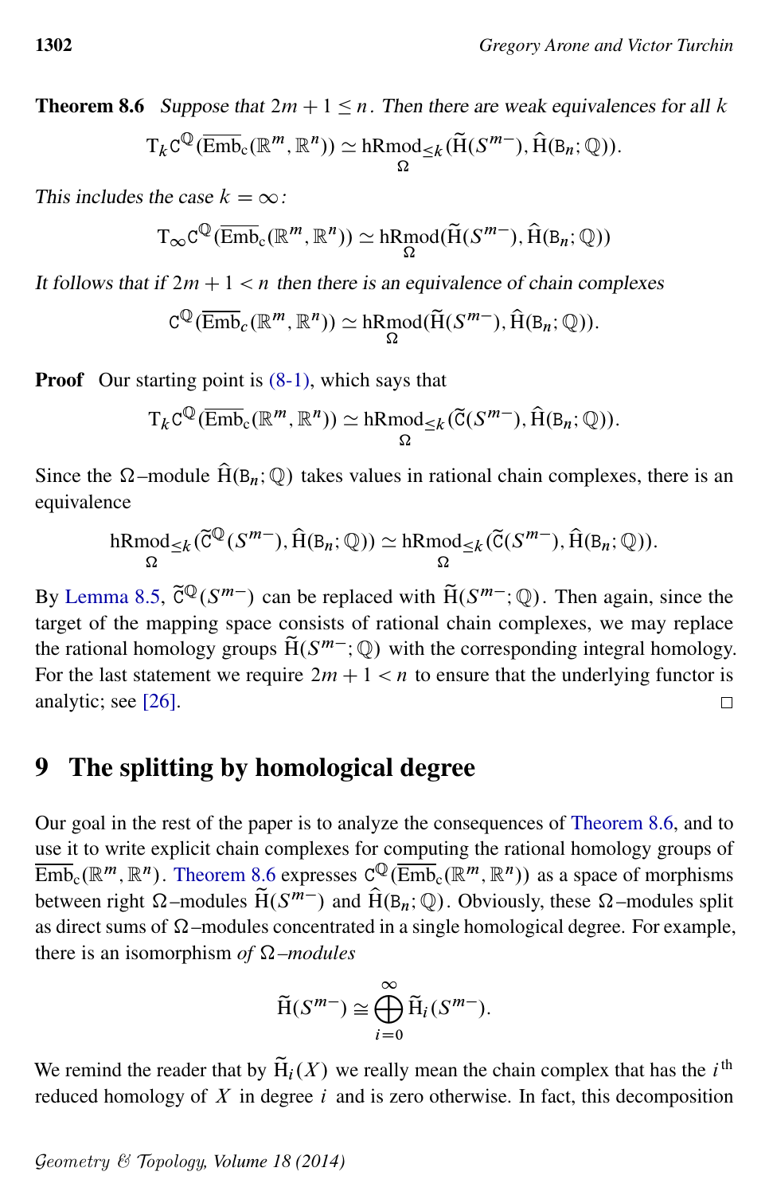**Theorem 8.6** *Suppose that $2m+1 \le n$. Then there are weak equivalences for all $k$*

$$\mathrm{T}_k \mathtt{C}^{\mathbb{Q}}(\overline{\mathrm{Emb}}_c(\mathbb{R}^m, \mathbb{R}^n)) \simeq \underset{\Omega}{\mathrm{hRmod}_{\le k}}(\widetilde{\mathrm{H}}(S^{m-}), \widehat{\mathrm{H}}(\mathtt{B}_n; \mathbb{Q})).$$

*This includes the case $k=\infty$:*

$$\mathrm{T}_\infty \mathtt{C}^{\mathbb{Q}}(\overline{\mathrm{Emb}}_c(\mathbb{R}^m, \mathbb{R}^n)) \simeq \underset{\Omega}{\mathrm{hRmod}}(\widetilde{\mathrm{H}}(S^{m-}), \widehat{\mathrm{H}}(\mathtt{B}_n; \mathbb{Q}))$$

*It follows that if $2m+1<n$ then there is an equivalence of chain complexes*

$$\mathtt{C}^{\mathbb{Q}}(\overline{\mathrm{Emb}}_c(\mathbb{R}^m, \mathbb{R}^n)) \simeq \underset{\Omega}{\mathrm{hRmod}}(\widetilde{\mathrm{H}}(S^{m-}), \widehat{\mathrm{H}}(\mathtt{B}_n; \mathbb{Q})).$$

**Proof** Our starting point is (8-1), which says that

$$\mathrm{T}_k \mathtt{C}^{\mathbb{Q}}(\overline{\mathrm{Emb}}_c(\mathbb{R}^m, \mathbb{R}^n)) \simeq \underset{\Omega}{\mathrm{hRmod}_{\le k}}(\widetilde{\mathtt{C}}(S^{m-}), \widehat{\mathrm{H}}(\mathtt{B}_n; \mathbb{Q})).$$

Since the $\Omega$–module $\widehat{\mathrm{H}}(\mathtt{B}_n;\mathbb{Q})$ takes values in rational chain complexes, there is an equivalence

$$\underset{\Omega}{\mathrm{hRmod}_{\le k}}(\widetilde{\mathtt{C}}^{\mathbb{Q}}(S^{m-}), \widehat{\mathrm{H}}(\mathtt{B}_n; \mathbb{Q})) \simeq \underset{\Omega}{\mathrm{hRmod}_{\le k}}(\widetilde{\mathtt{C}}(S^{m-}), \widehat{\mathrm{H}}(\mathtt{B}_n; \mathbb{Q})).$$

By Lemma 8.5, $\widetilde{\mathtt{C}}^{\mathbb{Q}}(S^{m-})$ can be replaced with $\widetilde{\mathrm{H}}(S^{m-};\mathbb{Q})$. Then again, since the target of the mapping space consists of rational chain complexes, we may replace the rational homology groups $\widetilde{\mathrm{H}}(S^{m-};\mathbb{Q})$ with the corresponding integral homology. For the last statement we require $2m+1<n$ to ensure that the underlying functor is analytic; see [26]. □

## 9 The splitting by homological degree

Our goal in the rest of the paper is to analyze the consequences of Theorem 8.6, and to use it to write explicit chain complexes for computing the rational homology groups of $\overline{\mathrm{Emb}}_c(\mathbb{R}^m, \mathbb{R}^n)$. Theorem 8.6 expresses $\mathtt{C}^{\mathbb{Q}}(\overline{\mathrm{Emb}}_c(\mathbb{R}^m, \mathbb{R}^n))$ as a space of morphisms between right $\Omega$–modules $\widetilde{\mathrm{H}}(S^{m-})$ and $\widehat{\mathrm{H}}(\mathtt{B}_n;\mathbb{Q})$. Obviously, these $\Omega$–modules split as direct sums of $\Omega$–modules concentrated in a single homological degree. For example, there is an isomorphism *of $\Omega$–modules*

$$\widetilde{\mathrm{H}}(S^{m-}) \cong \bigoplus_{i=0}^{\infty} \widetilde{\mathrm{H}}_i(S^{m-}).$$

We remind the reader that by $\widetilde{\mathrm{H}}_i(X)$ we really mean the chain complex that has the $i^{\text{th}}$ reduced homology of $X$ in degree $i$ and is zero otherwise. In fact, this decomposition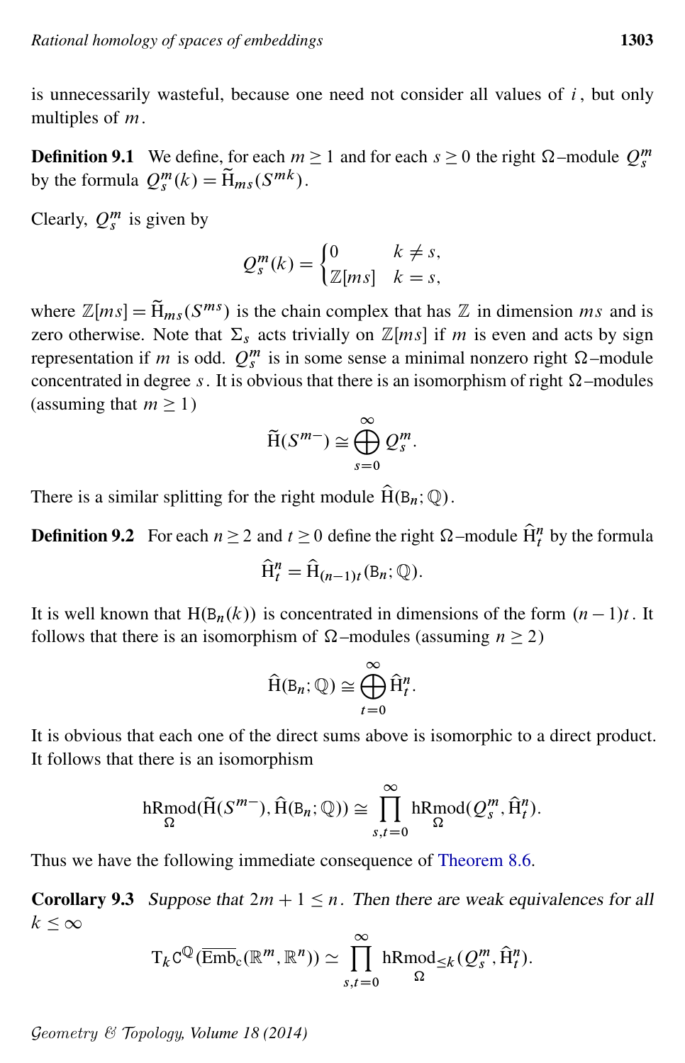is unnecessarily wasteful, because one need not consider all values of $i$, but only multiples of $m$.

**Definition 9.1** We define, for each $m \geq 1$ and for each $s \geq 0$ the right $\Omega$–module $Q_s^m$ by the formula $Q_s^m(k) = \widetilde{\mathrm{H}}_{ms}(S^{mk})$.

Clearly, $Q_s^m$ is given by

$$Q_s^m(k) = \begin{cases} 0 & k \neq s, \\ \mathbb{Z}[ms] & k = s, \end{cases}$$

where $\mathbb{Z}[ms] = \widetilde{\mathrm{H}}_{ms}(S^{ms})$ is the chain complex that has $\mathbb{Z}$ in dimension $ms$ and is zero otherwise. Note that $\Sigma_s$ acts trivially on $\mathbb{Z}[ms]$ if $m$ is even and acts by sign representation if $m$ is odd. $Q_s^m$ is in some sense a minimal nonzero right $\Omega$–module concentrated in degree $s$. It is obvious that there is an isomorphism of right $\Omega$–modules (assuming that $m \geq 1$)

$$\widetilde{\mathrm{H}}(S^{m-}) \cong \bigoplus_{s=0}^{\infty} Q_s^m.$$

There is a similar splitting for the right module $\widehat{\mathrm{H}}(\mathsf{B}_n; \mathbb{Q})$.

**Definition 9.2** For each $n \geq 2$ and $t \geq 0$ define the right $\Omega$–module $\widehat{\mathrm{H}}_t^n$ by the formula

$$\widehat{\mathrm{H}}_t^n = \widehat{\mathrm{H}}_{(n-1)t}(\mathsf{B}_n; \mathbb{Q}).$$

It is well known that $\mathrm{H}(\mathsf{B}_n(k))$ is concentrated in dimensions of the form $(n-1)t$. It follows that there is an isomorphism of $\Omega$–modules (assuming $n \geq 2$)

$$\widehat{\mathrm{H}}(\mathsf{B}_n; \mathbb{Q}) \cong \bigoplus_{t=0}^{\infty} \widehat{\mathrm{H}}_t^n.$$

It is obvious that each one of the direct sums above is isomorphic to a direct product. It follows that there is an isomorphism

$$\underset{\Omega}{\mathrm{hRmod}}(\widetilde{\mathrm{H}}(S^{m-}), \widehat{\mathrm{H}}(\mathsf{B}_n; \mathbb{Q})) \cong \prod_{s,t=0}^{\infty} \underset{\Omega}{\mathrm{hRmod}}(Q_s^m, \widehat{\mathrm{H}}_t^n).$$

Thus we have the following immediate consequence of Theorem 8.6.

**Corollary 9.3** *Suppose that $2m+1 \leq n$. Then there are weak equivalences for all $k \leq \infty$*

$$\mathrm{T}_k \mathrm{C}^{\mathbb{Q}}(\overline{\mathrm{Emb}}_c(\mathbb{R}^m, \mathbb{R}^n)) \simeq \prod_{s,t=0}^{\infty} \underset{\Omega}{\mathrm{hRmod}_{\leq k}}(Q_s^m, \widehat{\mathrm{H}}_t^n).$$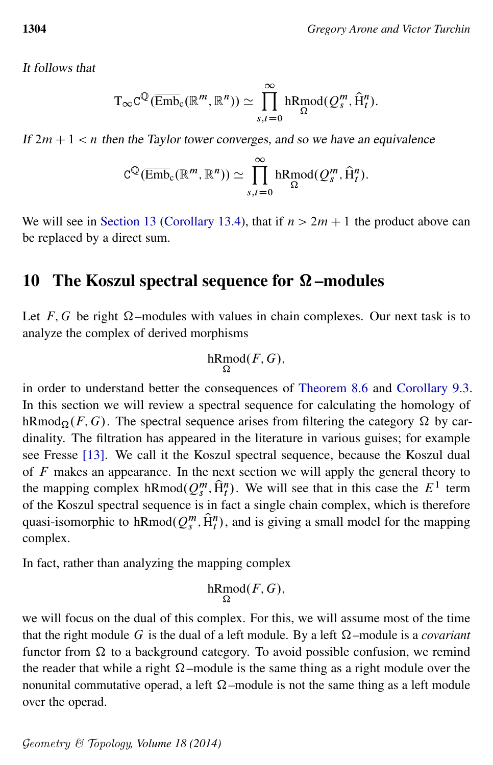*It follows that*

$$\mathrm{T}_\infty \mathrm{C}^{\mathbb{Q}}(\overline{\mathrm{Emb}}_c(\mathbb{R}^m,\mathbb{R}^n)) \simeq \prod_{s,t=0}^{\infty} \underset{\Omega}{\mathrm{hRmod}}(Q_s^m, \widehat{\mathrm{H}}_t^n).$$

*If $2m+1<n$ then the Taylor tower converges, and so we have an equivalence*

$$\mathrm{C}^{\mathbb{Q}}(\overline{\mathrm{Emb}}_c(\mathbb{R}^m,\mathbb{R}^n)) \simeq \prod_{s,t=0}^{\infty} \underset{\Omega}{\mathrm{hRmod}}(Q_s^m, \widehat{\mathrm{H}}_t^n).$$

We will see in Section 13 (Corollary 13.4), that if $n>2m+1$ the product above can be replaced by a direct sum.

## 10 The Koszul spectral sequence for $\Omega$–modules

Let $F, G$ be right $\Omega$–modules with values in chain complexes. Our next task is to analyze the complex of derived morphisms

$$\underset{\Omega}{\mathrm{hRmod}}(F,G),$$

in order to understand better the consequences of Theorem 8.6 and Corollary 9.3. In this section we will review a spectral sequence for calculating the homology of $\mathrm{hRmod}_\Omega(F,G)$. The spectral sequence arises from filtering the category $\Omega$ by cardinality. The filtration has appeared in the literature in various guises; for example see Fresse [13]. We call it the Koszul spectral sequence, because the Koszul dual of $F$ makes an appearance. In the next section we will apply the general theory to the mapping complex $\mathrm{hRmod}(Q_s^m, \widehat{\mathrm{H}}_t^n)$. We will see that in this case the $E^1$ term of the Koszul spectral sequence is in fact a single chain complex, which is therefore quasi-isomorphic to $\mathrm{hRmod}(Q_s^m, \widehat{\mathrm{H}}_t^n)$, and is giving a small model for the mapping complex.

In fact, rather than analyzing the mapping complex

$$\underset{\Omega}{\mathrm{hRmod}}(F,G),$$

we will focus on the dual of this complex. For this, we will assume most of the time that the right module $G$ is the dual of a left module. By a left $\Omega$–module is a *covariant* functor from $\Omega$ to a background category. To avoid possible confusion, we remind the reader that while a right $\Omega$–module is the same thing as a right module over the nonunital commutative operad, a left $\Omega$–module is not the same thing as a left module over the operad.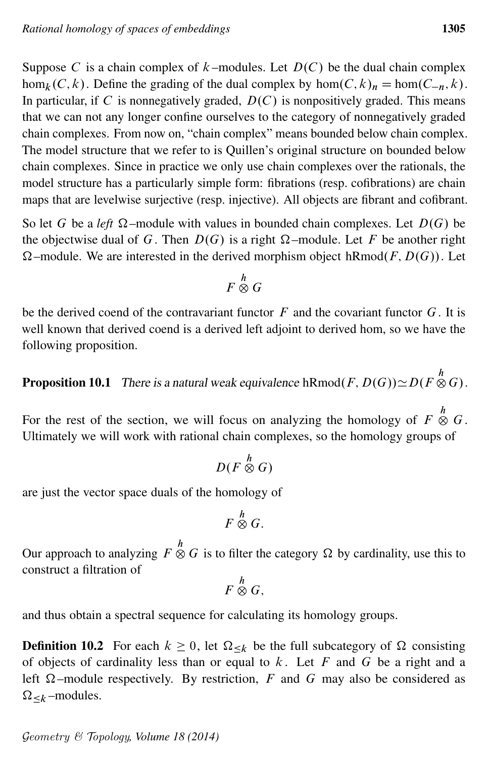Suppose $C$ is a chain complex of $k$–modules. Let $D(C)$ be the dual chain complex $\hom_k(C, k)$. Define the grading of the dual complex by $\hom(C, k)_n = \hom(C_{-n}, k)$. In particular, if $C$ is nonnegatively graded, $D(C)$ is nonpositively graded. This means that we can not any longer confine ourselves to the category of nonnegatively graded chain complexes. From now on, "chain complex" means bounded below chain complex. The model structure that we refer to is Quillen's original structure on bounded below chain complexes. Since in practice we only use chain complexes over the rationals, the model structure has a particularly simple form: fibrations (resp. cofibrations) are chain maps that are levelwise surjective (resp. injective). All objects are fibrant and cofibrant.

So let $G$ be a *left* $\Omega$–module with values in bounded chain complexes. Let $D(G)$ be the objectwise dual of $G$. Then $D(G)$ is a right $\Omega$–module. Let $F$ be another right $\Omega$–module. We are interested in the derived morphism object $\mathrm{hRmod}(F, D(G))$. Let

$$F \overset{h}{\otimes} G$$

be the derived coend of the contravariant functor $F$ and the covariant functor $G$. It is well known that derived coend is a derived left adjoint to derived hom, so we have the following proposition.

**Proposition 10.1** *There is a natural weak equivalence* $\mathrm{hRmod}(F, D(G)) \simeq D(F \overset{h}{\otimes} G)$.

For the rest of the section, we will focus on analyzing the homology of $F \overset{h}{\otimes} G$. Ultimately we will work with rational chain complexes, so the homology groups of

$$D(F \overset{h}{\otimes} G)$$

are just the vector space duals of the homology of

$$F \overset{h}{\otimes} G.$$

Our approach to analyzing $F \overset{h}{\otimes} G$ is to filter the category $\Omega$ by cardinality, use this to construct a filtration of

$$F \overset{h}{\otimes} G,$$

and thus obtain a spectral sequence for calculating its homology groups.

**Definition 10.2** For each $k \geq 0$, let $\Omega_{\leq k}$ be the full subcategory of $\Omega$ consisting of objects of cardinality less than or equal to $k$. Let $F$ and $G$ be a right and a left $\Omega$–module respectively. By restriction, $F$ and $G$ may also be considered as $\Omega_{\leq k}$–modules.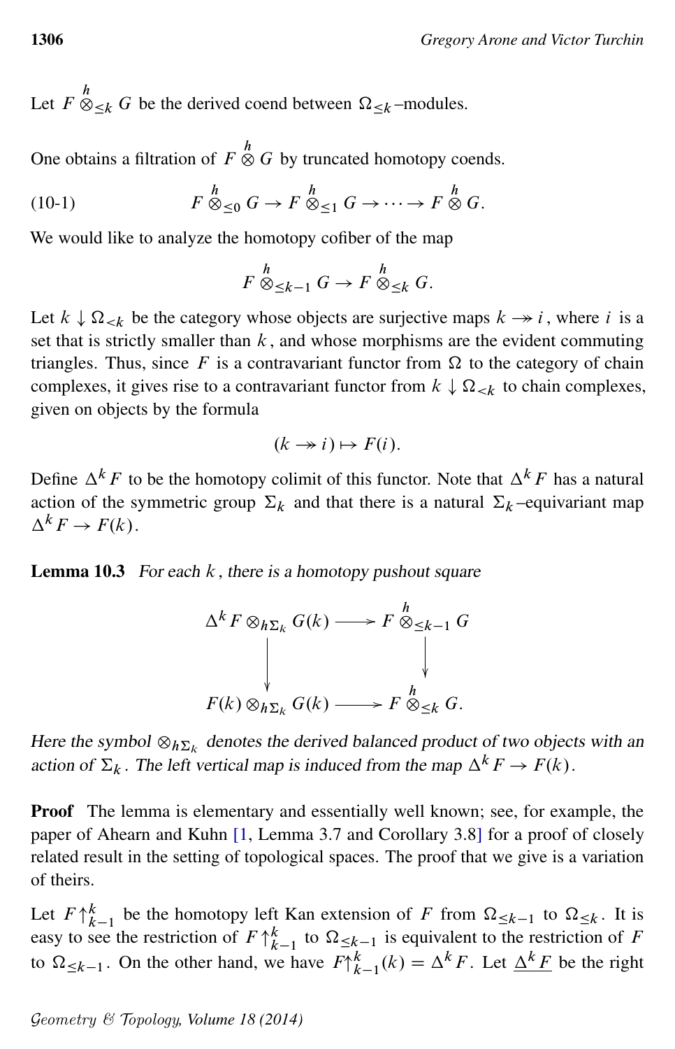Let $F \overset{h}{\otimes}_{\leq k} G$ be the derived coend between $\Omega_{\leq k}$–modules.

One obtains a filtration of $F \overset{h}{\otimes} G$ by truncated homotopy coends.

$$F \overset{h}{\otimes}_{\leq 0} G \to F \overset{h}{\otimes}_{\leq 1} G \to \cdots \to F \overset{h}{\otimes} G. \tag{10-1}$$

We would like to analyze the homotopy cofiber of the map

$$F \overset{h}{\otimes}_{\leq k-1} G \to F \overset{h}{\otimes}_{\leq k} G.$$

Let $k \downarrow \Omega_{<k}$ be the category whose objects are surjective maps $k \twoheadrightarrow i$, where $i$ is a set that is strictly smaller than $k$, and whose morphisms are the evident commuting triangles. Thus, since $F$ is a contravariant functor from $\Omega$ to the category of chain complexes, it gives rise to a contravariant functor from $k \downarrow \Omega_{<k}$ to chain complexes, given on objects by the formula

$$(k \twoheadrightarrow i) \mapsto F(i).$$

Define $\Delta^k F$ to be the homotopy colimit of this functor. Note that $\Delta^k F$ has a natural action of the symmetric group $\Sigma_k$ and that there is a natural $\Sigma_k$–equivariant map $\Delta^k F \to F(k)$.

**Lemma 10.3** *For each $k$, there is a homotopy pushout square*

$$\begin{array}{ccc} \Delta^k F \otimes_{h\Sigma_k} G(k) & \longrightarrow & F \overset{h}{\otimes}_{\leq k-1} G \\ \big\downarrow & & \big\downarrow \\ F(k) \otimes_{h\Sigma_k} G(k) & \longrightarrow & F \overset{h}{\otimes}_{\leq k} G. \end{array}$$

*Here the symbol $\otimes_{h\Sigma_k}$ denotes the derived balanced product of two objects with an action of $\Sigma_k$. The left vertical map is induced from the map $\Delta^k F \to F(k)$.*

**Proof** The lemma is elementary and essentially well known; see, for example, the paper of Ahearn and Kuhn [1, Lemma 3.7 and Corollary 3.8] for a proof of closely related result in the setting of topological spaces. The proof that we give is a variation of theirs.

Let $F{\uparrow}_{k-1}^{k}$ be the homotopy left Kan extension of $F$ from $\Omega_{\leq k-1}$ to $\Omega_{\leq k}$. It is easy to see the restriction of $F{\uparrow}_{k-1}^{k}$ to $\Omega_{\leq k-1}$ is equivalent to the restriction of $F$ to $\Omega_{\leq k-1}$. On the other hand, we have $F{\uparrow}_{k-1}^{k}(k) = \Delta^k F$. Let $\underline{\Delta^k F}$ be the right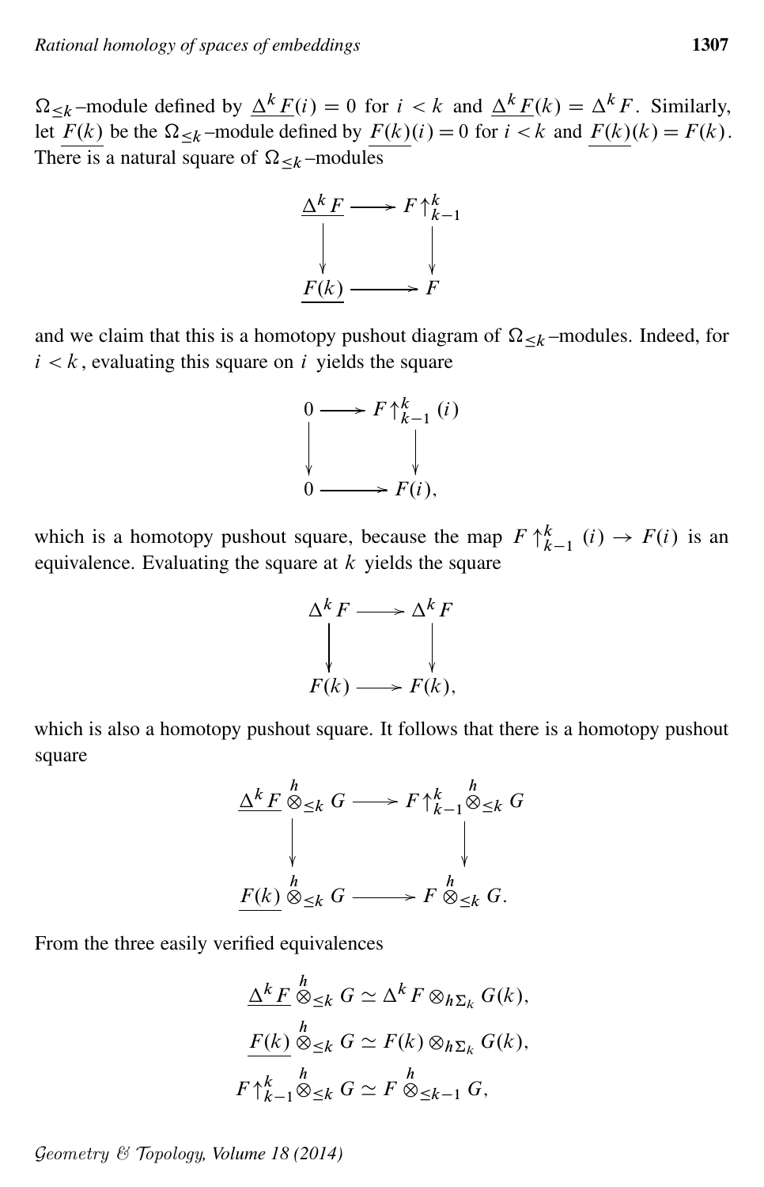$\Omega_{\leq k}$–module defined by $\underline{\Delta^k F}(i) = 0$ for $i < k$ and $\underline{\Delta^k F}(k) = \Delta^k F$. Similarly, let $\underline{F(k)}$ be the $\Omega_{\leq k}$–module defined by $\underline{F(k)}(i) = 0$ for $i < k$ and $\underline{F(k)}(k) = F(k)$. There is a natural square of $\Omega_{\leq k}$–modules

$$\begin{array}{ccc} \underline{\Delta^k F} & \longrightarrow & F\uparrow^k_{k-1} \\ \downarrow & & \downarrow \\ \underline{F(k)} & \longrightarrow & F \end{array}$$

and we claim that this is a homotopy pushout diagram of $\Omega_{\leq k}$–modules. Indeed, for $i < k$, evaluating this square on $i$ yields the square

$$\begin{array}{ccc} 0 & \longrightarrow & F\uparrow^k_{k-1}(i) \\ \downarrow & & \downarrow \\ 0 & \longrightarrow & F(i), \end{array}$$

which is a homotopy pushout square, because the map $F\uparrow^k_{k-1}(i) \to F(i)$ is an equivalence. Evaluating the square at $k$ yields the square

$$\begin{array}{ccc} \Delta^k F & \longrightarrow & \Delta^k F \\ \downarrow & & \downarrow \\ F(k) & \longrightarrow & F(k), \end{array}$$

which is also a homotopy pushout square. It follows that there is a homotopy pushout square

$$\begin{array}{ccc} \underline{\Delta^k F} \overset{h}{\otimes}_{\leq k} G & \longrightarrow & F\uparrow^k_{k-1} \overset{h}{\otimes}_{\leq k} G \\ \downarrow & & \downarrow \\ \underline{F(k)} \overset{h}{\otimes}_{\leq k} G & \longrightarrow & F \overset{h}{\otimes}_{\leq k} G. \end{array}$$

From the three easily verified equivalences

$$\underline{\Delta^k F} \overset{h}{\otimes}_{\leq k} G \simeq \Delta^k F \otimes_{h\Sigma_k} G(k),$$

$$\underline{F(k)} \overset{h}{\otimes}_{\leq k} G \simeq F(k) \otimes_{h\Sigma_k} G(k),$$

$$F\uparrow^k_{k-1} \overset{h}{\otimes}_{\leq k} G \simeq F \overset{h}{\otimes}_{\leq k-1} G,$$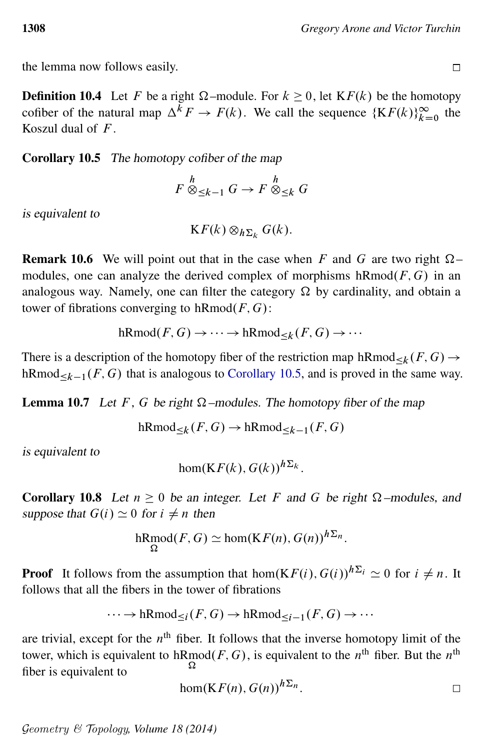the lemma now follows easily. □

**Definition 10.4** Let $F$ be a right $\Omega$–module. For $k \geq 0$, let $\mathrm{K}F(k)$ be the homotopy cofiber of the natural map $\Delta^k F \to F(k)$. We call the sequence $\{\mathrm{K}F(k)\}_{k=0}^{\infty}$ the Koszul dual of $F$.

**Corollary 10.5** *The homotopy cofiber of the map*

$$F \overset{h}{\otimes}_{\leq k-1} G \to F \overset{h}{\otimes}_{\leq k} G$$

*is equivalent to*

$$\mathrm{K}F(k) \otimes_{h\Sigma_k} G(k).$$

**Remark 10.6** We will point out that in the case when $F$ and $G$ are two right $\Omega$–modules, one can analyze the derived complex of morphisms $\mathrm{hRmod}(F, G)$ in an analogous way. Namely, one can filter the category $\Omega$ by cardinality, and obtain a tower of fibrations converging to $\mathrm{hRmod}(F, G)$:

$$\mathrm{hRmod}(F, G) \to \cdots \to \mathrm{hRmod}_{\leq k}(F, G) \to \cdots$$

There is a description of the homotopy fiber of the restriction map $\mathrm{hRmod}_{\leq k}(F, G) \to \mathrm{hRmod}_{\leq k-1}(F, G)$ that is analogous to Corollary 10.5, and is proved in the same way.

**Lemma 10.7** *Let $F$, $G$ be right $\Omega$–modules. The homotopy fiber of the map*

$$\mathrm{hRmod}_{\leq k}(F, G) \to \mathrm{hRmod}_{\leq k-1}(F, G)$$

*is equivalent to*

$$\hom(\mathrm{K}F(k), G(k))^{h\Sigma_k}.$$

**Corollary 10.8** *Let $n \geq 0$ be an integer. Let $F$ and $G$ be right $\Omega$–modules, and suppose that $G(i) \simeq 0$ for $i \neq n$ then*

$$\underset{\Omega}{\mathrm{hRmod}}(F, G) \simeq \hom(\mathrm{K}F(n), G(n))^{h\Sigma_n}.$$

**Proof** It follows from the assumption that $\hom(\mathrm{K}F(i), G(i))^{h\Sigma_i} \simeq 0$ for $i \neq n$. It follows that all the fibers in the tower of fibrations

$$\cdots \to \mathrm{hRmod}_{\leq i}(F, G) \to \mathrm{hRmod}_{\leq i-1}(F, G) \to \cdots$$

are trivial, except for the $n^{\text{th}}$ fiber. It follows that the inverse homotopy limit of the tower, which is equivalent to $\underset{\Omega}{\mathrm{hRmod}}(F, G)$, is equivalent to the $n^{\text{th}}$ fiber. But the $n^{\text{th}}$ fiber is equivalent to

$$\hom(\mathrm{K}F(n), G(n))^{h\Sigma_n}.$$

□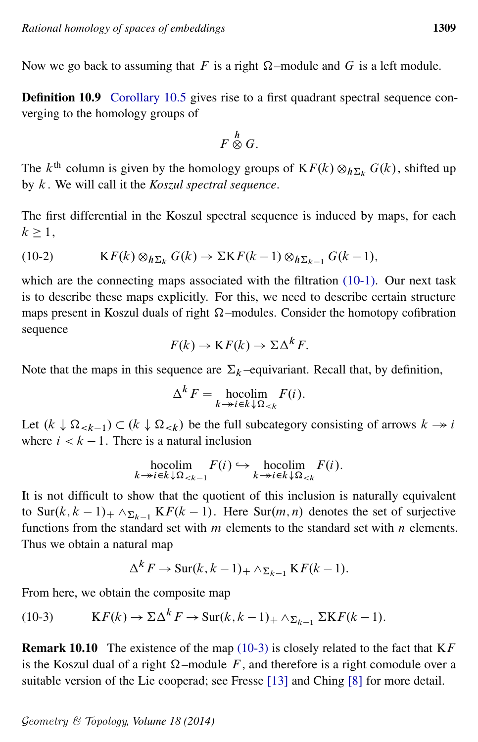Now we go back to assuming that $F$ is a right $\Omega$–module and $G$ is a left module.

**Definition 10.9** Corollary 10.5 gives rise to a first quadrant spectral sequence converging to the homology groups of

$$F \overset{h}{\otimes} G.$$

The $k^{\text{th}}$ column is given by the homology groups of $\mathrm{K}F(k) \otimes_{h\Sigma_k} G(k)$, shifted up by $k$. We will call it the *Koszul spectral sequence*.

The first differential in the Koszul spectral sequence is induced by maps, for each $k \geq 1$,

$$\mathrm{K}F(k) \otimes_{h\Sigma_k} G(k) \to \Sigma \mathrm{K}F(k-1) \otimes_{h\Sigma_{k-1}} G(k-1), \tag{10-2}$$

which are the connecting maps associated with the filtration (10-1). Our next task is to describe these maps explicitly. For this, we need to describe certain structure maps present in Koszul duals of right $\Omega$–modules. Consider the homotopy cofibration sequence

$$F(k) \to \mathrm{K}F(k) \to \Sigma\Delta^k F.$$

Note that the maps in this sequence are $\Sigma_k$–equivariant. Recall that, by definition,

$$\Delta^k F = \underset{k \twoheadrightarrow i \in k \downarrow \Omega_{<k}}{\operatorname{hocolim}} F(i).$$

Let $(k \downarrow \Omega_{<k-1}) \subset (k \downarrow \Omega_{<k})$ be the full subcategory consisting of arrows $k \twoheadrightarrow i$ where $i < k-1$. There is a natural inclusion

$$\underset{k \twoheadrightarrow i \in k \downarrow \Omega_{<k-1}}{\operatorname{hocolim}} F(i) \hookrightarrow \underset{k \twoheadrightarrow i \in k \downarrow \Omega_{<k}}{\operatorname{hocolim}} F(i).$$

It is not difficult to show that the quotient of this inclusion is naturally equivalent to $\mathrm{Sur}(k, k-1)_+ \wedge_{\Sigma_{k-1}} \mathrm{K}F(k-1)$. Here $\mathrm{Sur}(m, n)$ denotes the set of surjective functions from the standard set with $m$ elements to the standard set with $n$ elements. Thus we obtain a natural map

$$\Delta^k F \to \mathrm{Sur}(k, k-1)_+ \wedge_{\Sigma_{k-1}} \mathrm{K}F(k-1).$$

From here, we obtain the composite map

$$\mathrm{K}F(k) \to \Sigma\Delta^k F \to \mathrm{Sur}(k, k-1)_+ \wedge_{\Sigma_{k-1}} \Sigma \mathrm{K}F(k-1). \tag{10-3}$$

**Remark 10.10** The existence of the map (10-3) is closely related to the fact that $\mathrm{K}F$ is the Koszul dual of a right $\Omega$–module $F$, and therefore is a right comodule over a suitable version of the Lie cooperad; see Fresse [13] and Ching [8] for more detail.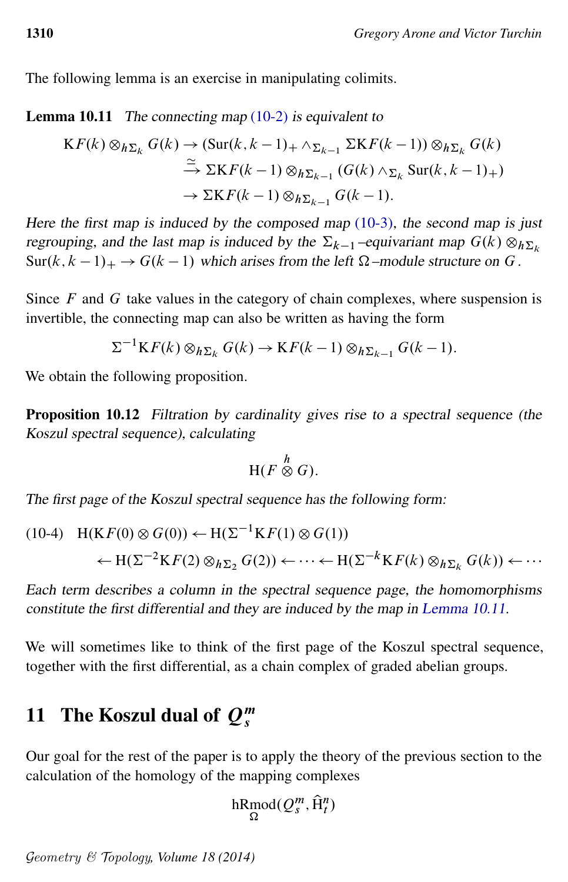The following lemma is an exercise in manipulating colimits.

**Lemma 10.11** *The connecting map (10-2) is equivalent to*

$$\begin{aligned}
\mathrm{K}F(k) \otimes_{h\Sigma_k} G(k) &\to (\mathrm{Sur}(k, k-1)_+ \wedge_{\Sigma_{k-1}} \Sigma \mathrm{K}F(k-1)) \otimes_{h\Sigma_k} G(k) \\
&\xrightarrow{\simeq} \Sigma \mathrm{K}F(k-1) \otimes_{h\Sigma_{k-1}} (G(k) \wedge_{\Sigma_k} \mathrm{Sur}(k, k-1)_+) \\
&\to \Sigma \mathrm{K}F(k-1) \otimes_{h\Sigma_{k-1}} G(k-1).
\end{aligned}$$

*Here the first map is induced by the composed map (10-3), the second map is just regrouping, and the last map is induced by the $\Sigma_{k-1}$–equivariant map $G(k) \otimes_{h\Sigma_k} \mathrm{Sur}(k, k-1)_+ \to G(k-1)$ which arises from the left $\Omega$–module structure on $G$.*

Since $F$ and $G$ take values in the category of chain complexes, where suspension is invertible, the connecting map can also be written as having the form

$$\Sigma^{-1} \mathrm{K}F(k) \otimes_{h\Sigma_k} G(k) \to \mathrm{K}F(k-1) \otimes_{h\Sigma_{k-1}} G(k-1).$$

We obtain the following proposition.

**Proposition 10.12** *Filtration by cardinality gives rise to a spectral sequence (the Koszul spectral sequence), calculating*

$$\mathrm{H}(F \overset{h}{\otimes} G).$$

*The first page of the Koszul spectral sequence has the following form:*

$$\begin{aligned}
\text{(10-4)} \quad & \mathrm{H}(\mathrm{K}F(0) \otimes G(0)) \leftarrow \mathrm{H}(\Sigma^{-1} \mathrm{K}F(1) \otimes G(1)) \\
& \leftarrow \mathrm{H}(\Sigma^{-2} \mathrm{K}F(2) \otimes_{h\Sigma_2} G(2)) \leftarrow \cdots \leftarrow \mathrm{H}(\Sigma^{-k} \mathrm{K}F(k) \otimes_{h\Sigma_k} G(k)) \leftarrow \cdots
\end{aligned}$$

*Each term describes a column in the spectral sequence page, the homomorphisms constitute the first differential and they are induced by the map in Lemma 10.11.*

We will sometimes like to think of the first page of the Koszul spectral sequence, together with the first differential, as a chain complex of graded abelian groups.

## 11 The Koszul dual of $Q_s^m$

Our goal for the rest of the paper is to apply the theory of the previous section to the calculation of the homology of the mapping complexes

$$\underset{\Omega}{\mathrm{hRmod}}(Q_s^m, \widehat{\mathrm{H}}_t^n)$$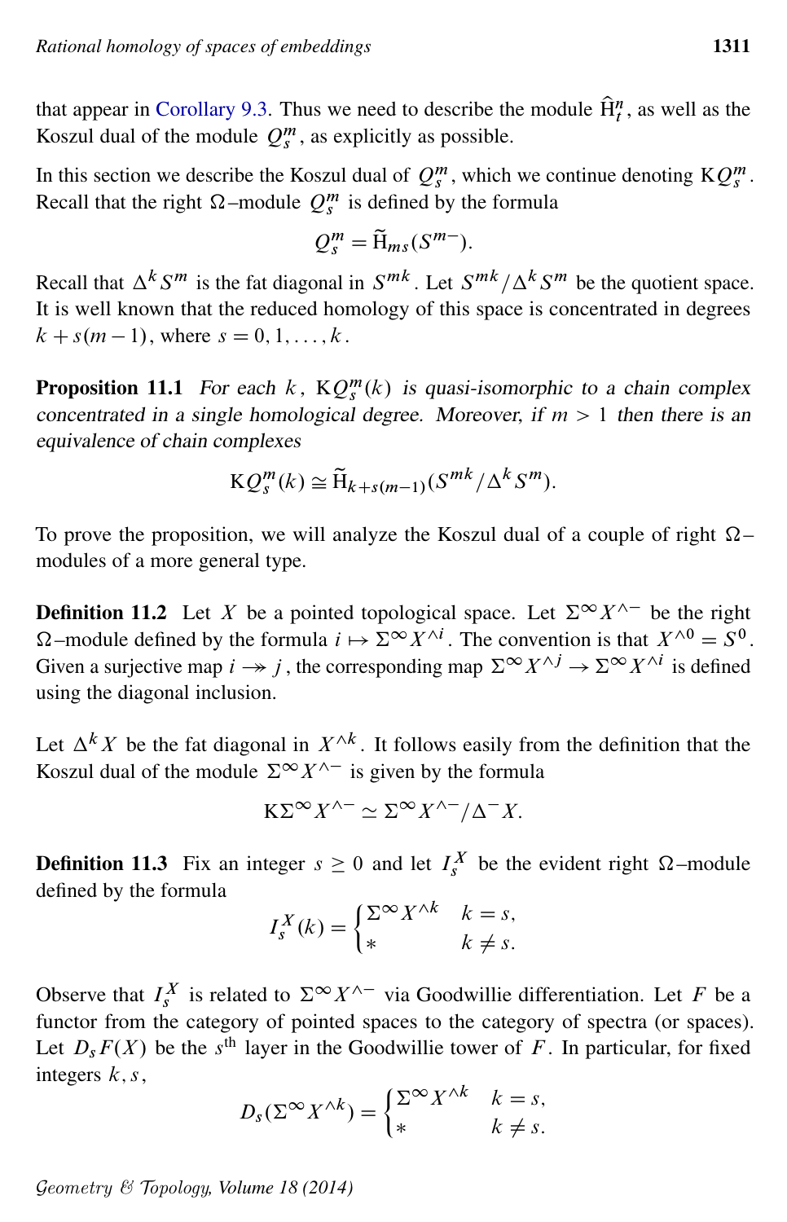that appear in Corollary 9.3. Thus we need to describe the module $\widehat{\mathrm{H}}^n_t$, as well as the Koszul dual of the module $Q^m_s$, as explicitly as possible.

In this section we describe the Koszul dual of $Q^m_s$, which we continue denoting $\mathrm{K}Q^m_s$. Recall that the right $\Omega$–module $Q^m_s$ is defined by the formula

$$Q^m_s = \widetilde{\mathrm{H}}_{ms}(S^{m-}).$$

Recall that $\Delta^k S^m$ is the fat diagonal in $S^{mk}$. Let $S^{mk}/\Delta^k S^m$ be the quotient space. It is well known that the reduced homology of this space is concentrated in degrees $k + s(m-1)$, where $s = 0, 1, \dots, k$.

**Proposition 11.1** *For each $k$, $\mathrm{K}Q^m_s(k)$ is quasi-isomorphic to a chain complex concentrated in a single homological degree. Moreover, if $m > 1$ then there is an equivalence of chain complexes*

$$\mathrm{K}Q^m_s(k) \cong \widetilde{\mathrm{H}}_{k+s(m-1)}(S^{mk}/\Delta^k S^m).$$

To prove the proposition, we will analyze the Koszul dual of a couple of right $\Omega$–modules of a more general type.

**Definition 11.2** Let $X$ be a pointed topological space. Let $\Sigma^\infty X^{\wedge -}$ be the right $\Omega$–module defined by the formula $i \mapsto \Sigma^\infty X^{\wedge i}$. The convention is that $X^{\wedge 0} = S^0$. Given a surjective map $i \twoheadrightarrow j$, the corresponding map $\Sigma^\infty X^{\wedge j} \to \Sigma^\infty X^{\wedge i}$ is defined using the diagonal inclusion.

Let $\Delta^k X$ be the fat diagonal in $X^{\wedge k}$. It follows easily from the definition that the Koszul dual of the module $\Sigma^\infty X^{\wedge -}$ is given by the formula

$$\mathrm{K}\Sigma^\infty X^{\wedge -} \simeq \Sigma^\infty X^{\wedge -}/\Delta^- X.$$

**Definition 11.3** Fix an integer $s \geq 0$ and let $I^X_s$ be the evident right $\Omega$–module defined by the formula

$$I^X_s(k) = \begin{cases} \Sigma^\infty X^{\wedge k} & k = s, \\ * & k \neq s. \end{cases}$$

Observe that $I^X_s$ is related to $\Sigma^\infty X^{\wedge -}$ via Goodwillie differentiation. Let $F$ be a functor from the category of pointed spaces to the category of spectra (or spaces). Let $D_s F(X)$ be the $s^{\text{th}}$ layer in the Goodwillie tower of $F$. In particular, for fixed integers $k, s$,

$$D_s(\Sigma^\infty X^{\wedge k}) = \begin{cases} \Sigma^\infty X^{\wedge k} & k = s, \\ * & k \neq s. \end{cases}$$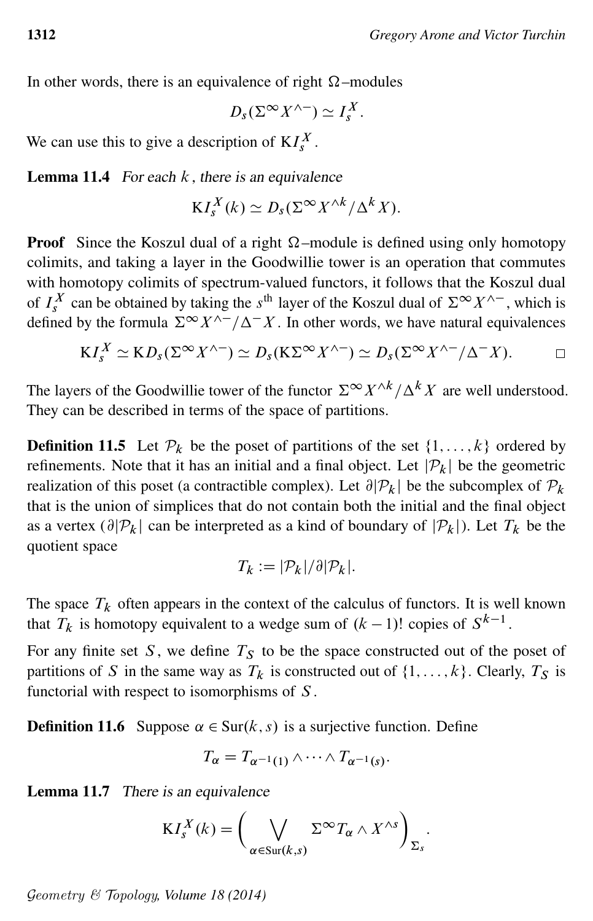In other words, there is an equivalence of right $\Omega$–modules

$$D_s(\Sigma^\infty X^{\wedge -}) \simeq I_s^X.$$

We can use this to give a description of $\mathrm{K}I_s^X$.

**Lemma 11.4** *For each $k$, there is an equivalence*

$$\mathrm{K}I_s^X(k) \simeq D_s(\Sigma^\infty X^{\wedge k}/\Delta^k X).$$

**Proof** Since the Koszul dual of a right $\Omega$–module is defined using only homotopy colimits, and taking a layer in the Goodwillie tower is an operation that commutes with homotopy colimits of spectrum-valued functors, it follows that the Koszul dual of $I_s^X$ can be obtained by taking the $s^{\text{th}}$ layer of the Koszul dual of $\Sigma^\infty X^{\wedge -}$, which is defined by the formula $\Sigma^\infty X^{\wedge -}/\Delta^- X$. In other words, we have natural equivalences

$$\mathrm{K}I_s^X \simeq \mathrm{K}D_s(\Sigma^\infty X^{\wedge -}) \simeq D_s(\mathrm{K}\Sigma^\infty X^{\wedge -}) \simeq D_s(\Sigma^\infty X^{\wedge -}/\Delta^- X). \qquad \square$$

The layers of the Goodwillie tower of the functor $\Sigma^\infty X^{\wedge k}/\Delta^k X$ are well understood. They can be described in terms of the space of partitions.

**Definition 11.5** Let $\mathcal{P}_k$ be the poset of partitions of the set $\{1, \dots, k\}$ ordered by refinements. Note that it has an initial and a final object. Let $|\mathcal{P}_k|$ be the geometric realization of this poset (a contractible complex). Let $\partial|\mathcal{P}_k|$ be the subcomplex of $\mathcal{P}_k$ that is the union of simplices that do not contain both the initial and the final object as a vertex ($\partial|\mathcal{P}_k|$ can be interpreted as a kind of boundary of $|\mathcal{P}_k|$). Let $T_k$ be the quotient space

$$T_k := |\mathcal{P}_k|/\partial|\mathcal{P}_k|.$$

The space $T_k$ often appears in the context of the calculus of functors. It is well known that $T_k$ is homotopy equivalent to a wedge sum of $(k-1)!$ copies of $S^{k-1}$.

For any finite set $S$, we define $T_S$ to be the space constructed out of the poset of partitions of $S$ in the same way as $T_k$ is constructed out of $\{1, \dots, k\}$. Clearly, $T_S$ is functorial with respect to isomorphisms of $S$.

**Definition 11.6** Suppose $\alpha \in \mathrm{Sur}(k, s)$ is a surjective function. Define

$$T_\alpha = T_{\alpha^{-1}(1)} \wedge \cdots \wedge T_{\alpha^{-1}(s)}.$$

**Lemma 11.7** *There is an equivalence*

$$\mathrm{K}I_s^X(k) = \Bigg( \bigvee_{\alpha \in \mathrm{Sur}(k,s)} \Sigma^\infty T_\alpha \wedge X^{\wedge s} \Bigg)_{\Sigma_s}.$$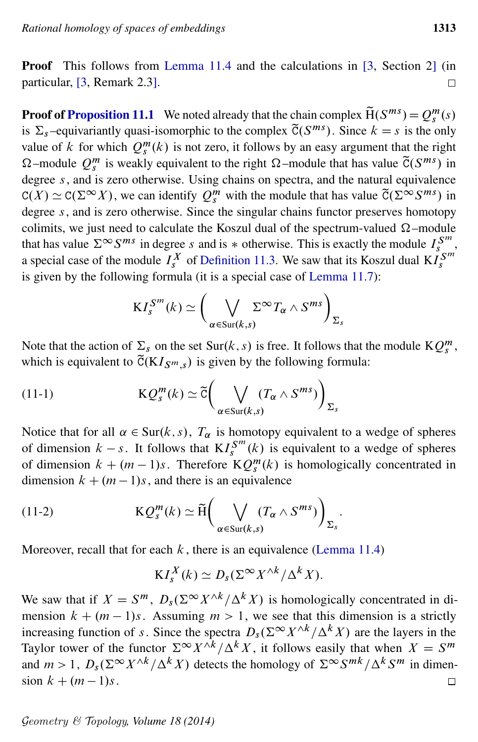**Proof** This follows from Lemma 11.4 and the calculations in [3, Section 2] (in particular, [3, Remark 2.3]. $\square$

**Proof of Proposition 11.1** We noted already that the chain complex $\widetilde{\mathrm{H}}(S^{ms}) = Q_s^m(s)$ is $\Sigma_s$–equivariantly quasi-isomorphic to the complex $\widetilde{\mathtt{C}}(S^{ms})$. Since $k = s$ is the only value of $k$ for which $Q_s^m(k)$ is not zero, it follows by an easy argument that the right $\Omega$–module $Q_s^m$ is weakly equivalent to the right $\Omega$–module that has value $\widetilde{\mathtt{C}}(S^{ms})$ in degree $s$, and is zero otherwise. Using chains on spectra, and the natural equivalence $\mathtt{C}(X) \simeq \mathtt{C}(\Sigma^\infty X)$, we can identify $Q_s^m$ with the module that has value $\widetilde{\mathtt{C}}(\Sigma^\infty S^{ms})$ in degree $s$, and is zero otherwise. Since the singular chains functor preserves homotopy colimits, we just need to calculate the Koszul dual of the spectrum-valued $\Omega$–module that has value $\Sigma^\infty S^{ms}$ in degree $s$ and is $*$ otherwise. This is exactly the module $I_s^{S^m}$, a special case of the module $I_s^X$ of Definition 11.3. We saw that its Koszul dual $\mathrm{K}I_s^{S^m}$ is given by the following formula (it is a special case of Lemma 11.7):

$$\mathrm{K}I_s^{S^m}(k) \simeq \Bigg( \bigvee_{\alpha \in \mathrm{Sur}(k,s)} \Sigma^\infty T_\alpha \wedge S^{ms} \Bigg)_{\Sigma_s}$$

Note that the action of $\Sigma_s$ on the set $\mathrm{Sur}(k,s)$ is free. It follows that the module $\mathrm{K}Q_s^m$, which is equivalent to $\widetilde{\mathtt{C}}(\mathrm{K}I_{S^m,s})$ is given by the following formula:

$$\mathrm{K}Q_s^m(k) \simeq \widetilde{\mathtt{C}}\Bigg( \bigvee_{\alpha \in \mathrm{Sur}(k,s)} (T_\alpha \wedge S^{ms}) \Bigg)_{\Sigma_s} \tag{11-1}$$

Notice that for all $\alpha \in \mathrm{Sur}(k,s)$, $T_\alpha$ is homotopy equivalent to a wedge of spheres of dimension $k-s$. It follows that $\mathrm{K}I_s^{S^m}(k)$ is equivalent to a wedge of spheres of dimension $k+(m-1)s$. Therefore $\mathrm{K}Q_s^m(k)$ is homologically concentrated in dimension $k+(m-1)s$, and there is an equivalence

$$\mathrm{K}Q_s^m(k) \simeq \widetilde{\mathrm{H}}\Bigg( \bigvee_{\alpha \in \mathrm{Sur}(k,s)} (T_\alpha \wedge S^{ms}) \Bigg)_{\Sigma_s}. \tag{11-2}$$

Moreover, recall that for each $k$, there is an equivalence (Lemma 11.4)

$$\mathrm{K}I_s^X(k) \simeq D_s(\Sigma^\infty X^{\wedge k}/\Delta^k X).$$

We saw that if $X = S^m$, $D_s(\Sigma^\infty X^{\wedge k}/\Delta^k X)$ is homologically concentrated in dimension $k+(m-1)s$. Assuming $m>1$, we see that this dimension is a strictly increasing function of $s$. Since the spectra $D_s(\Sigma^\infty X^{\wedge k}/\Delta^k X)$ are the layers in the Taylor tower of the functor $\Sigma^\infty X^{\wedge k}/\Delta^k X$, it follows easily that when $X = S^m$ and $m>1$, $D_s(\Sigma^\infty X^{\wedge k}/\Delta^k X)$ detects the homology of $\Sigma^\infty S^{mk}/\Delta^k S^m$ in dimension $k+(m-1)s$. $\square$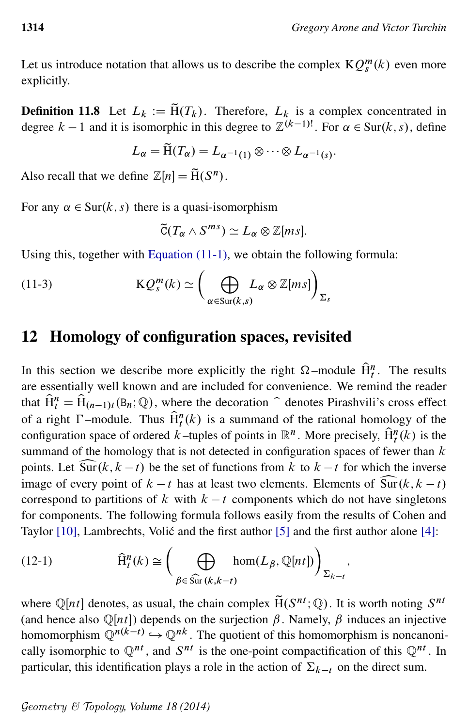Let us introduce notation that allows us to describe the complex $\mathrm{K}Q_s^m(k)$ even more explicitly.

**Definition 11.8** Let $L_k := \widetilde{\mathrm{H}}(T_k)$. Therefore, $L_k$ is a complex concentrated in degree $k-1$ and it is isomorphic in this degree to $\mathbb{Z}^{(k-1)!}$. For $\alpha \in \mathrm{Sur}(k,s)$, define

$$L_\alpha = \widetilde{\mathrm{H}}(T_\alpha) = L_{\alpha^{-1}(1)} \otimes \cdots \otimes L_{\alpha^{-1}(s)}.$$

Also recall that we define $\mathbb{Z}[n] = \widetilde{\mathrm{H}}(S^n)$.

For any $\alpha \in \mathrm{Sur}(k,s)$ there is a quasi-isomorphism

$$\widetilde{\mathrm{C}}(T_\alpha \wedge S^{ms}) \simeq L_\alpha \otimes \mathbb{Z}[ms].$$

Using this, together with Equation (11-1), we obtain the following formula:

$$\mathrm{K}Q_s^m(k) \simeq \Bigg( \bigoplus_{\alpha \in \mathrm{Sur}(k,s)} L_\alpha \otimes \mathbb{Z}[ms] \Bigg)_{\Sigma_s} \tag{11-3}$$

## 12 Homology of configuration spaces, revisited

In this section we describe more explicitly the right $\Omega$–module $\widehat{\mathrm{H}}_t^n$. The results are essentially well known and are included for convenience. We remind the reader that $\widehat{\mathrm{H}}_t^n = \widehat{\mathrm{H}}_{(n-1)t}(\mathrm{B}_n; \mathbb{Q})$, where the decoration $\widehat{\ }$ denotes Pirashvili's cross effect of a right $\Gamma$–module. Thus $\widehat{\mathrm{H}}_t^n(k)$ is a summand of the rational homology of the configuration space of ordered $k$–tuples of points in $\mathbb{R}^n$. More precisely, $\widehat{\mathrm{H}}_t^n(k)$ is the summand of the homology that is not detected in configuration spaces of fewer than $k$ points. Let $\widehat{\mathrm{Sur}}(k, k-t)$ be the set of functions from $k$ to $k-t$ for which the inverse image of every point of $k-t$ has at least two elements. Elements of $\widehat{\mathrm{Sur}}(k, k-t)$ correspond to partitions of $k$ with $k-t$ components which do not have singletons for components. The following formula follows easily from the results of Cohen and Taylor [10], Lambrechts, Volić and the first author [5] and the first author alone [4]:

$$\widehat{\mathrm{H}}_t^n(k) \cong \Bigg( \bigoplus_{\beta \in \widehat{\mathrm{Sur}}(k,k-t)} \hom(L_\beta, \mathbb{Q}[nt]) \Bigg)_{\Sigma_{k-t}}, \tag{12-1}$$

where $\mathbb{Q}[nt]$ denotes, as usual, the chain complex $\widetilde{\mathrm{H}}(S^{nt}; \mathbb{Q})$. It is worth noting $S^{nt}$ (and hence also $\mathbb{Q}[nt]$) depends on the surjection $\beta$. Namely, $\beta$ induces an injective homomorphism $\mathbb{Q}^{n(k-t)} \hookrightarrow \mathbb{Q}^{nk}$. The quotient of this homomorphism is noncanonically isomorphic to $\mathbb{Q}^{nt}$, and $S^{nt}$ is the one-point compactification of this $\mathbb{Q}^{nt}$. In particular, this identification plays a role in the action of $\Sigma_{k-t}$ on the direct sum.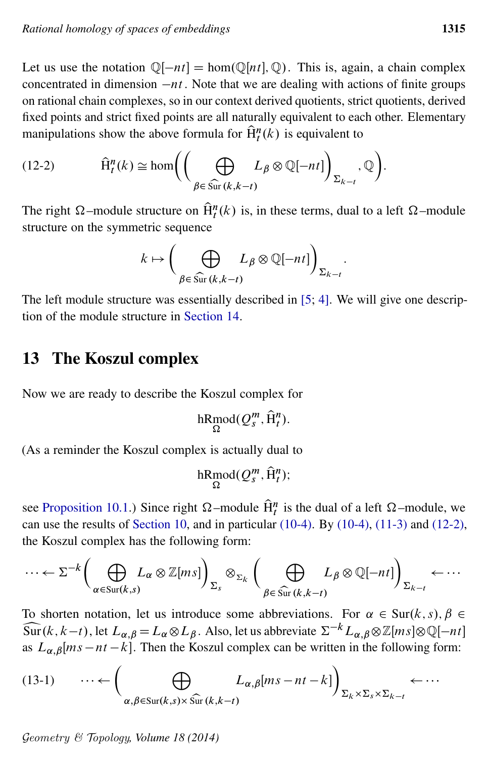Let us use the notation $\mathbb{Q}[-nt] = \hom(\mathbb{Q}[nt], \mathbb{Q})$. This is, again, a chain complex concentrated in dimension $-nt$. Note that we are dealing with actions of finite groups on rational chain complexes, so in our context derived quotients, strict quotients, derived fixed points and strict fixed points are all naturally equivalent to each other. Elementary manipulations show the above formula for $\widehat{\mathrm{H}}_t^n(k)$ is equivalent to

$$\widehat{\mathrm{H}}_t^n(k) \cong \hom\left(\left(\bigoplus_{\beta\in \widehat{\mathrm{Sur}}\,(k,k-t)} L_\beta \otimes \mathbb{Q}[-nt]\right)_{\Sigma_{k-t}}, \mathbb{Q}\right). \tag{12-2}$$

The right $\Omega$–module structure on $\widehat{\mathrm{H}}_t^n(k)$ is, in these terms, dual to a left $\Omega$–module structure on the symmetric sequence

$$k \mapsto \left(\bigoplus_{\beta\in \widehat{\mathrm{Sur}}\,(k,k-t)} L_\beta \otimes \mathbb{Q}[-nt]\right)_{\Sigma_{k-t}}.$$

The left module structure was essentially described in [5; 4]. We will give one description of the module structure in Section 14.

## 13 The Koszul complex

Now we are ready to describe the Koszul complex for

$$\underset{\Omega}{\mathrm{hRmod}}(Q_s^m, \widehat{\mathrm{H}}_t^n).$$

(As a reminder the Koszul complex is actually dual to

$$\underset{\Omega}{\mathrm{hRmod}}(Q_s^m, \widehat{\mathrm{H}}_t^n);$$

see Proposition 10.1.) Since right $\Omega$–module $\widehat{\mathrm{H}}_t^n$ is the dual of a left $\Omega$–module, we can use the results of Section 10, and in particular (10-4). By (10-4), (11-3) and (12-2), the Koszul complex has the following form:

$$\cdots \leftarrow \Sigma^{-k}\left(\bigoplus_{\alpha\in\mathrm{Sur}(k,s)} L_\alpha \otimes \mathbb{Z}[ms]\right)_{\Sigma_s} \otimes_{\Sigma_k} \left(\bigoplus_{\beta\in \widehat{\mathrm{Sur}}\,(k,k-t)} L_\beta \otimes \mathbb{Q}[-nt]\right)_{\Sigma_{k-t}} \leftarrow \cdots$$

To shorten notation, let us introduce some abbreviations. For $\alpha \in \mathrm{Sur}(k,s)$, $\beta \in \widehat{\mathrm{Sur}}\,(k,k-t)$, let $L_{\alpha,\beta} = L_\alpha \otimes L_\beta$. Also, let us abbreviate $\Sigma^{-k} L_{\alpha,\beta} \otimes \mathbb{Z}[ms] \otimes \mathbb{Q}[-nt]$ as $L_{\alpha,\beta}[ms-nt-k]$. Then the Koszul complex can be written in the following form:

$$\cdots \leftarrow \left(\bigoplus_{\alpha,\beta\in\mathrm{Sur}(k,s)\times \widehat{\mathrm{Sur}}\,(k,k-t)} L_{\alpha,\beta}[ms-nt-k]\right)_{\Sigma_k\times\Sigma_s\times\Sigma_{k-t}} \leftarrow \cdots \tag{13-1}$$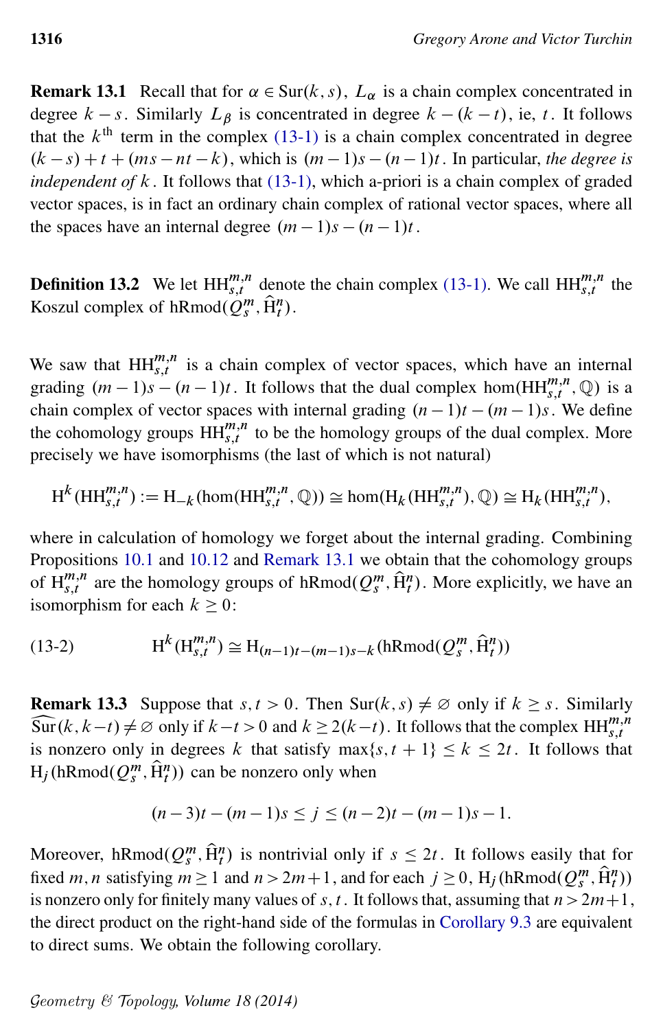**Remark 13.1** Recall that for $\alpha \in \mathrm{Sur}(k,s)$, $L_\alpha$ is a chain complex concentrated in degree $k-s$. Similarly $L_\beta$ is concentrated in degree $k-(k-t)$, ie, $t$. It follows that the $k^{\text{th}}$ term in the complex (13-1) is a chain complex concentrated in degree $(k-s)+t+(ms-nt-k)$, which is $(m-1)s-(n-1)t$. In particular, *the degree is independent of* $k$. It follows that (13-1), which a-priori is a chain complex of graded vector spaces, is in fact an ordinary chain complex of rational vector spaces, where all the spaces have an internal degree $(m-1)s-(n-1)t$.

**Definition 13.2** We let $\mathrm{HH}^{m,n}_{s,t}$ denote the chain complex (13-1). We call $\mathrm{HH}^{m,n}_{s,t}$ the Koszul complex of $\mathrm{hRmod}(\mathcal{Q}^m_s, \widehat{\mathrm{H}}^n_t)$.

We saw that $\mathrm{HH}^{m,n}_{s,t}$ is a chain complex of vector spaces, which have an internal grading $(m-1)s-(n-1)t$. It follows that the dual complex $\hom(\mathrm{HH}^{m,n}_{s,t}, \mathbb{Q})$ is a chain complex of vector spaces with internal grading $(n-1)t-(m-1)s$. We define the cohomology groups $\mathrm{HH}^{m,n}_{s,t}$ to be the homology groups of the dual complex. More precisely we have isomorphisms (the last of which is not natural)

$$\mathrm{H}^k(\mathrm{HH}^{m,n}_{s,t}) := \mathrm{H}_{-k}(\hom(\mathrm{HH}^{m,n}_{s,t}, \mathbb{Q})) \cong \hom(\mathrm{H}_k(\mathrm{HH}^{m,n}_{s,t}), \mathbb{Q}) \cong \mathrm{H}_k(\mathrm{HH}^{m,n}_{s,t}),$$

where in calculation of homology we forget about the internal grading. Combining Propositions 10.1 and 10.12 and Remark 13.1 we obtain that the cohomology groups of $\mathrm{H}^{m,n}_{s,t}$ are the homology groups of $\mathrm{hRmod}(\mathcal{Q}^m_s, \widehat{\mathrm{H}}^n_t)$. More explicitly, we have an isomorphism for each $k \geq 0$:

$$\mathrm{H}^k(\mathrm{H}^{m,n}_{s,t}) \cong \mathrm{H}_{(n-1)t-(m-1)s-k}(\mathrm{hRmod}(\mathcal{Q}^m_s, \widehat{\mathrm{H}}^n_t)) \tag{13-2}$$

**Remark 13.3** Suppose that $s, t > 0$. Then $\mathrm{Sur}(k,s) \neq \varnothing$ only if $k \geq s$. Similarly $\widehat{\mathrm{Sur}}(k, k-t) \neq \varnothing$ only if $k-t > 0$ and $k \geq 2(k-t)$. It follows that the complex $\mathrm{HH}^{m,n}_{s,t}$ is nonzero only in degrees $k$ that satisfy $\max\{s, t+1\} \leq k \leq 2t$. It follows that $\mathrm{H}_j(\mathrm{hRmod}(\mathcal{Q}^m_s, \widehat{\mathrm{H}}^n_t))$ can be nonzero only when

$$(n-3)t-(m-1)s \leq j \leq (n-2)t-(m-1)s-1.$$

Moreover, $\mathrm{hRmod}(\mathcal{Q}^m_s, \widehat{\mathrm{H}}^n_t)$ is nontrivial only if $s \leq 2t$. It follows easily that for fixed $m, n$ satisfying $m \geq 1$ and $n > 2m+1$, and for each $j \geq 0$, $\mathrm{H}_j(\mathrm{hRmod}(\mathcal{Q}^m_s, \widehat{\mathrm{H}}^n_t))$ is nonzero only for finitely many values of $s, t$. It follows that, assuming that $n > 2m+1$, the direct product on the right-hand side of the formulas in Corollary 9.3 are equivalent to direct sums. We obtain the following corollary.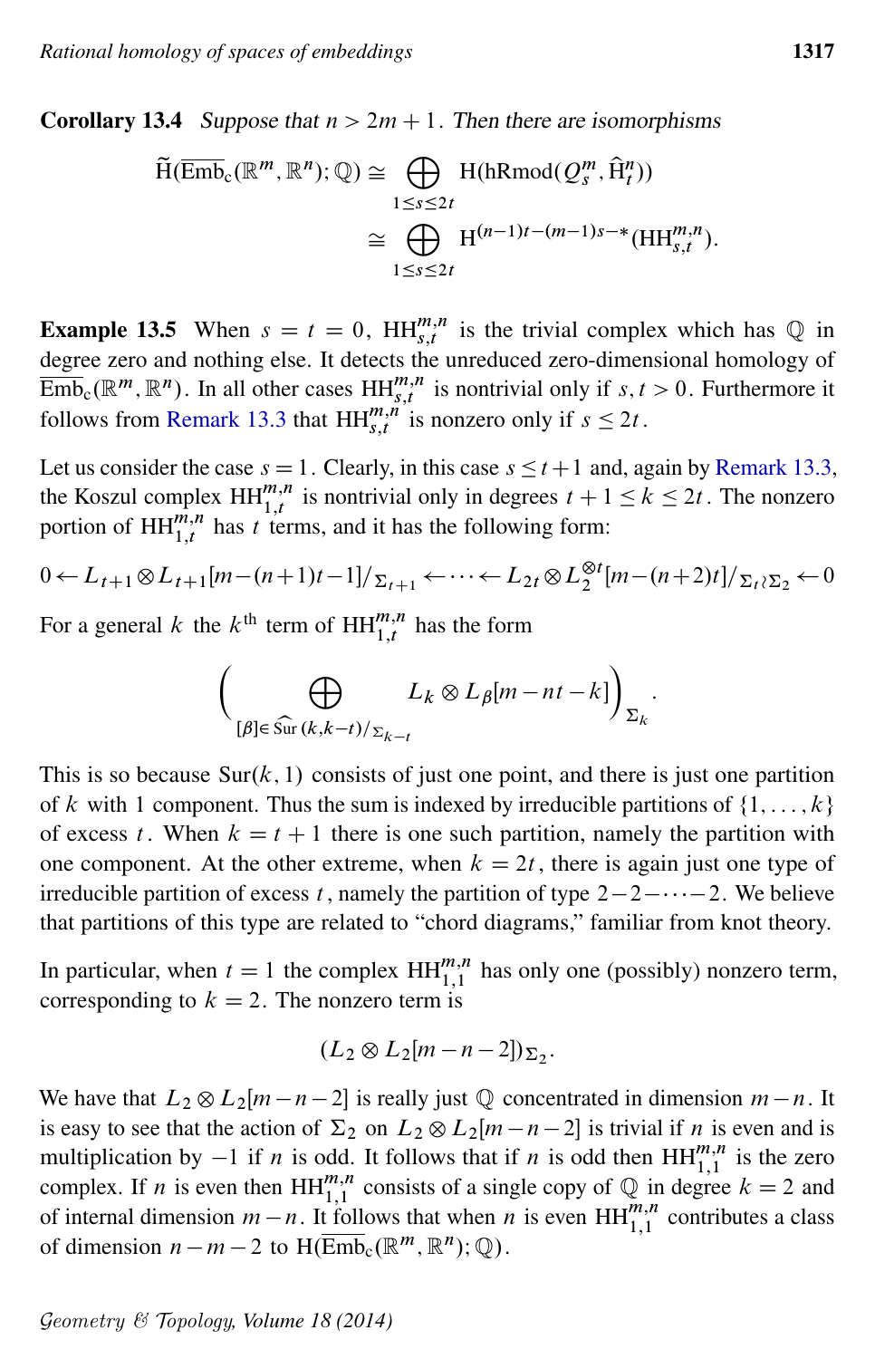**Corollary 13.4** *Suppose that $n > 2m+1$. Then there are isomorphisms*

$$\widetilde{\mathrm{H}}(\overline{\mathrm{Emb}}_c(\mathbb{R}^m, \mathbb{R}^n); \mathbb{Q}) \cong \bigoplus_{1 \le s \le 2t} \mathrm{H}(\mathrm{hRmod}(Q_s^m, \widehat{\mathrm{H}}_t^n))$$
$$\cong \bigoplus_{1 \le s \le 2t} \mathrm{H}^{(n-1)t-(m-1)s-*}(\mathrm{HH}_{s,t}^{m,n}).$$

**Example 13.5** When $s = t = 0$, $\mathrm{HH}_{s,t}^{m,n}$ is the trivial complex which has $\mathbb{Q}$ in degree zero and nothing else. It detects the unreduced zero-dimensional homology of $\overline{\mathrm{Emb}}_c(\mathbb{R}^m, \mathbb{R}^n)$. In all other cases $\mathrm{HH}_{s,t}^{m,n}$ is nontrivial only if $s, t > 0$. Furthermore it follows from Remark 13.3 that $\mathrm{HH}_{s,t}^{m,n}$ is nonzero only if $s \le 2t$.

Let us consider the case $s = 1$. Clearly, in this case $s \le t+1$ and, again by Remark 13.3, the Koszul complex $\mathrm{HH}_{1,t}^{m,n}$ is nontrivial only in degrees $t+1 \le k \le 2t$. The nonzero portion of $\mathrm{HH}_{1,t}^{m,n}$ has $t$ terms, and it has the following form:

$$0 \leftarrow L_{t+1} \otimes L_{t+1}[m-(n+1)t-1]/_{\Sigma_{t+1}} \leftarrow \cdots \leftarrow L_{2t} \otimes L_2^{\otimes t}[m-(n+2)t]/_{\Sigma_t \wr \Sigma_2} \leftarrow 0$$

For a general $k$ the $k^{\text{th}}$ term of $\mathrm{HH}_{1,t}^{m,n}$ has the form

$$\left( \bigoplus_{[\beta] \in \widehat{\mathrm{Sur}}\,(k,k-t)/_{\Sigma_{k-t}}} L_k \otimes L_\beta[m-nt-k] \right)_{\Sigma_k}.$$

This is so because $\mathrm{Sur}(k,1)$ consists of just one point, and there is just one partition of $k$ with 1 component. Thus the sum is indexed by irreducible partitions of $\{1, \dots, k\}$ of excess $t$. When $k = t+1$ there is one such partition, namely the partition with one component. At the other extreme, when $k = 2t$, there is again just one type of irreducible partition of excess $t$, namely the partition of type $2-2-\cdots-2$. We believe that partitions of this type are related to "chord diagrams," familiar from knot theory.

In particular, when $t = 1$ the complex $\mathrm{HH}_{1,1}^{m,n}$ has only one (possibly) nonzero term, corresponding to $k = 2$. The nonzero term is

$$(L_2 \otimes L_2[m-n-2])_{\Sigma_2}.$$

We have that $L_2 \otimes L_2[m-n-2]$ is really just $\mathbb{Q}$ concentrated in dimension $m-n$. It is easy to see that the action of $\Sigma_2$ on $L_2 \otimes L_2[m-n-2]$ is trivial if $n$ is even and is multiplication by $-1$ if $n$ is odd. It follows that if $n$ is odd then $\mathrm{HH}_{1,1}^{m,n}$ is the zero complex. If $n$ is even then $\mathrm{HH}_{1,1}^{m,n}$ consists of a single copy of $\mathbb{Q}$ in degree $k = 2$ and of internal dimension $m-n$. It follows that when $n$ is even $\mathrm{HH}_{1,1}^{m,n}$ contributes a class of dimension $n-m-2$ to $\mathrm{H}(\overline{\mathrm{Emb}}_c(\mathbb{R}^m, \mathbb{R}^n); \mathbb{Q})$.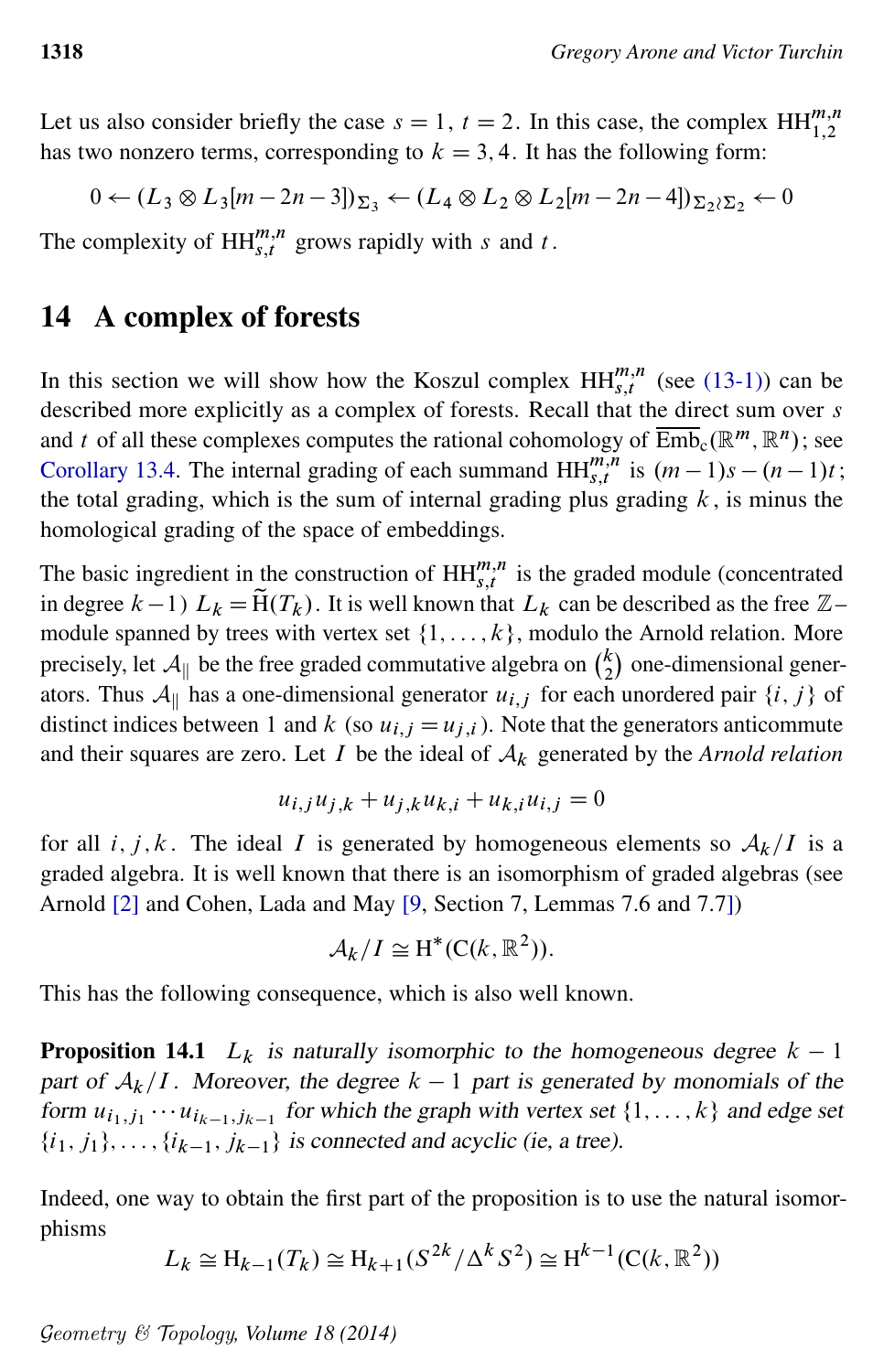Let us also consider briefly the case $s = 1$, $t = 2$. In this case, the complex $\mathrm{HH}^{m,n}_{1,2}$ has two nonzero terms, corresponding to $k = 3, 4$. It has the following form:

$$0 \leftarrow (L_3 \otimes L_3[m-2n-3])_{\Sigma_3} \leftarrow (L_4 \otimes L_2 \otimes L_2[m-2n-4])_{\Sigma_2 \wr \Sigma_2} \leftarrow 0$$

The complexity of $\mathrm{HH}^{m,n}_{s,t}$ grows rapidly with $s$ and $t$.

## 14 A complex of forests

In this section we will show how the Koszul complex $\mathrm{HH}^{m,n}_{s,t}$ (see (13-1)) can be described more explicitly as a complex of forests. Recall that the direct sum over $s$ and $t$ of all these complexes computes the rational cohomology of $\overline{\mathrm{Emb}}_c(\mathbb{R}^m, \mathbb{R}^n)$; see Corollary 13.4. The internal grading of each summand $\mathrm{HH}^{m,n}_{s,t}$ is $(m-1)s - (n-1)t$; the total grading, which is the sum of internal grading plus grading $k$, is minus the homological grading of the space of embeddings.

The basic ingredient in the construction of $\mathrm{HH}^{m,n}_{s,t}$ is the graded module (concentrated in degree $k-1$) $L_k = \widetilde{\mathrm{H}}(T_k)$. It is well known that $L_k$ can be described as the free $\mathbb{Z}$–module spanned by trees with vertex set $\{1, \dots, k\}$, modulo the Arnold relation. More precisely, let $\mathcal{A}_{\|}$ be the free graded commutative algebra on $\binom{k}{2}$ one-dimensional generators. Thus $\mathcal{A}_{\|}$ has a one-dimensional generator $u_{i,j}$ for each unordered pair $\{i, j\}$ of distinct indices between $1$ and $k$ (so $u_{i,j} = u_{j,i}$). Note that the generators anticommute and their squares are zero. Let $I$ be the ideal of $\mathcal{A}_k$ generated by the *Arnold relation*

$$u_{i,j}u_{j,k} + u_{j,k}u_{k,i} + u_{k,i}u_{i,j} = 0$$

for all $i, j, k$. The ideal $I$ is generated by homogeneous elements so $\mathcal{A}_k/I$ is a graded algebra. It is well known that there is an isomorphism of graded algebras (see Arnold [2] and Cohen, Lada and May [9, Section 7, Lemmas 7.6 and 7.7])

$$\mathcal{A}_k/I \cong \mathrm{H}^*(\mathrm{C}(k, \mathbb{R}^2)).$$

This has the following consequence, which is also well known.

**Proposition 14.1** *$L_k$ is naturally isomorphic to the homogeneous degree $k-1$ part of $\mathcal{A}_k/I$. Moreover, the degree $k-1$ part is generated by monomials of the form $u_{i_1,j_1} \cdots u_{i_{k-1},j_{k-1}}$ for which the graph with vertex set $\{1, \dots, k\}$ and edge set $\{i_1, j_1\}, \dots, \{i_{k-1}, j_{k-1}\}$ is connected and acyclic (ie, a tree).*

Indeed, one way to obtain the first part of the proposition is to use the natural isomorphisms

$$L_k \cong \mathrm{H}_{k-1}(T_k) \cong \mathrm{H}_{k+1}(S^{2k}/\Delta^k S^2) \cong \mathrm{H}^{k-1}(\mathrm{C}(k, \mathbb{R}^2))$$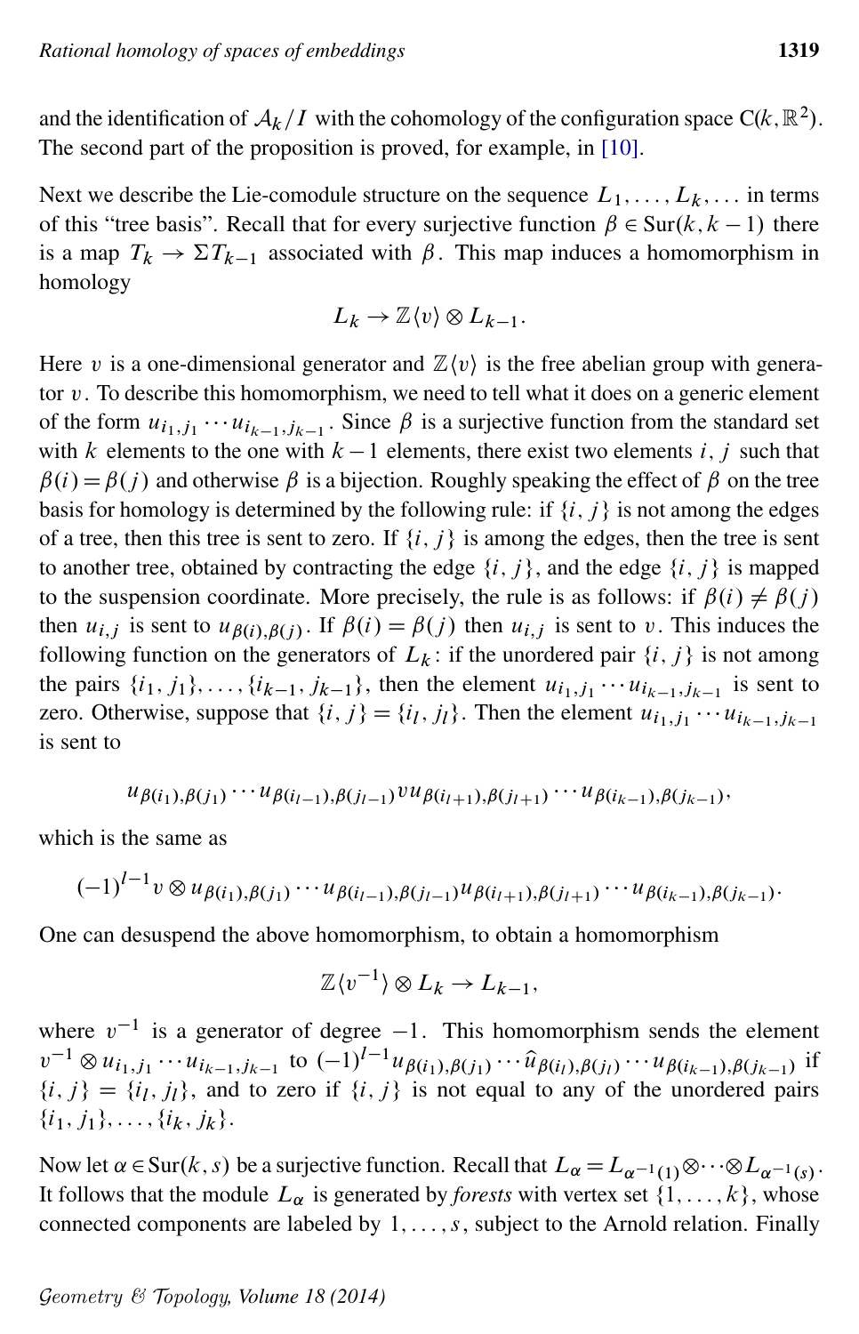and the identification of $\mathcal{A}_k/I$ with the cohomology of the configuration space $\mathrm{C}(k, \mathbb{R}^2)$. The second part of the proposition is proved, for example, in [10].

Next we describe the Lie-comodule structure on the sequence $L_1, \dots, L_k, \dots$ in terms of this "tree basis". Recall that for every surjective function $\beta \in \mathrm{Sur}(k, k-1)$ there is a map $T_k \to \Sigma T_{k-1}$ associated with $\beta$. This map induces a homomorphism in homology

$$L_k \to \mathbb{Z}\langle v \rangle \otimes L_{k-1}.$$

Here $v$ is a one-dimensional generator and $\mathbb{Z}\langle v \rangle$ is the free abelian group with generator $v$. To describe this homomorphism, we need to tell what it does on a generic element of the form $u_{i_1,j_1} \cdots u_{i_{k-1},j_{k-1}}$. Since $\beta$ is a surjective function from the standard set with $k$ elements to the one with $k-1$ elements, there exist two elements $i$, $j$ such that $\beta(i) = \beta(j)$ and otherwise $\beta$ is a bijection. Roughly speaking the effect of $\beta$ on the tree basis for homology is determined by the following rule: if $\{i, j\}$ is not among the edges of a tree, then this tree is sent to zero. If $\{i, j\}$ is among the edges, then the tree is sent to another tree, obtained by contracting the edge $\{i, j\}$, and the edge $\{i, j\}$ is mapped to the suspension coordinate. More precisely, the rule is as follows: if $\beta(i) \neq \beta(j)$ then $u_{i,j}$ is sent to $u_{\beta(i),\beta(j)}$. If $\beta(i) = \beta(j)$ then $u_{i,j}$ is sent to $v$. This induces the following function on the generators of $L_k$: if the unordered pair $\{i, j\}$ is not among the pairs $\{i_1, j_1\}, \dots, \{i_{k-1}, j_{k-1}\}$, then the element $u_{i_1,j_1} \cdots u_{i_{k-1},j_{k-1}}$ is sent to zero. Otherwise, suppose that $\{i, j\} = \{i_l, j_l\}$. Then the element $u_{i_1,j_1} \cdots u_{i_{k-1},j_{k-1}}$ is sent to

$$u_{\beta(i_1),\beta(j_1)} \cdots u_{\beta(i_{l-1}),\beta(j_{l-1})} v u_{\beta(i_{l+1}),\beta(j_{l+1})} \cdots u_{\beta(i_{k-1}),\beta(j_{k-1})},$$

which is the same as

$$(-1)^{l-1} v \otimes u_{\beta(i_1),\beta(j_1)} \cdots u_{\beta(i_{l-1}),\beta(j_{l-1})} u_{\beta(i_{l+1}),\beta(j_{l+1})} \cdots u_{\beta(i_{k-1}),\beta(j_{k-1})}.$$

One can desuspend the above homomorphism, to obtain a homomorphism

$$\mathbb{Z}\langle v^{-1} \rangle \otimes L_k \to L_{k-1},$$

where $v^{-1}$ is a generator of degree $-1$. This homomorphism sends the element $v^{-1} \otimes u_{i_1,j_1} \cdots u_{i_{k-1},j_{k-1}}$ to $(-1)^{l-1} u_{\beta(i_1),\beta(j_1)} \cdots \widehat{u}_{\beta(i_l),\beta(j_l)} \cdots u_{\beta(i_{k-1}),\beta(j_{k-1})}$ if $\{i, j\} = \{i_l, j_l\}$, and to zero if $\{i, j\}$ is not equal to any of the unordered pairs $\{i_1, j_1\}, \dots, \{i_k, j_k\}$.

Now let $\alpha \in \mathrm{Sur}(k, s)$ be a surjective function. Recall that $L_\alpha = L_{\alpha^{-1}(1)} \otimes \cdots \otimes L_{\alpha^{-1}(s)}$. It follows that the module $L_\alpha$ is generated by *forests* with vertex set $\{1, \dots, k\}$, whose connected components are labeled by $1, \dots, s$, subject to the Arnold relation. Finally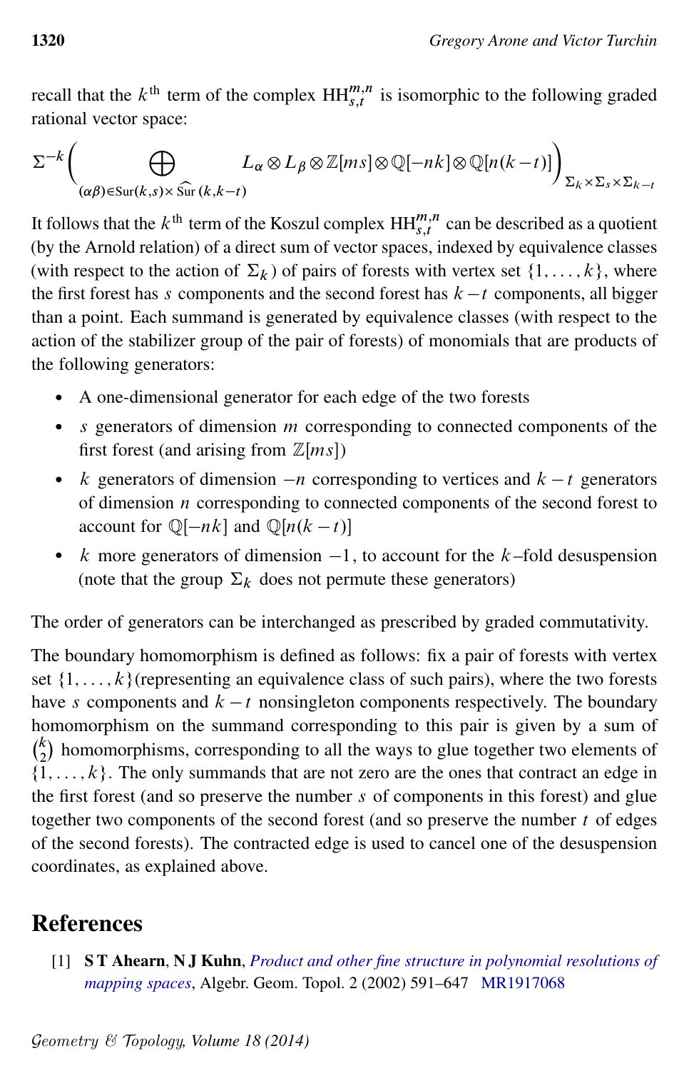recall that the $k^{\text{th}}$ term of the complex $\mathrm{HH}^{m,n}_{s,t}$ is isomorphic to the following graded rational vector space:

$$\Sigma^{-k}\Bigg(\bigoplus_{(\alpha\beta)\in \mathrm{Sur}(k,s)\times \widehat{\mathrm{Sur}}\,(k,k-t)} L_\alpha \otimes L_\beta \otimes \mathbb{Z}[ms]\otimes \mathbb{Q}[-nk]\otimes \mathbb{Q}[n(k-t)]\Bigg)_{\Sigma_k\times\Sigma_s\times\Sigma_{k-t}}$$

It follows that the $k^{\text{th}}$ term of the Koszul complex $\mathrm{HH}^{m,n}_{s,t}$ can be described as a quotient (by the Arnold relation) of a direct sum of vector spaces, indexed by equivalence classes (with respect to the action of $\Sigma_k$) of pairs of forests with vertex set $\{1,\dots,k\}$, where the first forest has $s$ components and the second forest has $k-t$ components, all bigger than a point. Each summand is generated by equivalence classes (with respect to the action of the stabilizer group of the pair of forests) of monomials that are products of the following generators:

- A one-dimensional generator for each edge of the two forests
- $s$ generators of dimension $m$ corresponding to connected components of the first forest (and arising from $\mathbb{Z}[ms]$)
- $k$ generators of dimension $-n$ corresponding to vertices and $k-t$ generators of dimension $n$ corresponding to connected components of the second forest to account for $\mathbb{Q}[-nk]$ and $\mathbb{Q}[n(k-t)]$
- $k$ more generators of dimension $-1$, to account for the $k$–fold desuspension (note that the group $\Sigma_k$ does not permute these generators)

The order of generators can be interchanged as prescribed by graded commutativity.

The boundary homomorphism is defined as follows: fix a pair of forests with vertex set $\{1,\dots,k\}$(representing an equivalence class of such pairs), where the two forests have $s$ components and $k-t$ nonsingleton components respectively. The boundary homomorphism on the summand corresponding to this pair is given by a sum of $\binom{k}{2}$ homomorphisms, corresponding to all the ways to glue together two elements of $\{1,\dots,k\}$. The only summands that are not zero are the ones that contract an edge in the first forest (and so preserve the number $s$ of components in this forest) and glue together two components of the second forest (and so preserve the number $t$ of edges of the second forests). The contracted edge is used to cancel one of the desuspension coordinates, as explained above.

## References

[1] **S T Ahearn**, **N J Kuhn**, *Product and other fine structure in polynomial resolutions of mapping spaces*, Algebr. Geom. Topol. 2 (2002) 591–647 MR1917068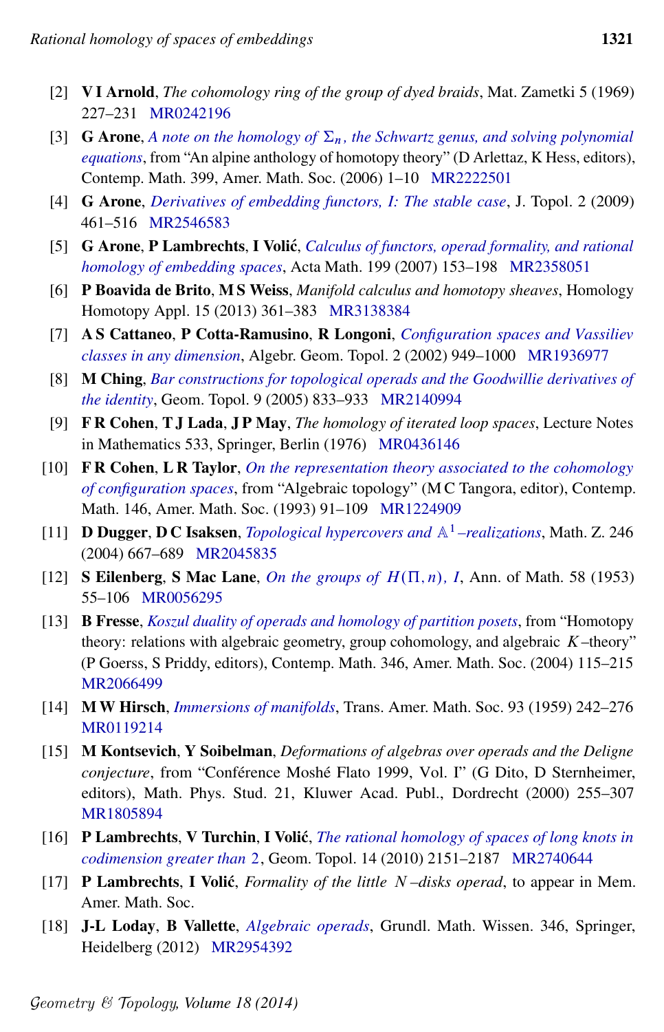[2] **V I Arnold**, *The cohomology ring of the group of dyed braids*, Mat. Zametki 5 (1969) 227–231 MR0242196

[3] **G Arone**, *A note on the homology of $\Sigma_n$, the Schwartz genus, and solving polynomial equations*, from "An alpine anthology of homotopy theory" (D Arlettaz, K Hess, editors), Contemp. Math. 399, Amer. Math. Soc. (2006) 1–10 MR2222501

[4] **G Arone**, *Derivatives of embedding functors, I: The stable case*, J. Topol. 2 (2009) 461–516 MR2546583

[5] **G Arone**, **P Lambrechts**, **I Volić**, *Calculus of functors, operad formality, and rational homology of embedding spaces*, Acta Math. 199 (2007) 153–198 MR2358051

[6] **P Boavida de Brito**, **M S Weiss**, *Manifold calculus and homotopy sheaves*, Homology Homotopy Appl. 15 (2013) 361–383 MR3138384

[7] **A S Cattaneo**, **P Cotta-Ramusino**, **R Longoni**, *Configuration spaces and Vassiliev classes in any dimension*, Algebr. Geom. Topol. 2 (2002) 949–1000 MR1936977

[8] **M Ching**, *Bar constructions for topological operads and the Goodwillie derivatives of the identity*, Geom. Topol. 9 (2005) 833–933 MR2140994

[9] **F R Cohen**, **T J Lada**, **J P May**, *The homology of iterated loop spaces*, Lecture Notes in Mathematics 533, Springer, Berlin (1976) MR0436146

[10] **F R Cohen**, **L R Taylor**, *On the representation theory associated to the cohomology of configuration spaces*, from "Algebraic topology" (M C Tangora, editor), Contemp. Math. 146, Amer. Math. Soc. (1993) 91–109 MR1224909

[11] **D Dugger**, **D C Isaksen**, *Topological hypercovers and $\mathbb{A}^1$–realizations*, Math. Z. 246 (2004) 667–689 MR2045835

[12] **S Eilenberg**, **S Mac Lane**, *On the groups of $H(\Pi, n)$, I*, Ann. of Math. 58 (1953) 55–106 MR0056295

[13] **B Fresse**, *Koszul duality of operads and homology of partition posets*, from "Homotopy theory: relations with algebraic geometry, group cohomology, and algebraic $K$–theory" (P Goerss, S Priddy, editors), Contemp. Math. 346, Amer. Math. Soc. (2004) 115–215 MR2066499

[14] **M W Hirsch**, *Immersions of manifolds*, Trans. Amer. Math. Soc. 93 (1959) 242–276 MR0119214

[15] **M Kontsevich**, **Y Soibelman**, *Deformations of algebras over operads and the Deligne conjecture*, from "Conférence Moshé Flato 1999, Vol. I" (G Dito, D Sternheimer, editors), Math. Phys. Stud. 21, Kluwer Acad. Publ., Dordrecht (2000) 255–307 MR1805894

[16] **P Lambrechts**, **V Turchin**, **I Volić**, *The rational homology of spaces of long knots in codimension greater than 2*, Geom. Topol. 14 (2010) 2151–2187 MR2740644

[17] **P Lambrechts**, **I Volić**, *Formality of the little $N$–disks operad*, to appear in Mem. Amer. Math. Soc.

[18] **J-L Loday**, **B Vallette**, *Algebraic operads*, Grundl. Math. Wissen. 346, Springer, Heidelberg (2012) MR2954392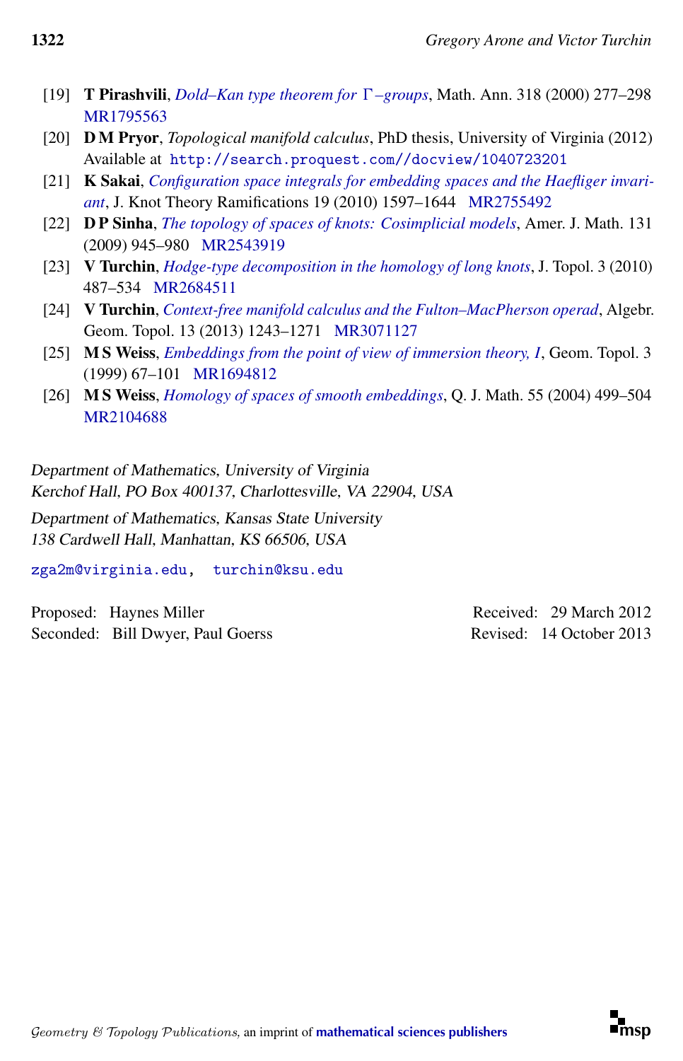[19] **T Pirashvili**, *Dold–Kan type theorem for* $\Gamma$*–groups*, Math. Ann. 318 (2000) 277–298 MR1795563

[20] **D M Pryor**, *Topological manifold calculus*, PhD thesis, University of Virginia (2012) Available at `http://search.proquest.com//docview/1040723201`

[21] **K Sakai**, *Configuration space integrals for embedding spaces and the Haefliger invariant*, J. Knot Theory Ramifications 19 (2010) 1597–1644 MR2755492

[22] **D P Sinha**, *The topology of spaces of knots: Cosimplicial models*, Amer. J. Math. 131 (2009) 945–980 MR2543919

[23] **V Turchin**, *Hodge-type decomposition in the homology of long knots*, J. Topol. 3 (2010) 487–534 MR2684511

[24] **V Turchin**, *Context-free manifold calculus and the Fulton–MacPherson operad*, Algebr. Geom. Topol. 13 (2013) 1243–1271 MR3071127

[25] **M S Weiss**, *Embeddings from the point of view of immersion theory, I*, Geom. Topol. 3 (1999) 67–101 MR1694812

[26] **M S Weiss**, *Homology of spaces of smooth embeddings*, Q. J. Math. 55 (2004) 499–504 MR2104688

*Department of Mathematics, University of Virginia*
*Kerchof Hall, PO Box 400137, Charlottesville, VA 22904, USA*

*Department of Mathematics, Kansas State University*
*138 Cardwell Hall, Manhattan, KS 66506, USA*

`zga2m@virginia.edu`, `turchin@ksu.edu`

Proposed: Haynes Miller
Seconded: Bill Dwyer, Paul Goerss

Received: 29 March 2012
Revised: 14 October 2013